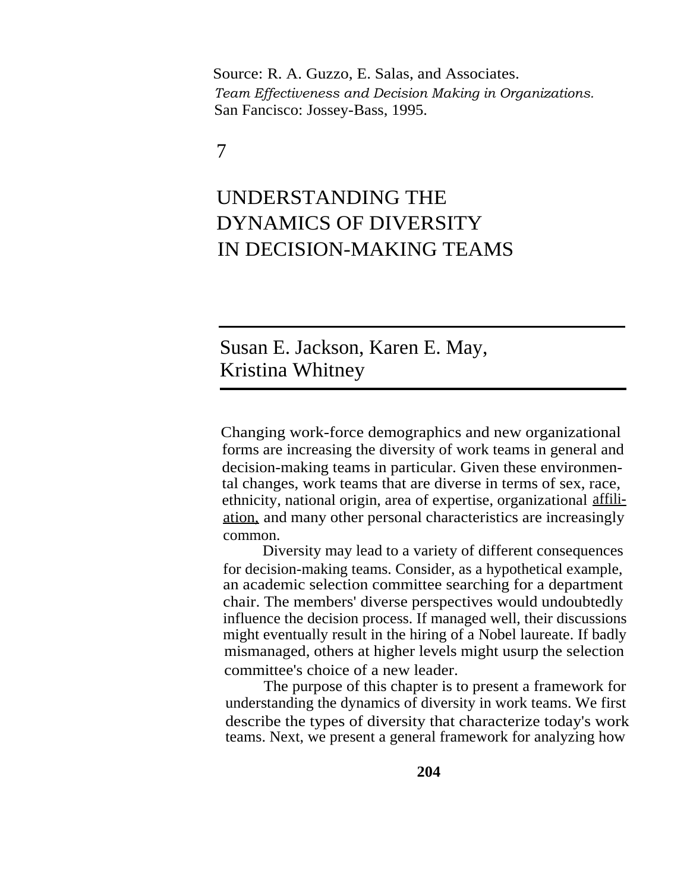Source: R. A. Guzzo, E. Salas, and Associates. *Team Effectiveness and Decision Making in Organizations.* San Fancisco: Jossey-Bass, 1995.

7

# UNDERSTANDING THE DYNAMICS OF DIVERSITY IN DECISION-MAKING TEAMS

Susan E. Jackson, Karen E. May, Kristina Whitney

Changing work-force demographics and new organizational forms are increasing the diversity of work teams in general and decision-making teams in particular. Given these environmental changes, work teams that are diverse in terms of sex, race, ethnicity, national origin, area of expertise, organizational affiliation, and many other personal characteristics are increasingly common.

Diversity may lead to a variety of different consequences for decision-making teams. Consider, as a hypothetical example, an academic selection committee searching for a department chair. The members' diverse perspectives would undoubtedly influence the decision process. If managed well, their discussions might eventually result in the hiring of a Nobel laureate. If badly mismanaged, others at higher levels might usurp the selection committee's choice of a new leader.

The purpose of this chapter is to present a framework for understanding the dynamics of diversity in work teams. We first describe the types of diversity that characterize today's work teams. Next, we present a general framework for analyzing how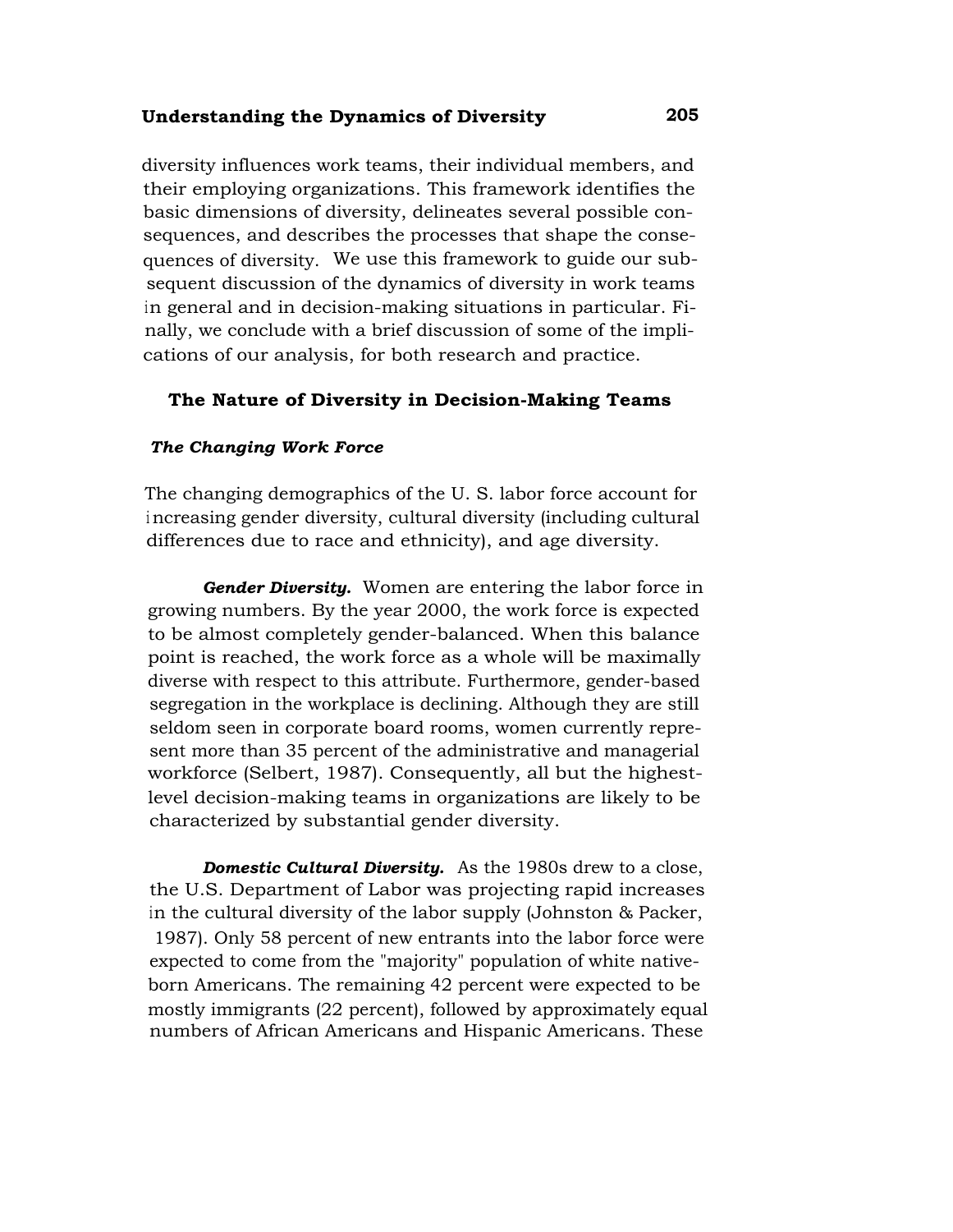diversity influences work teams, their individual members, and their employing organizations. This framework identifies the basic dimensions of diversity, delineates several possible consequences, and describes the processes that shape the consequences of diversity. We use this framework to guide our subsequent discussion of the dynamics of diversity in work teams in general and in decision-making situations in particular. Finally, we conclude with a brief discussion of some of the implications of our analysis, for both research and practice.

## The Nature of Diversity in Decision-Making Teams

### *The Changing Work Force*

The changing demographics of the U. S. labor force account for increasing gender diversity, cultural diversity (including cultural differences due to race and ethnicity), and age diversity.

***Gender Diversity.*** Women are entering the labor force in growing numbers. By the year 2000, the work force is expected to be almost completely gender-balanced. When this balance point is reached, the work force as a whole will be maximally diverse with respect to this attribute. Furthermore, gender-based segregation in the workplace is declining. Although they are still seldom seen in corporate board rooms, women currently represent more than 35 percent of the administrative and managerial workforce (Selbert, 1987). Consequently, all but the highest-level decision-making teams in organizations are likely to be characterized by substantial gender diversity.

***Domestic Cultural Diversity.*** As the 1980s drew to a close, the U.S. Department of Labor was projecting rapid increases in the cultural diversity of the labor supply (Johnston & Packer, 1987). Only 58 percent of new entrants into the labor force were expected to come from the "majority" population of white native-born Americans. The remaining 42 percent were expected to be mostly immigrants (22 percent), followed by approximately equal numbers of African Americans and Hispanic Americans. These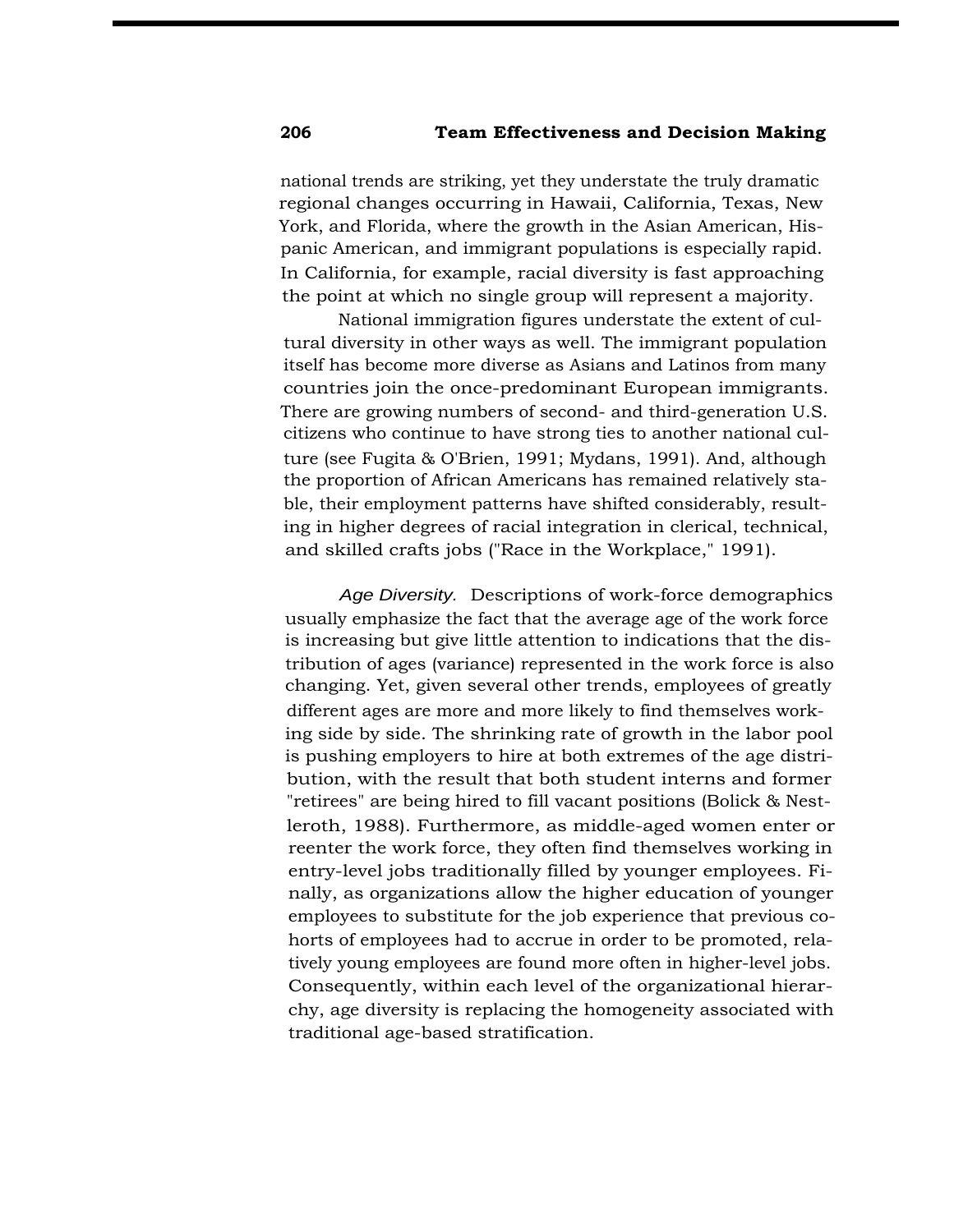national trends are striking, yet they understate the truly dramatic regional changes occurring in Hawaii, California, Texas, New York, and Florida, where the growth in the Asian American, Hispanic American, and immigrant populations is especially rapid. In California, for example, racial diversity is fast approaching the point at which no single group will represent a majority.

National immigration figures understate the extent of cultural diversity in other ways as well. The immigrant population itself has become more diverse as Asians and Latinos from many countries join the once-predominant European immigrants. There are growing numbers of second- and third-generation U.S. citizens who continue to have strong ties to another national culture (see Fugita & O'Brien, 1991; Mydans, 1991). And, although the proportion of African Americans has remained relatively stable, their employment patterns have shifted considerably, resulting in higher degrees of racial integration in clerical, technical, and skilled crafts jobs ("Race in the Workplace," 1991).

*Age Diversity.* Descriptions of work-force demographics usually emphasize the fact that the average age of the work force is increasing but give little attention to indications that the distribution of ages (variance) represented in the work force is also changing. Yet, given several other trends, employees of greatly different ages are more and more likely to find themselves working side by side. The shrinking rate of growth in the labor pool is pushing employers to hire at both extremes of the age distribution, with the result that both student interns and former "retirees" are being hired to fill vacant positions (Bolick & Nestleroth, 1988). Furthermore, as middle-aged women enter or reenter the work force, they often find themselves working in entry-level jobs traditionally filled by younger employees. Finally, as organizations allow the higher education of younger employees to substitute for the job experience that previous cohorts of employees had to accrue in order to be promoted, relatively young employees are found more often in higher-level jobs. Consequently, within each level of the organizational hierarchy, age diversity is replacing the homogeneity associated with traditional age-based stratification.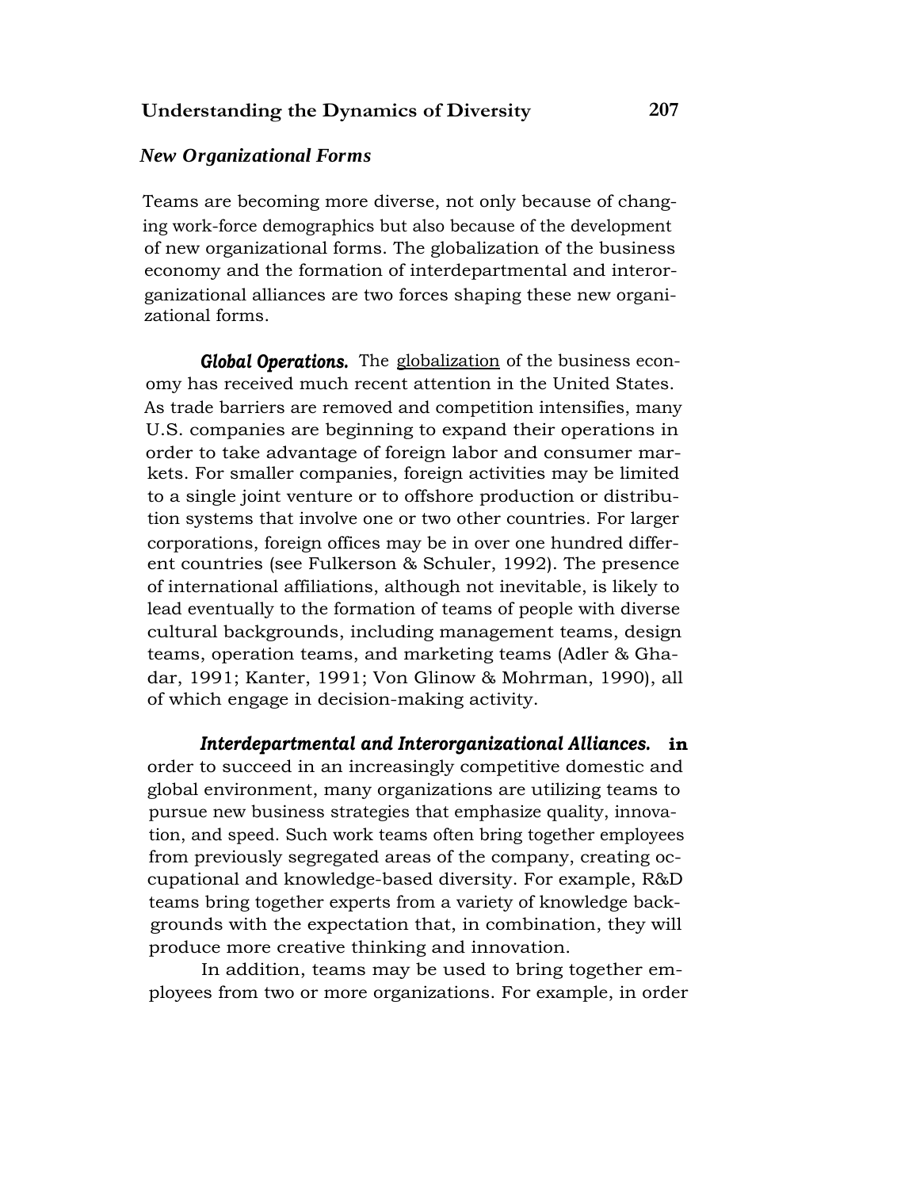### *New Organizational Forms*

Teams are becoming more diverse, not only because of changing work-force demographics but also because of the development of new organizational forms. The globalization of the business economy and the formation of interdepartmental and interorganizational alliances are two forces shaping these new organizational forms.

***Global Operations.*** The globalization of the business economy has received much recent attention in the United States. As trade barriers are removed and competition intensifies, many U.S. companies are beginning to expand their operations in order to take advantage of foreign labor and consumer markets. For smaller companies, foreign activities may be limited to a single joint venture or to offshore production or distribution systems that involve one or two other countries. For larger corporations, foreign offices may be in over one hundred different countries (see Fulkerson & Schuler, 1992). The presence of international affiliations, although not inevitable, is likely to lead eventually to the formation of teams of people with diverse cultural backgrounds, including management teams, design teams, operation teams, and marketing teams (Adler & Ghadar, 1991; Kanter, 1991; Von Glinow & Mohrman, 1990), all of which engage in decision-making activity.

***Interdepartmental and Interorganizational Alliances.*** in order to succeed in an increasingly competitive domestic and global environment, many organizations are utilizing teams to pursue new business strategies that emphasize quality, innovation, and speed. Such work teams often bring together employees from previously segregated areas of the company, creating occupational and knowledge-based diversity. For example, R&D teams bring together experts from a variety of knowledge backgrounds with the expectation that, in combination, they will produce more creative thinking and innovation.

In addition, teams may be used to bring together employees from two or more organizations. For example, in order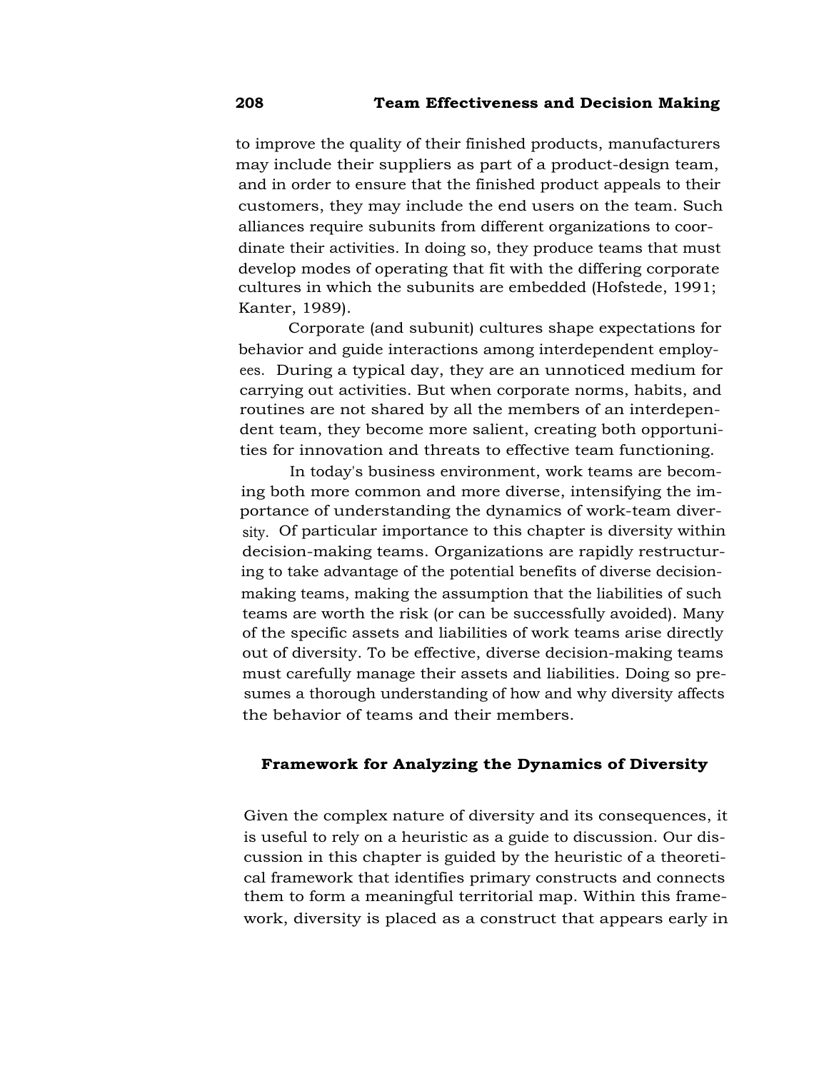to improve the quality of their finished products, manufacturers may include their suppliers as part of a product-design team, and in order to ensure that the finished product appeals to their customers, they may include the end users on the team. Such alliances require subunits from different organizations to coordinate their activities. In doing so, they produce teams that must develop modes of operating that fit with the differing corporate cultures in which the subunits are embedded (Hofstede, 1991; Kanter, 1989).

Corporate (and subunit) cultures shape expectations for behavior and guide interactions among interdependent employees. During a typical day, they are an unnoticed medium for carrying out activities. But when corporate norms, habits, and routines are not shared by all the members of an interdependent team, they become more salient, creating both opportunities for innovation and threats to effective team functioning.

In today's business environment, work teams are becoming both more common and more diverse, intensifying the importance of understanding the dynamics of work-team diversity. Of particular importance to this chapter is diversity within decision-making teams. Organizations are rapidly restructuring to take advantage of the potential benefits of diverse decision-making teams, making the assumption that the liabilities of such teams are worth the risk (or can be successfully avoided). Many of the specific assets and liabilities of work teams arise directly out of diversity. To be effective, diverse decision-making teams must carefully manage their assets and liabilities. Doing so presumes a thorough understanding of how and why diversity affects the behavior of teams and their members.

## Framework for Analyzing the Dynamics of Diversity

Given the complex nature of diversity and its consequences, it is useful to rely on a heuristic as a guide to discussion. Our discussion in this chapter is guided by the heuristic of a theoretical framework that identifies primary constructs and connects them to form a meaningful territorial map. Within this framework, diversity is placed as a construct that appears early in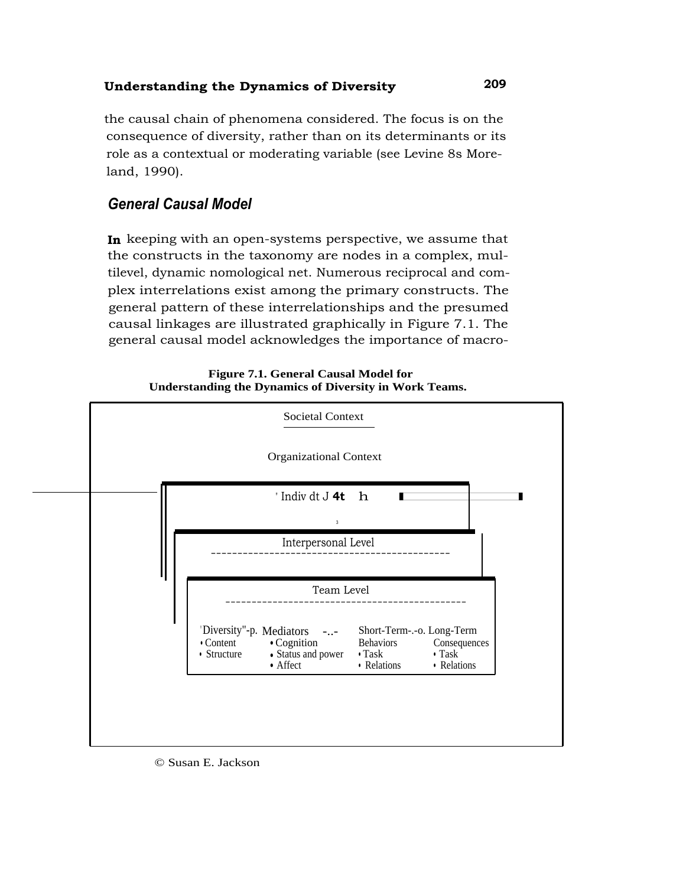the causal chain of phenomena considered. The focus is on the consequence of diversity, rather than on its determinants or its role as a contextual or moderating variable (see Levine 8s Moreland, 1990).

## *General Causal Model*

In keeping with an open-systems perspective, we assume that the constructs in the taxonomy are nodes in a complex, multilevel, dynamic nomological net. Numerous reciprocal and complex interrelations exist among the primary constructs. The general pattern of these interrelationships and the presumed causal linkages are illustrated graphically in Figure 7.1. The general causal model acknowledges the importance of macro-

**Figure 7.1. General Causal Model for Understanding the Dynamics of Diversity in Work Teams.**

Societal Context

Organizational Context

Indiv dt J 4t h

Interpersonal Level

Team Level

Diversity → Mediators → Short-Term → Long-Term

- Diversity: Content; Structure
- Mediators: Cognition; Status and power; Affect
- Short-Term Behaviors: Task; Relations
- Long-Term Consequences: Task; Relations

© Susan E. Jackson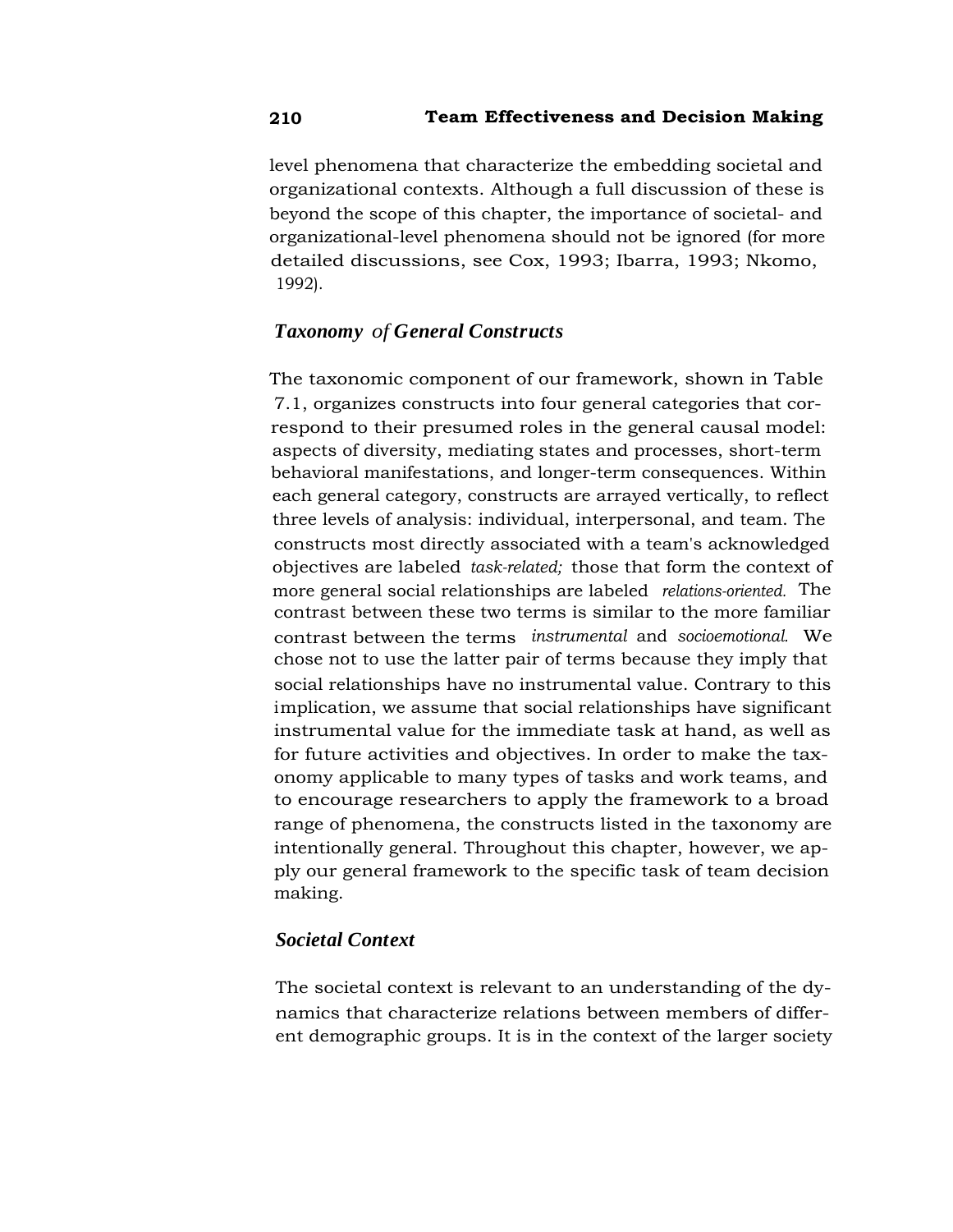level phenomena that characterize the embedding societal and organizational contexts. Although a full discussion of these is beyond the scope of this chapter, the importance of societal- and organizational-level phenomena should not be ignored (for more detailed discussions, see Cox, 1993; Ibarra, 1993; Nkomo, 1992).

### *Taxonomy of General Constructs*

The taxonomic component of our framework, shown in Table 7.1, organizes constructs into four general categories that correspond to their presumed roles in the general causal model: aspects of diversity, mediating states and processes, short-term behavioral manifestations, and longer-term consequences. Within each general category, constructs are arrayed vertically, to reflect three levels of analysis: individual, interpersonal, and team. The constructs most directly associated with a team's acknowledged objectives are labeled *task-related;* those that form the context of more general social relationships are labeled *relations-oriented.* The contrast between these two terms is similar to the more familiar contrast between the terms *instrumental* and *socioemotional.* We chose not to use the latter pair of terms because they imply that social relationships have no instrumental value. Contrary to this implication, we assume that social relationships have significant instrumental value for the immediate task at hand, as well as for future activities and objectives. In order to make the taxonomy applicable to many types of tasks and work teams, and to encourage researchers to apply the framework to a broad range of phenomena, the constructs listed in the taxonomy are intentionally general. Throughout this chapter, however, we apply our general framework to the specific task of team decision making.

### *Societal Context*

The societal context is relevant to an understanding of the dynamics that characterize relations between members of different demographic groups. It is in the context of the larger society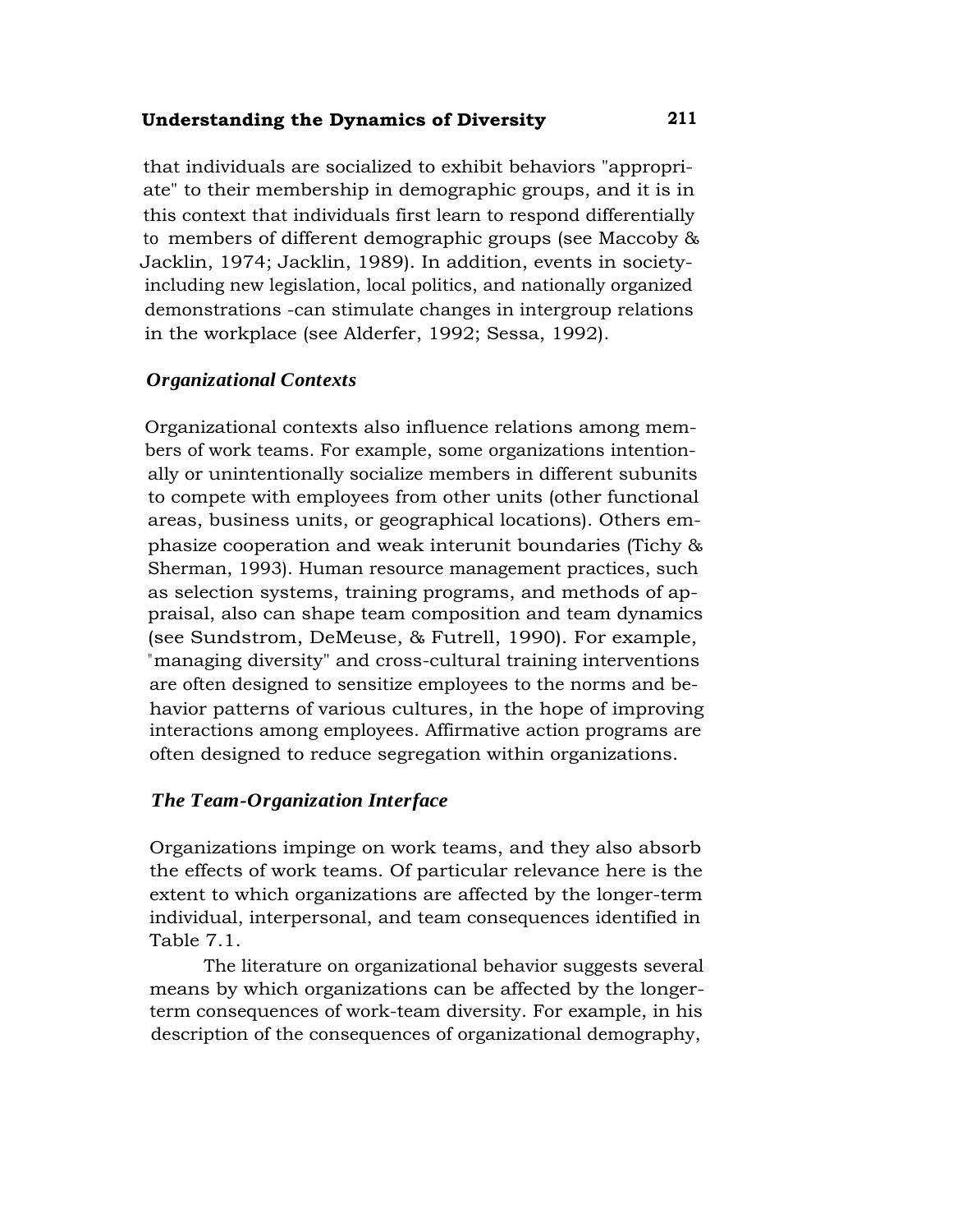that individuals are socialized to exhibit behaviors "appropriate" to their membership in demographic groups, and it is in this context that individuals first learn to respond differentially to members of different demographic groups (see Maccoby & Jacklin, 1974; Jacklin, 1989). In addition, events in society-including new legislation, local politics, and nationally organized demonstrations -can stimulate changes in intergroup relations in the workplace (see Alderfer, 1992; Sessa, 1992).

### *Organizational Contexts*

Organizational contexts also influence relations among members of work teams. For example, some organizations intentionally or unintentionally socialize members in different subunits to compete with employees from other units (other functional areas, business units, or geographical locations). Others emphasize cooperation and weak interunit boundaries (Tichy & Sherman, 1993). Human resource management practices, such as selection systems, training programs, and methods of appraisal, also can shape team composition and team dynamics (see Sundstrom, DeMeuse, & Futrell, 1990). For example, "managing diversity" and cross-cultural training interventions are often designed to sensitize employees to the norms and behavior patterns of various cultures, in the hope of improving interactions among employees. Affirmative action programs are often designed to reduce segregation within organizations.

### *The Team-Organization Interface*

Organizations impinge on work teams, and they also absorb the effects of work teams. Of particular relevance here is the extent to which organizations are affected by the longer-term individual, interpersonal, and team consequences identified in Table 7.1.

The literature on organizational behavior suggests several means by which organizations can be affected by the longer-term consequences of work-team diversity. For example, in his description of the consequences of organizational demography,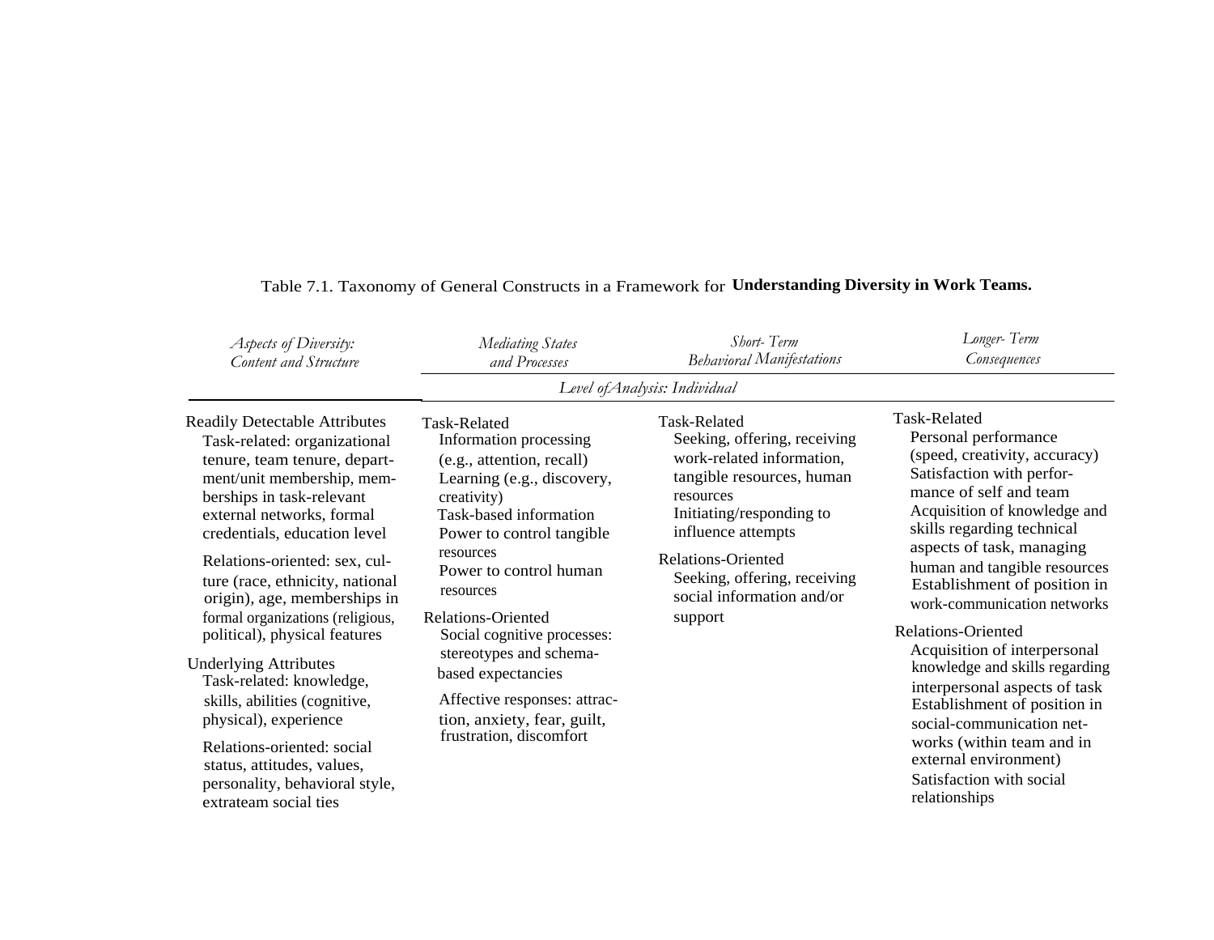Table 7.1. Taxonomy of General Constructs in a Framework for **Understanding Diversity in Work Teams.**

| *Aspects of Diversity: Content and Structure* | *Mediating States and Processes* | *Short-Term Behavioral Manifestations* | *Longer-Term Consequences* |
|---|---|---|---|
| | *Level of Analysis: Individual* | | |
| Readily Detectable Attributes<br>Task-related: organizational tenure, team tenure, department/unit membership, memberships in task-relevant external networks, formal credentials, education level<br>Relations-oriented: sex, culture (race, ethnicity, national origin), age, memberships in formal organizations (religious, political), physical features<br>Underlying Attributes<br>Task-related: knowledge, skills, abilities (cognitive, physical), experience<br>Relations-oriented: social status, attitudes, values, personality, behavioral style, extrateam social ties | Task-Related<br>Information processing (e.g., attention, recall)<br>Learning (e.g., discovery, creativity)<br>Task-based information<br>Power to control tangible resources<br>Power to control human resources<br>Relations-Oriented<br>Social cognitive processes: stereotypes and schema-based expectancies<br>Affective responses: attraction, anxiety, fear, guilt, frustration, discomfort | Task-Related<br>Seeking, offering, receiving work-related information, tangible resources, human resources<br>Initiating/responding to influence attempts<br>Relations-Oriented<br>Seeking, offering, receiving social information and/or support | Task-Related<br>Personal performance (speed, creativity, accuracy)<br>Satisfaction with performance of self and team<br>Acquisition of knowledge and skills regarding technical aspects of task, managing human and tangible resources<br>Establishment of position in work-communication networks<br>Relations-Oriented<br>Acquisition of interpersonal knowledge and skills regarding interpersonal aspects of task<br>Establishment of position in social-communication networks (within team and in external environment)<br>Satisfaction with social relationships |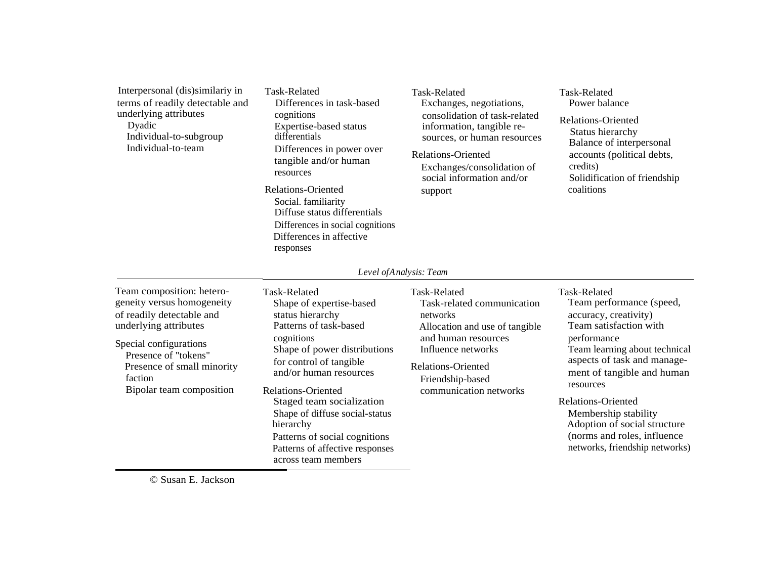| | | | |
|---|---|---|---|
| Interpersonal (dis)similariy in terms of readily detectable and underlying attributes<br>Dyadic<br>Individual-to-subgroup<br>Individual-to-team | Task-Related<br>Differences in task-based cognitions<br>Expertise-based status differentials<br>Differences in power over tangible and/or human resources<br><br>Relations-Oriented<br>Social. familiarity<br>Diffuse status differentials<br>Differences in social cognitions<br>Differences in affective responses | Task-Related<br>Exchanges, negotiations, consolidation of task-related information, tangible resources, or human resources<br><br>Relations-Oriented<br>Exchanges/consolidation of social information and/or support | Task-Related<br>Power balance<br><br>Relations-Oriented<br>Status hierarchy<br>Balance of interpersonal accounts (political debts, credits)<br>Solidification of friendship coalitions |

*Level ofAnalysis: Team*

| | | | |
|---|---|---|---|
| Team composition: heterogeneity versus homogeneity of readily detectable and underlying attributes<br><br>Special configurations<br>Presence of "tokens"<br>Presence of small minority faction<br>Bipolar team composition | Task-Related<br>Shape of expertise-based status hierarchy<br>Patterns of task-based cognitions<br>Shape of power distributions for control of tangible and/or human resources<br><br>Relations-Oriented<br>Staged team socialization<br>Shape of diffuse social-status hierarchy<br>Patterns of social cognitions<br>Patterns of affective responses across team members | Task-Related<br>Task-related communication networks<br>Allocation and use of tangible and human resources<br>Influence networks<br><br>Relations-Oriented<br>Friendship-based communication networks | Task-Related<br>Team performance (speed, accuracy, creativity)<br>Team satisfaction with performance<br>Team learning about technical aspects of task and management of tangible and human resources<br><br>Relations-Oriented<br>Membership stability<br>Adoption of social structure (norms and roles, influence networks, friendship networks) |

© Susan E. Jackson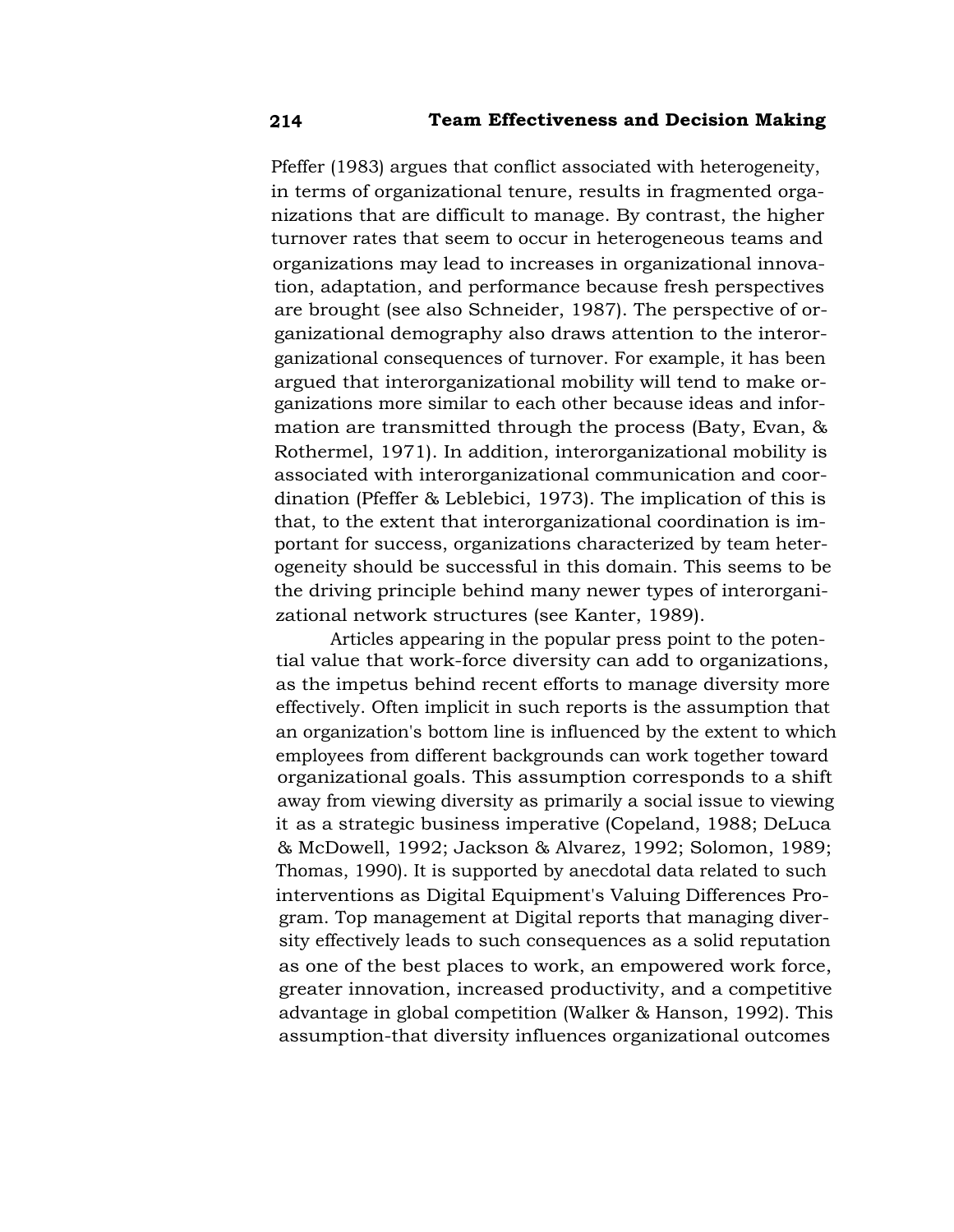Pfeffer (1983) argues that conflict associated with heterogeneity, in terms of organizational tenure, results in fragmented organizations that are difficult to manage. By contrast, the higher turnover rates that seem to occur in heterogeneous teams and organizations may lead to increases in organizational innovation, adaptation, and performance because fresh perspectives are brought (see also Schneider, 1987). The perspective of organizational demography also draws attention to the interorganizational consequences of turnover. For example, it has been argued that interorganizational mobility will tend to make organizations more similar to each other because ideas and information are transmitted through the process (Baty, Evan, & Rothermel, 1971). In addition, interorganizational mobility is associated with interorganizational communication and coordination (Pfeffer & Leblebici, 1973). The implication of this is that, to the extent that interorganizational coordination is important for success, organizations characterized by team heterogeneity should be successful in this domain. This seems to be the driving principle behind many newer types of interorganizational network structures (see Kanter, 1989).

Articles appearing in the popular press point to the potential value that work-force diversity can add to organizations, as the impetus behind recent efforts to manage diversity more effectively. Often implicit in such reports is the assumption that an organization's bottom line is influenced by the extent to which employees from different backgrounds can work together toward organizational goals. This assumption corresponds to a shift away from viewing diversity as primarily a social issue to viewing it as a strategic business imperative (Copeland, 1988; DeLuca & McDowell, 1992; Jackson & Alvarez, 1992; Solomon, 1989; Thomas, 1990). It is supported by anecdotal data related to such interventions as Digital Equipment's Valuing Differences Program. Top management at Digital reports that managing diversity effectively leads to such consequences as a solid reputation as one of the best places to work, an empowered work force, greater innovation, increased productivity, and a competitive advantage in global competition (Walker & Hanson, 1992). This assumption-that diversity influences organizational outcomes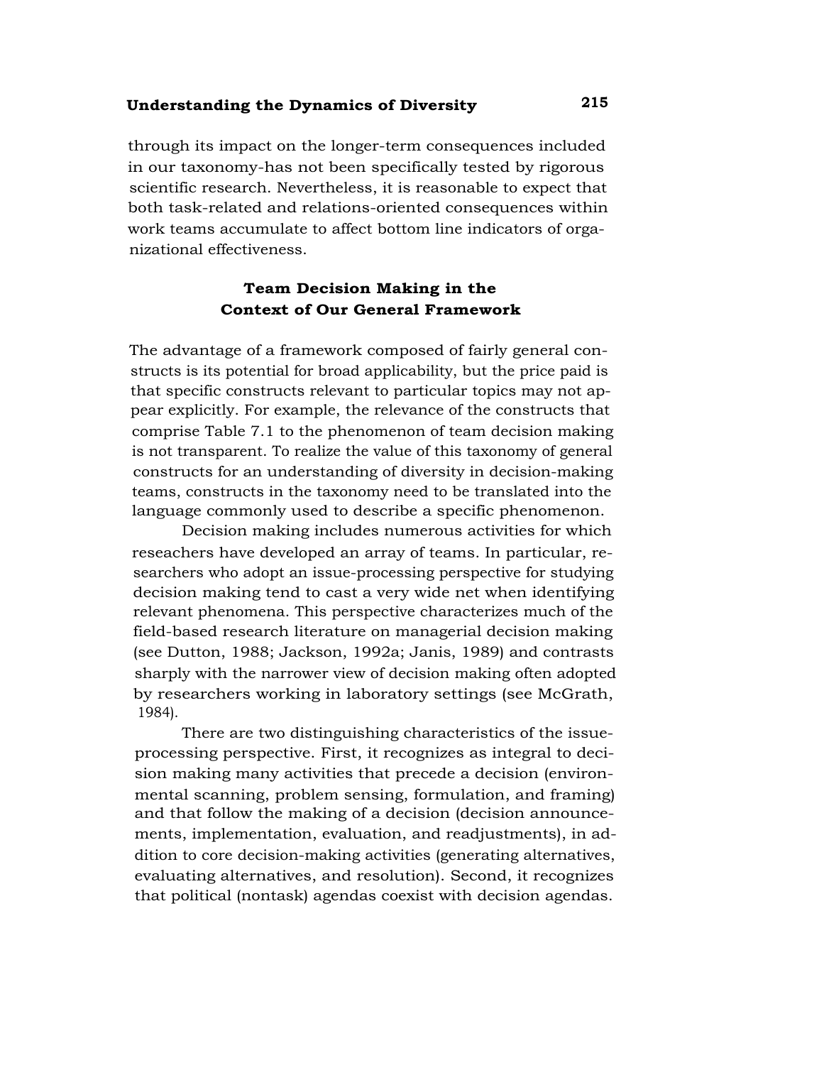through its impact on the longer-term consequences included in our taxonomy-has not been specifically tested by rigorous scientific research. Nevertheless, it is reasonable to expect that both task-related and relations-oriented consequences within work teams accumulate to affect bottom line indicators of organizational effectiveness.

## Team Decision Making in the Context of Our General Framework

The advantage of a framework composed of fairly general constructs is its potential for broad applicability, but the price paid is that specific constructs relevant to particular topics may not appear explicitly. For example, the relevance of the constructs that comprise Table 7.1 to the phenomenon of team decision making is not transparent. To realize the value of this taxonomy of general constructs for an understanding of diversity in decision-making teams, constructs in the taxonomy need to be translated into the language commonly used to describe a specific phenomenon.

Decision making includes numerous activities for which reseachers have developed an array of teams. In particular, researchers who adopt an issue-processing perspective for studying decision making tend to cast a very wide net when identifying relevant phenomena. This perspective characterizes much of the field-based research literature on managerial decision making (see Dutton, 1988; Jackson, 1992a; Janis, 1989) and contrasts sharply with the narrower view of decision making often adopted by researchers working in laboratory settings (see McGrath, 1984).

There are two distinguishing characteristics of the issue-processing perspective. First, it recognizes as integral to decision making many activities that precede a decision (environmental scanning, problem sensing, formulation, and framing) and that follow the making of a decision (decision announcements, implementation, evaluation, and readjustments), in addition to core decision-making activities (generating alternatives, evaluating alternatives, and resolution). Second, it recognizes that political (nontask) agendas coexist with decision agendas.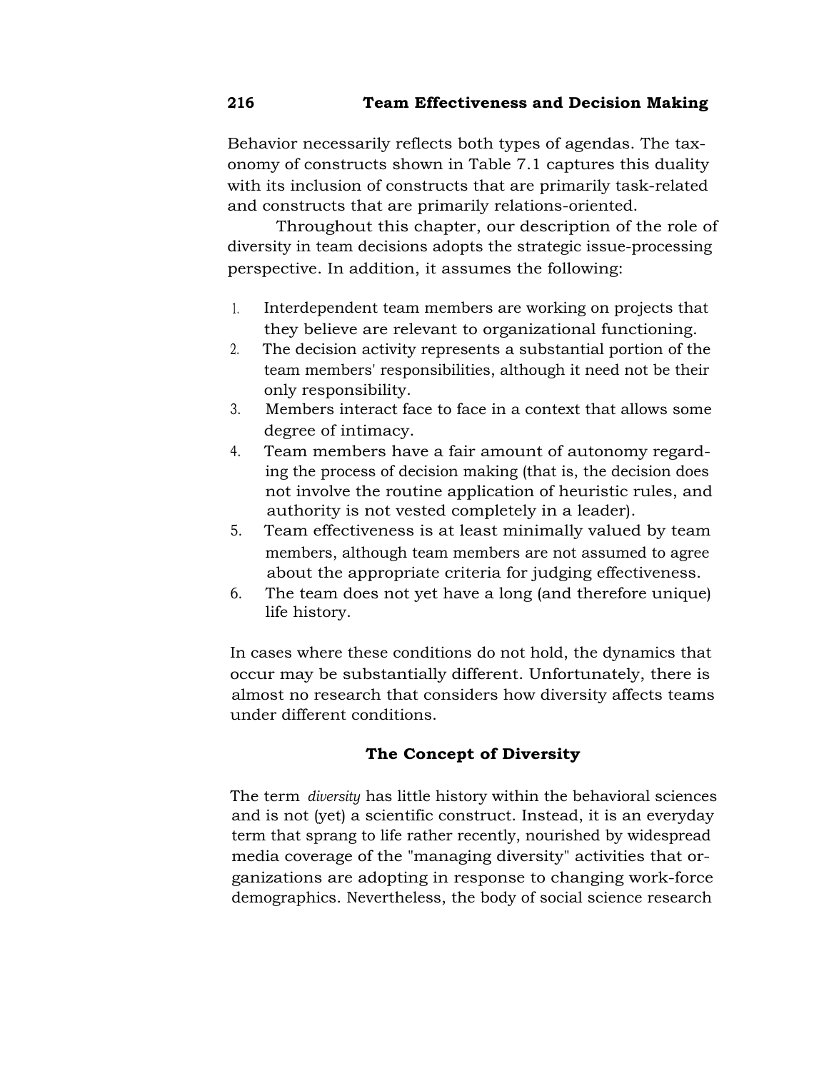Behavior necessarily reflects both types of agendas. The taxonomy of constructs shown in Table 7.1 captures this duality with its inclusion of constructs that are primarily task-related and constructs that are primarily relations-oriented.

Throughout this chapter, our description of the role of diversity in team decisions adopts the strategic issue-processing perspective. In addition, it assumes the following:

1. Interdependent team members are working on projects that they believe are relevant to organizational functioning.
2. The decision activity represents a substantial portion of the team members' responsibilities, although it need not be their only responsibility.
3. Members interact face to face in a context that allows some degree of intimacy.
4. Team members have a fair amount of autonomy regarding the process of decision making (that is, the decision does not involve the routine application of heuristic rules, and authority is not vested completely in a leader).
5. Team effectiveness is at least minimally valued by team members, although team members are not assumed to agree about the appropriate criteria for judging effectiveness.
6. The team does not yet have a long (and therefore unique) life history.

In cases where these conditions do not hold, the dynamics that occur may be substantially different. Unfortunately, there is almost no research that considers how diversity affects teams under different conditions.

## The Concept of Diversity

The term *diversity* has little history within the behavioral sciences and is not (yet) a scientific construct. Instead, it is an everyday term that sprang to life rather recently, nourished by widespread media coverage of the "managing diversity" activities that organizations are adopting in response to changing work-force demographics. Nevertheless, the body of social science research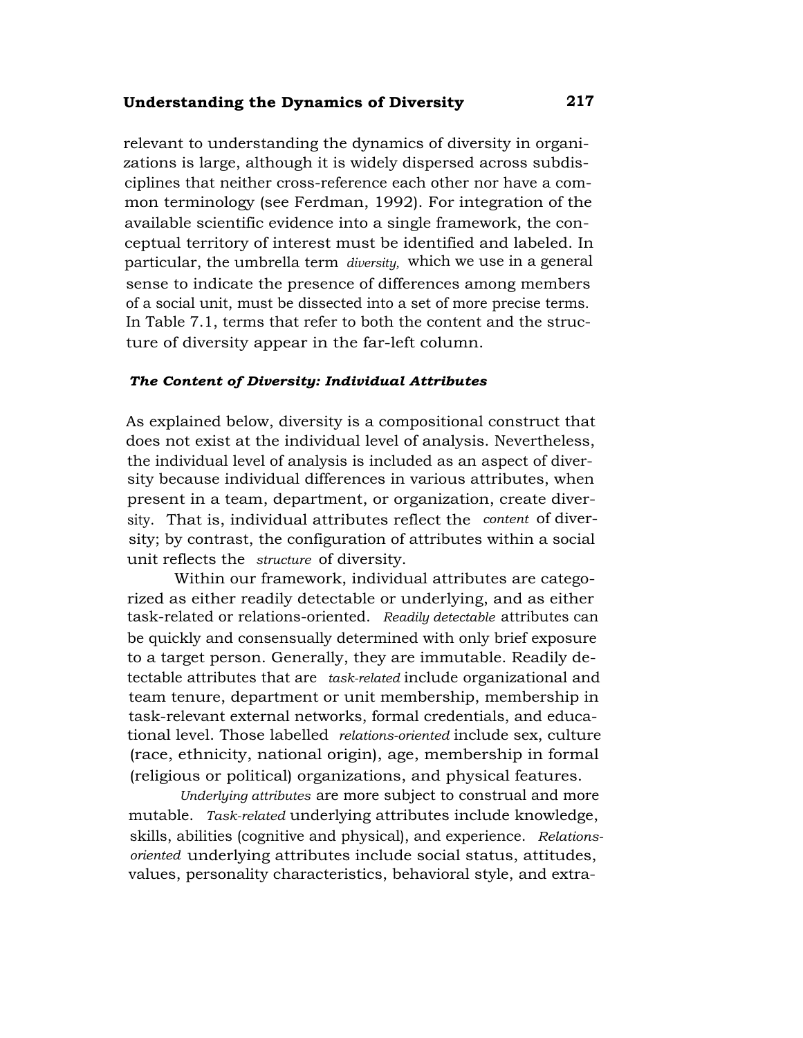relevant to understanding the dynamics of diversity in organizations is large, although it is widely dispersed across subdisciplines that neither cross-reference each other nor have a common terminology (see Ferdman, 1992). For integration of the available scientific evidence into a single framework, the conceptual territory of interest must be identified and labeled. In particular, the umbrella term *diversity,* which we use in a general sense to indicate the presence of differences among members of a social unit, must be dissected into a set of more precise terms. In Table 7.1, terms that refer to both the content and the structure of diversity appear in the far-left column.

### *The Content of Diversity: Individual Attributes*

As explained below, diversity is a compositional construct that does not exist at the individual level of analysis. Nevertheless, the individual level of analysis is included as an aspect of diversity because individual differences in various attributes, when present in a team, department, or organization, create diversity. That is, individual attributes reflect the *content* of diversity; by contrast, the configuration of attributes within a social unit reflects the *structure* of diversity.

Within our framework, individual attributes are categorized as either readily detectable or underlying, and as either task-related or relations-oriented. *Readily detectable* attributes can be quickly and consensually determined with only brief exposure to a target person. Generally, they are immutable. Readily detectable attributes that are *task-related* include organizational and team tenure, department or unit membership, membership in task-relevant external networks, formal credentials, and educational level. Those labelled *relations-oriented* include sex, culture (race, ethnicity, national origin), age, membership in formal (religious or political) organizations, and physical features.

*Underlying attributes* are more subject to construal and more mutable. *Task-related* underlying attributes include knowledge, skills, abilities (cognitive and physical), and experience. *Relations-oriented* underlying attributes include social status, attitudes, values, personality characteristics, behavioral style, and extra-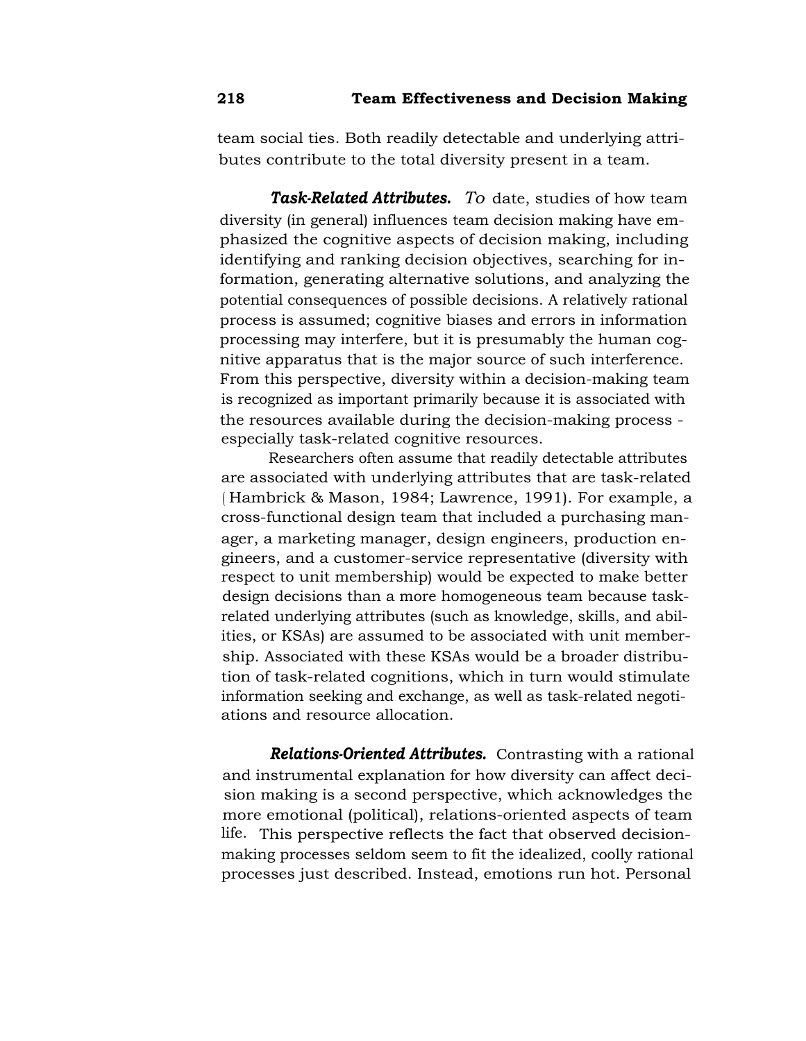team social ties. Both readily detectable and underlying attributes contribute to the total diversity present in a team.

***Task-Related Attributes.*** To date, studies of how team diversity (in general) influences team decision making have emphasized the cognitive aspects of decision making, including identifying and ranking decision objectives, searching for information, generating alternative solutions, and analyzing the potential consequences of possible decisions. A relatively rational process is assumed; cognitive biases and errors in information processing may interfere, but it is presumably the human cognitive apparatus that is the major source of such interference. From this perspective, diversity within a decision-making team is recognized as important primarily because it is associated with the resources available during the decision-making process - especially task-related cognitive resources.

Researchers often assume that readily detectable attributes are associated with underlying attributes that are task-related (Hambrick & Mason, 1984; Lawrence, 1991). For example, a cross-functional design team that included a purchasing manager, a marketing manager, design engineers, production engineers, and a customer-service representative (diversity with respect to unit membership) would be expected to make better design decisions than a more homogeneous team because task-related underlying attributes (such as knowledge, skills, and abilities, or KSAs) are assumed to be associated with unit membership. Associated with these KSAs would be a broader distribution of task-related cognitions, which in turn would stimulate information seeking and exchange, as well as task-related negotiations and resource allocation.

***Relations-Oriented Attributes.*** Contrasting with a rational and instrumental explanation for how diversity can affect decision making is a second perspective, which acknowledges the more emotional (political), relations-oriented aspects of team life. This perspective reflects the fact that observed decision-making processes seldom seem to fit the idealized, coolly rational processes just described. Instead, emotions run hot. Personal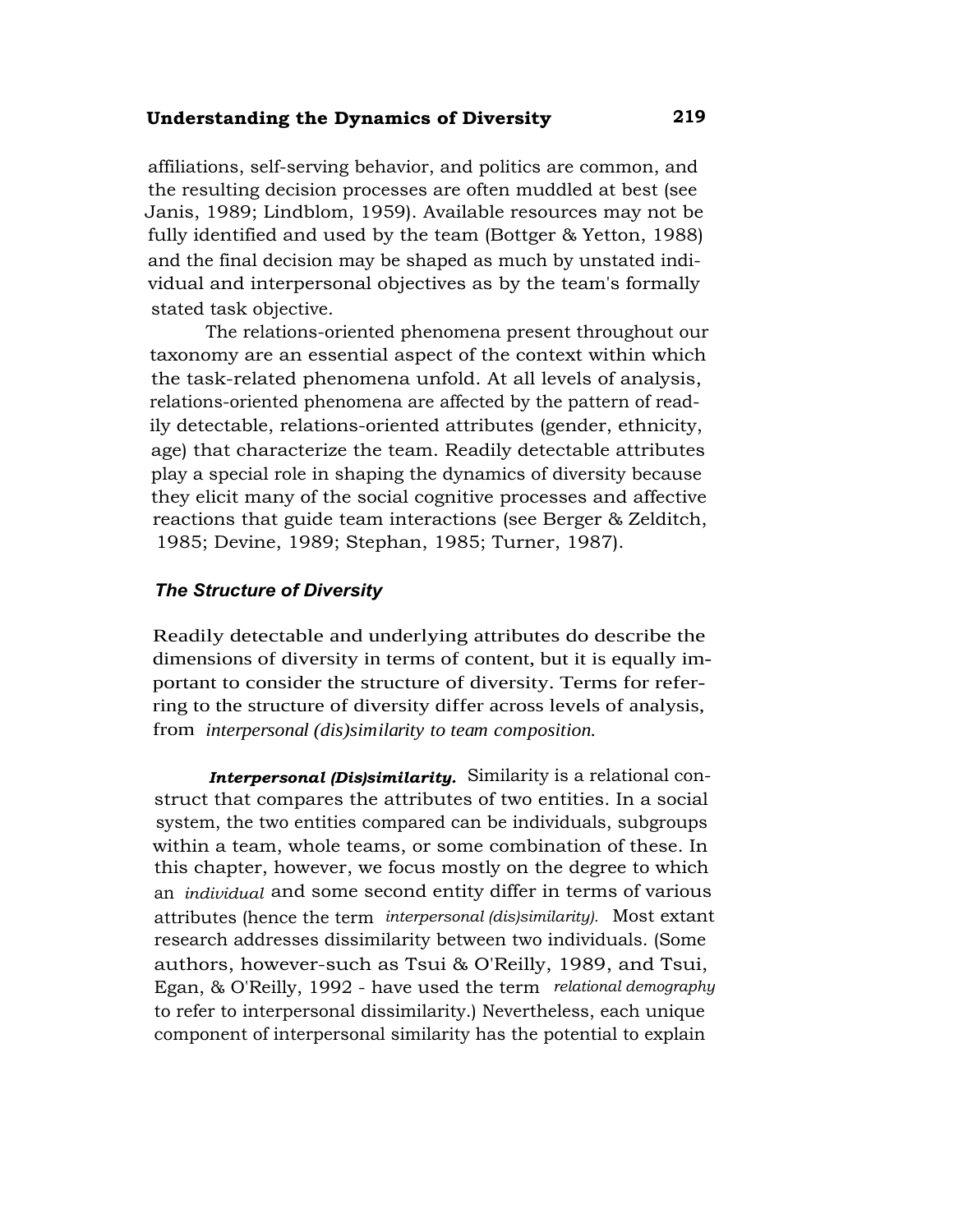affiliations, self-serving behavior, and politics are common, and the resulting decision processes are often muddled at best (see Janis, 1989; Lindblom, 1959). Available resources may not be fully identified and used by the team (Bottger & Yetton, 1988) and the final decision may be shaped as much by unstated individual and interpersonal objectives as by the team's formally stated task objective.

The relations-oriented phenomena present throughout our taxonomy are an essential aspect of the context within which the task-related phenomena unfold. At all levels of analysis, relations-oriented phenomena are affected by the pattern of readily detectable, relations-oriented attributes (gender, ethnicity, age) that characterize the team. Readily detectable attributes play a special role in shaping the dynamics of diversity because they elicit many of the social cognitive processes and affective reactions that guide team interactions (see Berger & Zelditch, 1985; Devine, 1989; Stephan, 1985; Turner, 1987).

### *The Structure of Diversity*

Readily detectable and underlying attributes do describe the dimensions of diversity in terms of content, but it is equally important to consider the structure of diversity. Terms for referring to the structure of diversity differ across levels of analysis, from *interpersonal (dis)similarity to team composition.*

***Interpersonal (Dis)similarity.*** Similarity is a relational construct that compares the attributes of two entities. In a social system, the two entities compared can be individuals, subgroups within a team, whole teams, or some combination of these. In this chapter, however, we focus mostly on the degree to which an *individual* and some second entity differ in terms of various attributes (hence the term *interpersonal (dis)similarity).* Most extant research addresses dissimilarity between two individuals. (Some authors, however-such as Tsui & O'Reilly, 1989, and Tsui, Egan, & O'Reilly, 1992 - have used the term *relational demography* to refer to interpersonal dissimilarity.) Nevertheless, each unique component of interpersonal similarity has the potential to explain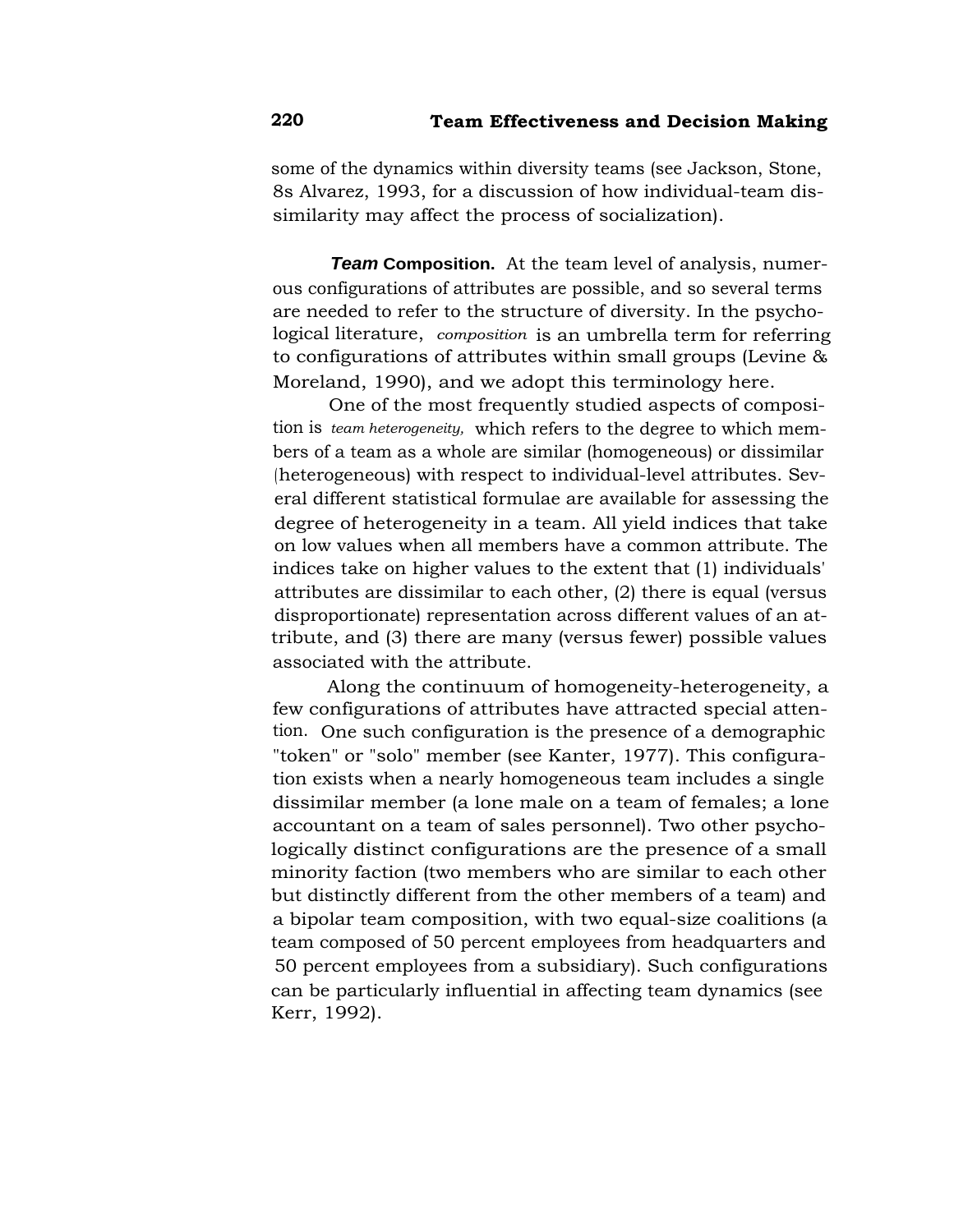some of the dynamics within diversity teams (see Jackson, Stone, 8s Alvarez, 1993, for a discussion of how individual-team dissimilarity may affect the process of socialization).

***Team* Composition.** At the team level of analysis, numerous configurations of attributes are possible, and so several terms are needed to refer to the structure of diversity. In the psychological literature, *composition* is an umbrella term for referring to configurations of attributes within small groups (Levine & Moreland, 1990), and we adopt this terminology here.

One of the most frequently studied aspects of composition is *team heterogeneity,* which refers to the degree to which members of a team as a whole are similar (homogeneous) or dissimilar (heterogeneous) with respect to individual-level attributes. Several different statistical formulae are available for assessing the degree of heterogeneity in a team. All yield indices that take on low values when all members have a common attribute. The indices take on higher values to the extent that (1) individuals' attributes are dissimilar to each other, (2) there is equal (versus disproportionate) representation across different values of an attribute, and (3) there are many (versus fewer) possible values associated with the attribute.

Along the continuum of homogeneity-heterogeneity, a few configurations of attributes have attracted special attention. One such configuration is the presence of a demographic "token" or "solo" member (see Kanter, 1977). This configuration exists when a nearly homogeneous team includes a single dissimilar member (a lone male on a team of females; a lone accountant on a team of sales personnel). Two other psychologically distinct configurations are the presence of a small minority faction (two members who are similar to each other but distinctly different from the other members of a team) and a bipolar team composition, with two equal-size coalitions (a team composed of 50 percent employees from headquarters and 50 percent employees from a subsidiary). Such configurations can be particularly influential in affecting team dynamics (see Kerr, 1992).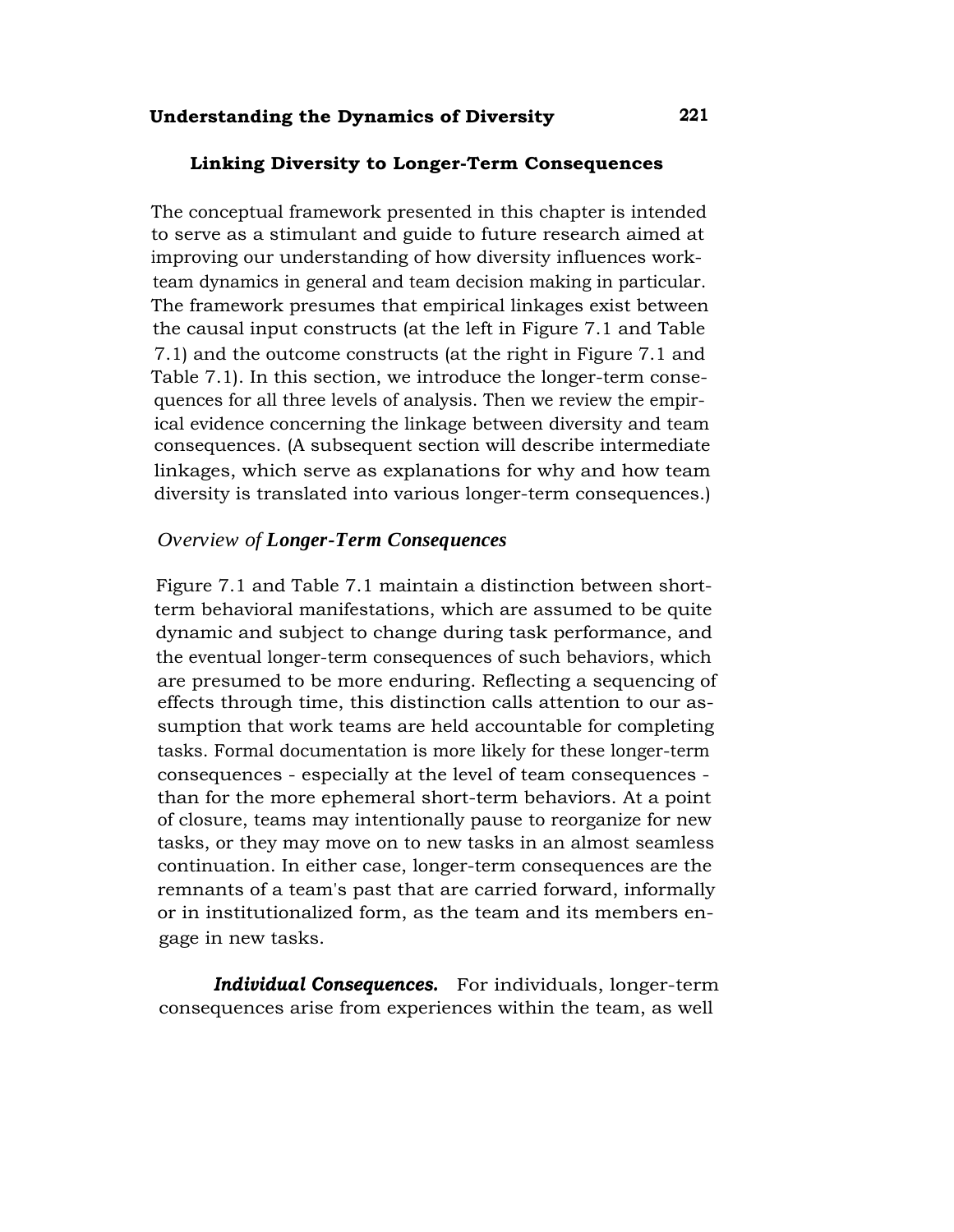## Linking Diversity to Longer-Term Consequences

The conceptual framework presented in this chapter is intended to serve as a stimulant and guide to future research aimed at improving our understanding of how diversity influences work-team dynamics in general and team decision making in particular. The framework presumes that empirical linkages exist between the causal input constructs (at the left in Figure 7.1 and Table 7.1) and the outcome constructs (at the right in Figure 7.1 and Table 7.1). In this section, we introduce the longer-term consequences for all three levels of analysis. Then we review the empirical evidence concerning the linkage between diversity and team consequences. (A subsequent section will describe intermediate linkages, which serve as explanations for why and how team diversity is translated into various longer-term consequences.)

### *Overview of **Longer-Term Consequences***

Figure 7.1 and Table 7.1 maintain a distinction between short-term behavioral manifestations, which are assumed to be quite dynamic and subject to change during task performance, and the eventual longer-term consequences of such behaviors, which are presumed to be more enduring. Reflecting a sequencing of effects through time, this distinction calls attention to our assumption that work teams are held accountable for completing tasks. Formal documentation is more likely for these longer-term consequences - especially at the level of team consequences - than for the more ephemeral short-term behaviors. At a point of closure, teams may intentionally pause to reorganize for new tasks, or they may move on to new tasks in an almost seamless continuation. In either case, longer-term consequences are the remnants of a team's past that are carried forward, informally or in institutionalized form, as the team and its members engage in new tasks.

***Individual Consequences.*** For individuals, longer-term consequences arise from experiences within the team, as well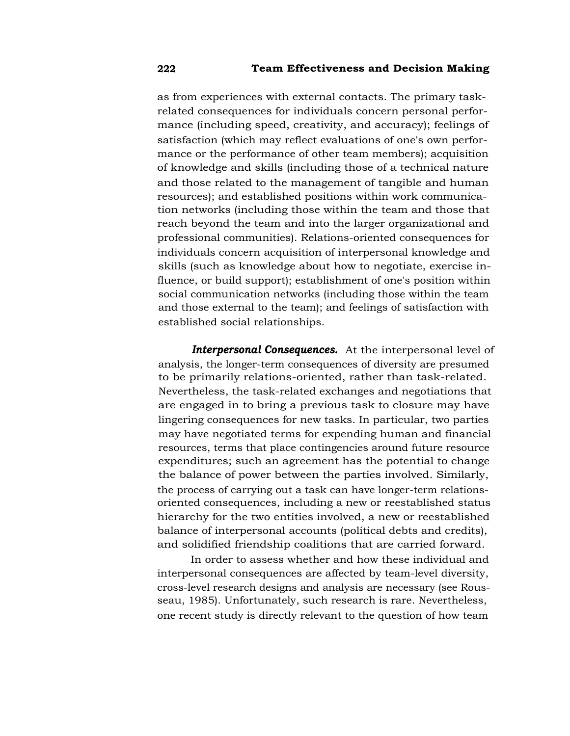as from experiences with external contacts. The primary task-related consequences for individuals concern personal performance (including speed, creativity, and accuracy); feelings of satisfaction (which may reflect evaluations of one's own performance or the performance of other team members); acquisition of knowledge and skills (including those of a technical nature and those related to the management of tangible and human resources); and established positions within work communication networks (including those within the team and those that reach beyond the team and into the larger organizational and professional communities). Relations-oriented consequences for individuals concern acquisition of interpersonal knowledge and skills (such as knowledge about how to negotiate, exercise influence, or build support); establishment of one's position within social communication networks (including those within the team and those external to the team); and feelings of satisfaction with established social relationships.

***Interpersonal Consequences.*** At the interpersonal level of analysis, the longer-term consequences of diversity are presumed to be primarily relations-oriented, rather than task-related. Nevertheless, the task-related exchanges and negotiations that are engaged in to bring a previous task to closure may have lingering consequences for new tasks. In particular, two parties may have negotiated terms for expending human and financial resources, terms that place contingencies around future resource expenditures; such an agreement has the potential to change the balance of power between the parties involved. Similarly, the process of carrying out a task can have longer-term relations-oriented consequences, including a new or reestablished status hierarchy for the two entities involved, a new or reestablished balance of interpersonal accounts (political debts and credits), and solidified friendship coalitions that are carried forward.

In order to assess whether and how these individual and interpersonal consequences are affected by team-level diversity, cross-level research designs and analysis are necessary (see Rousseau, 1985). Unfortunately, such research is rare. Nevertheless, one recent study is directly relevant to the question of how team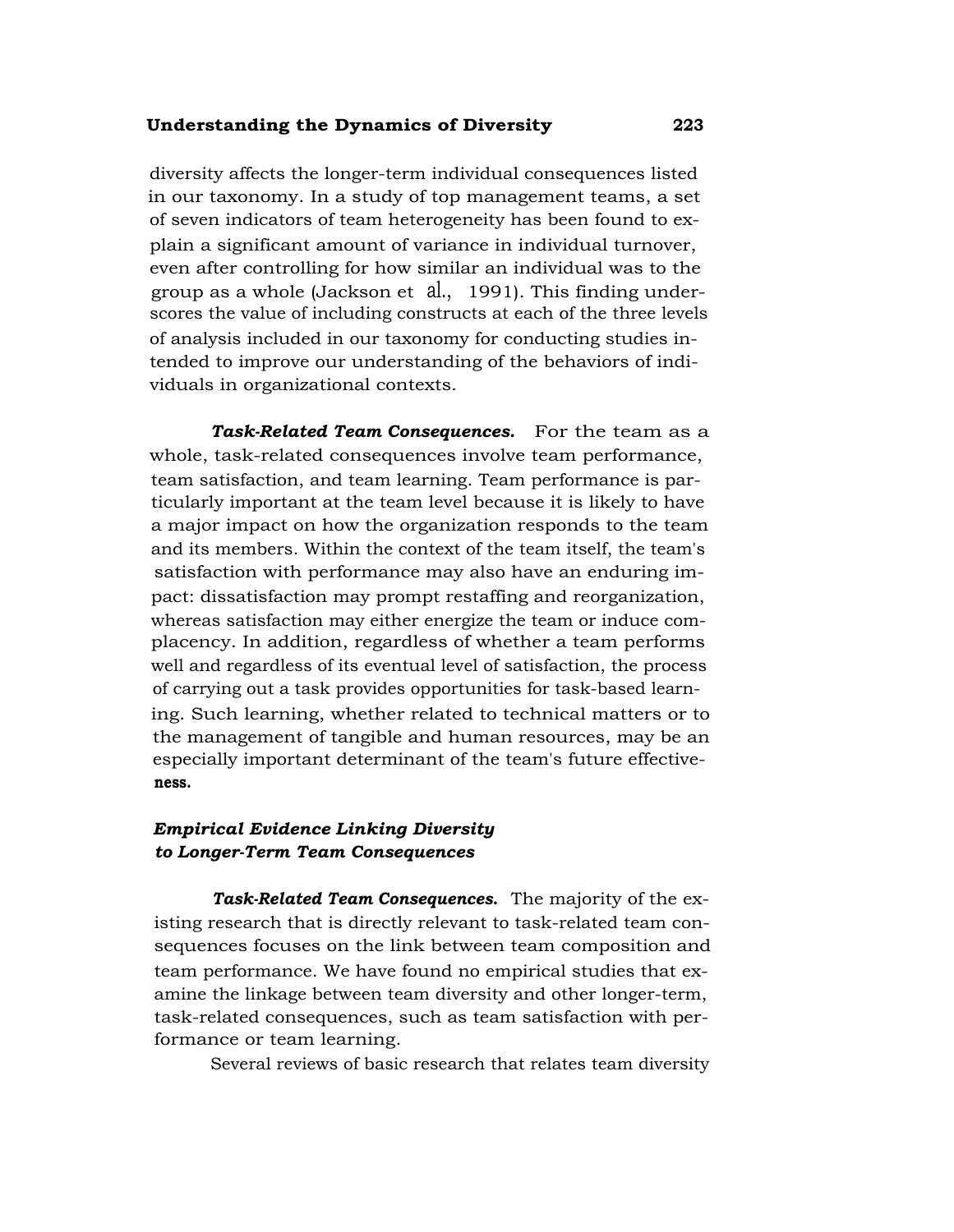diversity affects the longer-term individual consequences listed in our taxonomy. In a study of top management teams, a set of seven indicators of team heterogeneity has been found to explain a significant amount of variance in individual turnover, even after controlling for how similar an individual was to the group as a whole (Jackson et al., 1991). This finding underscores the value of including constructs at each of the three levels of analysis included in our taxonomy for conducting studies intended to improve our understanding of the behaviors of individuals in organizational contexts.

***Task-Related Team Consequences.*** For the team as a whole, task-related consequences involve team performance, team satisfaction, and team learning. Team performance is particularly important at the team level because it is likely to have a major impact on how the organization responds to the team and its members. Within the context of the team itself, the team's satisfaction with performance may also have an enduring impact: dissatisfaction may prompt restaffing and reorganization, whereas satisfaction may either energize the team or induce complacency. In addition, regardless of whether a team performs well and regardless of its eventual level of satisfaction, the process of carrying out a task provides opportunities for task-based learning. Such learning, whether related to technical matters or to the management of tangible and human resources, may be an especially important determinant of the team's future effectiveness.

### *Empirical Evidence Linking Diversity to Longer-Term Team Consequences*

***Task-Related Team Consequences.*** The majority of the existing research that is directly relevant to task-related team consequences focuses on the link between team composition and team performance. We have found no empirical studies that examine the linkage between team diversity and other longer-term, task-related consequences, such as team satisfaction with performance or team learning.

Several reviews of basic research that relates team diversity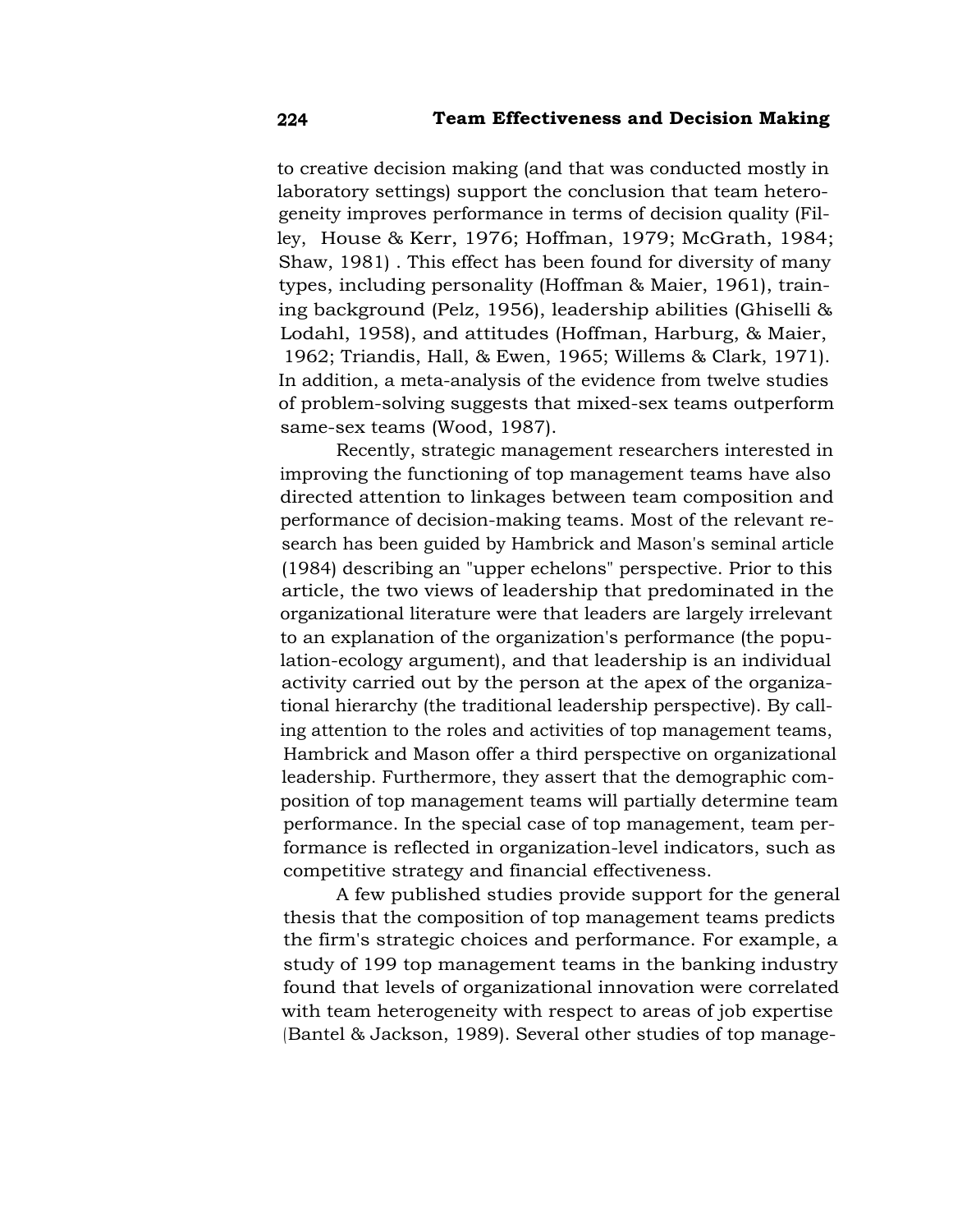to creative decision making (and that was conducted mostly in laboratory settings) support the conclusion that team heterogeneity improves performance in terms of decision quality (Filley, House & Kerr, 1976; Hoffman, 1979; McGrath, 1984; Shaw, 1981) . This effect has been found for diversity of many types, including personality (Hoffman & Maier, 1961), training background (Pelz, 1956), leadership abilities (Ghiselli & Lodahl, 1958), and attitudes (Hoffman, Harburg, & Maier, 1962; Triandis, Hall, & Ewen, 1965; Willems & Clark, 1971). In addition, a meta-analysis of the evidence from twelve studies of problem-solving suggests that mixed-sex teams outperform same-sex teams (Wood, 1987).

Recently, strategic management researchers interested in improving the functioning of top management teams have also directed attention to linkages between team composition and performance of decision-making teams. Most of the relevant research has been guided by Hambrick and Mason's seminal article (1984) describing an "upper echelons" perspective. Prior to this article, the two views of leadership that predominated in the organizational literature were that leaders are largely irrelevant to an explanation of the organization's performance (the population-ecology argument), and that leadership is an individual activity carried out by the person at the apex of the organizational hierarchy (the traditional leadership perspective). By calling attention to the roles and activities of top management teams, Hambrick and Mason offer a third perspective on organizational leadership. Furthermore, they assert that the demographic composition of top management teams will partially determine team performance. In the special case of top management, team performance is reflected in organization-level indicators, such as competitive strategy and financial effectiveness.

A few published studies provide support for the general thesis that the composition of top management teams predicts the firm's strategic choices and performance. For example, a study of 199 top management teams in the banking industry found that levels of organizational innovation were correlated with team heterogeneity with respect to areas of job expertise (Bantel & Jackson, 1989). Several other studies of top manage-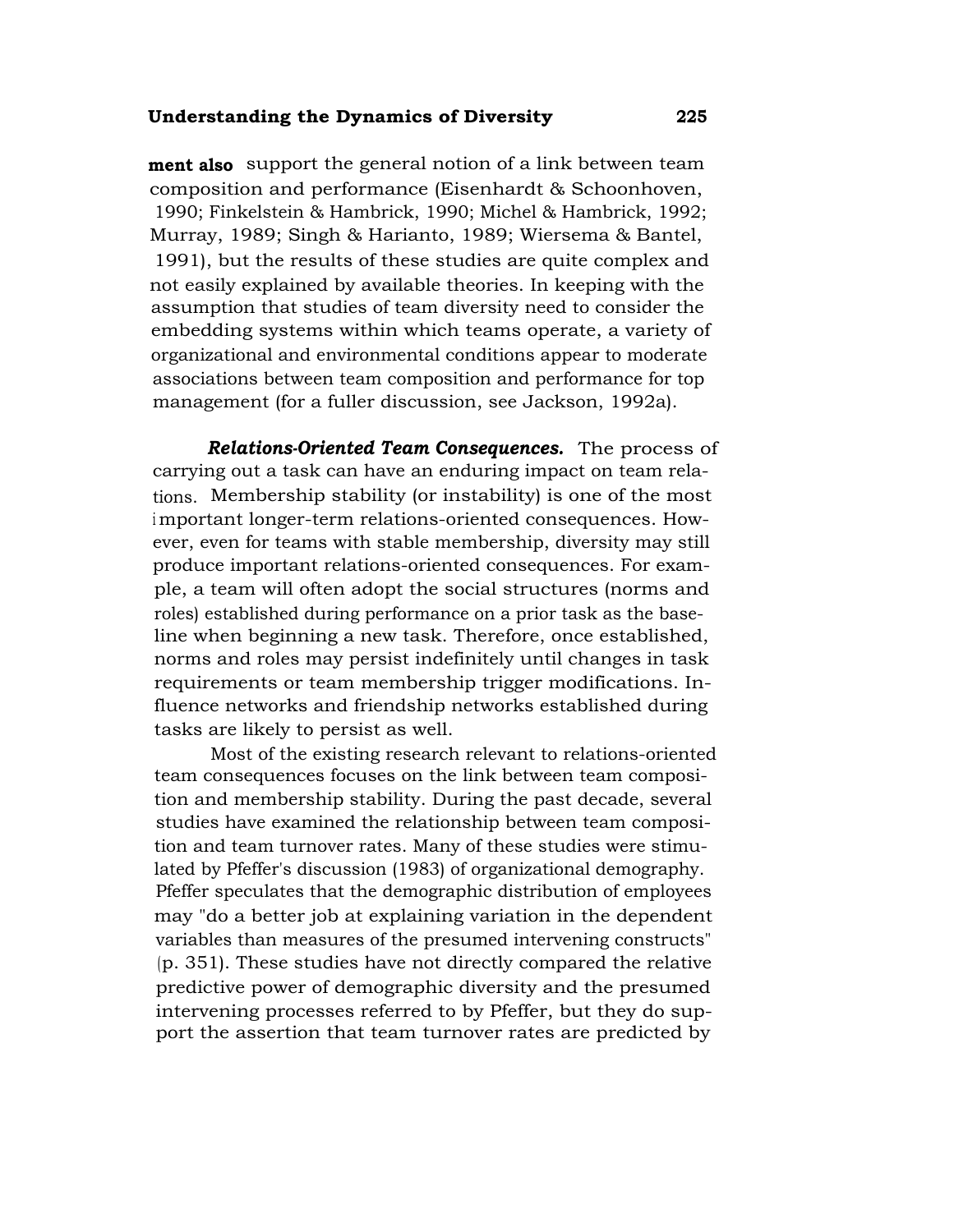ment also support the general notion of a link between team composition and performance (Eisenhardt & Schoonhoven, 1990; Finkelstein & Hambrick, 1990; Michel & Hambrick, 1992; Murray, 1989; Singh & Harianto, 1989; Wiersema & Bantel, 1991), but the results of these studies are quite complex and not easily explained by available theories. In keeping with the assumption that studies of team diversity need to consider the embedding systems within which teams operate, a variety of organizational and environmental conditions appear to moderate associations between team composition and performance for top management (for a fuller discussion, see Jackson, 1992a).

***Relations-Oriented Team Consequences.*** The process of carrying out a task can have an enduring impact on team relations. Membership stability (or instability) is one of the most important longer-term relations-oriented consequences. However, even for teams with stable membership, diversity may still produce important relations-oriented consequences. For example, a team will often adopt the social structures (norms and roles) established during performance on a prior task as the baseline when beginning a new task. Therefore, once established, norms and roles may persist indefinitely until changes in task requirements or team membership trigger modifications. Influence networks and friendship networks established during tasks are likely to persist as well.

Most of the existing research relevant to relations-oriented team consequences focuses on the link between team composition and membership stability. During the past decade, several studies have examined the relationship between team composition and team turnover rates. Many of these studies were stimulated by Pfeffer's discussion (1983) of organizational demography. Pfeffer speculates that the demographic distribution of employees may "do a better job at explaining variation in the dependent variables than measures of the presumed intervening constructs" (p. 351). These studies have not directly compared the relative predictive power of demographic diversity and the presumed intervening processes referred to by Pfeffer, but they do support the assertion that team turnover rates are predicted by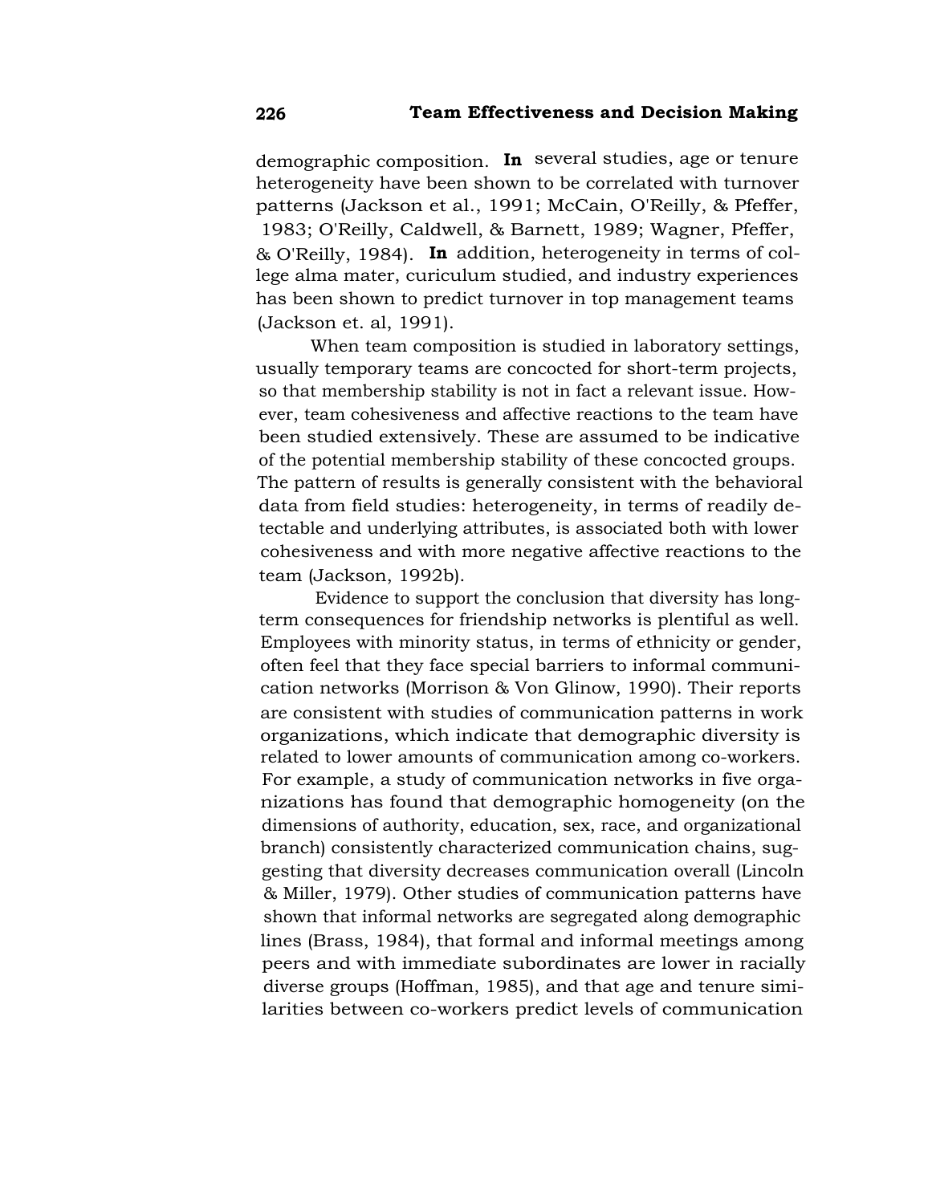demographic composition. In several studies, age or tenure heterogeneity have been shown to be correlated with turnover patterns (Jackson et al., 1991; McCain, O'Reilly, & Pfeffer, 1983; O'Reilly, Caldwell, & Barnett, 1989; Wagner, Pfeffer, & O'Reilly, 1984). In addition, heterogeneity in terms of college alma mater, curiculum studied, and industry experiences has been shown to predict turnover in top management teams (Jackson et. al, 1991).

When team composition is studied in laboratory settings, usually temporary teams are concocted for short-term projects, so that membership stability is not in fact a relevant issue. However, team cohesiveness and affective reactions to the team have been studied extensively. These are assumed to be indicative of the potential membership stability of these concocted groups. The pattern of results is generally consistent with the behavioral data from field studies: heterogeneity, in terms of readily detectable and underlying attributes, is associated both with lower cohesiveness and with more negative affective reactions to the team (Jackson, 1992b).

Evidence to support the conclusion that diversity has long-term consequences for friendship networks is plentiful as well. Employees with minority status, in terms of ethnicity or gender, often feel that they face special barriers to informal communication networks (Morrison & Von Glinow, 1990). Their reports are consistent with studies of communication patterns in work organizations, which indicate that demographic diversity is related to lower amounts of communication among co-workers. For example, a study of communication networks in five organizations has found that demographic homogeneity (on the dimensions of authority, education, sex, race, and organizational branch) consistently characterized communication chains, suggesting that diversity decreases communication overall (Lincoln & Miller, 1979). Other studies of communication patterns have shown that informal networks are segregated along demographic lines (Brass, 1984), that formal and informal meetings among peers and with immediate subordinates are lower in racially diverse groups (Hoffman, 1985), and that age and tenure similarities between co-workers predict levels of communication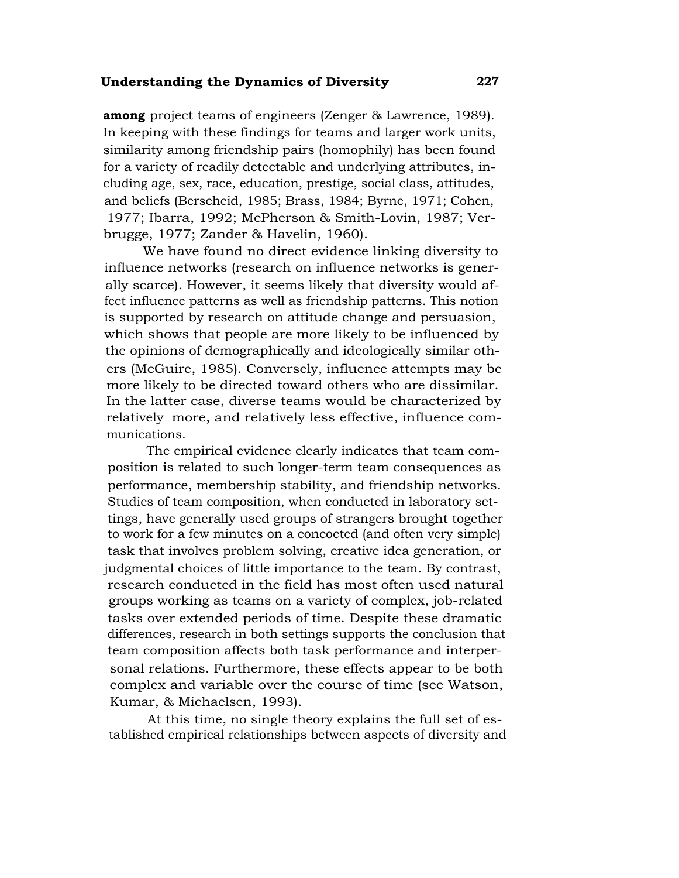**among** project teams of engineers (Zenger & Lawrence, 1989). In keeping with these findings for teams and larger work units, similarity among friendship pairs (homophily) has been found for a variety of readily detectable and underlying attributes, including age, sex, race, education, prestige, social class, attitudes, and beliefs (Berscheid, 1985; Brass, 1984; Byrne, 1971; Cohen, 1977; Ibarra, 1992; McPherson & Smith-Lovin, 1987; Verbrugge, 1977; Zander & Havelin, 1960).

We have found no direct evidence linking diversity to influence networks (research on influence networks is generally scarce). However, it seems likely that diversity would affect influence patterns as well as friendship patterns. This notion is supported by research on attitude change and persuasion, which shows that people are more likely to be influenced by the opinions of demographically and ideologically similar others (McGuire, 1985). Conversely, influence attempts may be more likely to be directed toward others who are dissimilar. In the latter case, diverse teams would be characterized by relatively more, and relatively less effective, influence communications.

The empirical evidence clearly indicates that team composition is related to such longer-term team consequences as performance, membership stability, and friendship networks. Studies of team composition, when conducted in laboratory settings, have generally used groups of strangers brought together to work for a few minutes on a concocted (and often very simple) task that involves problem solving, creative idea generation, or judgmental choices of little importance to the team. By contrast, research conducted in the field has most often used natural groups working as teams on a variety of complex, job-related tasks over extended periods of time. Despite these dramatic differences, research in both settings supports the conclusion that team composition affects both task performance and interpersonal relations. Furthermore, these effects appear to be both complex and variable over the course of time (see Watson, Kumar, & Michaelsen, 1993).

At this time, no single theory explains the full set of established empirical relationships between aspects of diversity and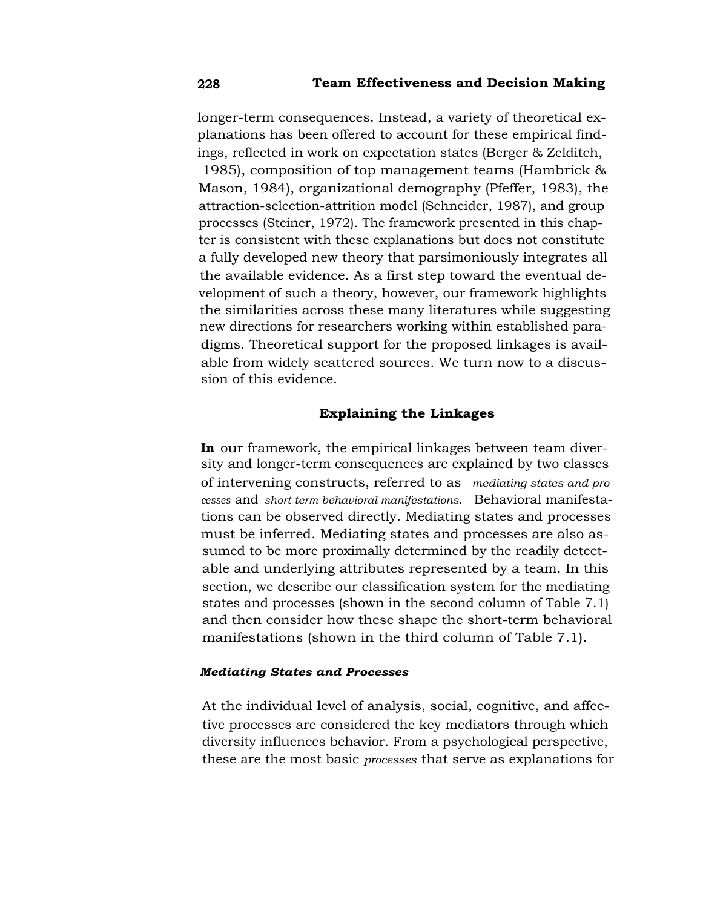longer-term consequences. Instead, a variety of theoretical explanations has been offered to account for these empirical findings, reflected in work on expectation states (Berger & Zelditch, 1985), composition of top management teams (Hambrick & Mason, 1984), organizational demography (Pfeffer, 1983), the attraction-selection-attrition model (Schneider, 1987), and group processes (Steiner, 1972). The framework presented in this chapter is consistent with these explanations but does not constitute a fully developed new theory that parsimoniously integrates all the available evidence. As a first step toward the eventual development of such a theory, however, our framework highlights the similarities across these many literatures while suggesting new directions for researchers working within established paradigms. Theoretical support for the proposed linkages is available from widely scattered sources. We turn now to a discussion of this evidence.

## Explaining the Linkages

**In** our framework, the empirical linkages between team diversity and longer-term consequences are explained by two classes of intervening constructs, referred to as *mediating states and processes* and *short-term behavioral manifestations.* Behavioral manifestations can be observed directly. Mediating states and processes must be inferred. Mediating states and processes are also assumed to be more proximally determined by the readily detectable and underlying attributes represented by a team. In this section, we describe our classification system for the mediating states and processes (shown in the second column of Table 7.1) and then consider how these shape the short-term behavioral manifestations (shown in the third column of Table 7.1).

### *Mediating States and Processes*

At the individual level of analysis, social, cognitive, and affective processes are considered the key mediators through which diversity influences behavior. From a psychological perspective, these are the most basic *processes* that serve as explanations for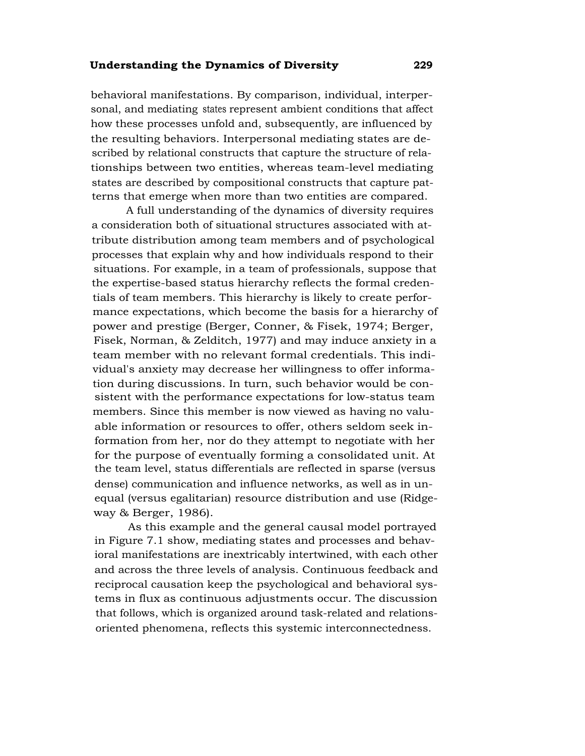behavioral manifestations. By comparison, individual, interpersonal, and mediating states represent ambient conditions that affect how these processes unfold and, subsequently, are influenced by the resulting behaviors. Interpersonal mediating states are described by relational constructs that capture the structure of relationships between two entities, whereas team-level mediating states are described by compositional constructs that capture patterns that emerge when more than two entities are compared.

A full understanding of the dynamics of diversity requires a consideration both of situational structures associated with attribute distribution among team members and of psychological processes that explain why and how individuals respond to their situations. For example, in a team of professionals, suppose that the expertise-based status hierarchy reflects the formal credentials of team members. This hierarchy is likely to create performance expectations, which become the basis for a hierarchy of power and prestige (Berger, Conner, & Fisek, 1974; Berger, Fisek, Norman, & Zelditch, 1977) and may induce anxiety in a team member with no relevant formal credentials. This individual's anxiety may decrease her willingness to offer information during discussions. In turn, such behavior would be consistent with the performance expectations for low-status team members. Since this member is now viewed as having no valuable information or resources to offer, others seldom seek information from her, nor do they attempt to negotiate with her for the purpose of eventually forming a consolidated unit. At the team level, status differentials are reflected in sparse (versus dense) communication and influence networks, as well as in unequal (versus egalitarian) resource distribution and use (Ridgeway & Berger, 1986).

As this example and the general causal model portrayed in Figure 7.1 show, mediating states and processes and behavioral manifestations are inextricably intertwined, with each other and across the three levels of analysis. Continuous feedback and reciprocal causation keep the psychological and behavioral systems in flux as continuous adjustments occur. The discussion that follows, which is organized around task-related and relations-oriented phenomena, reflects this systemic interconnectedness.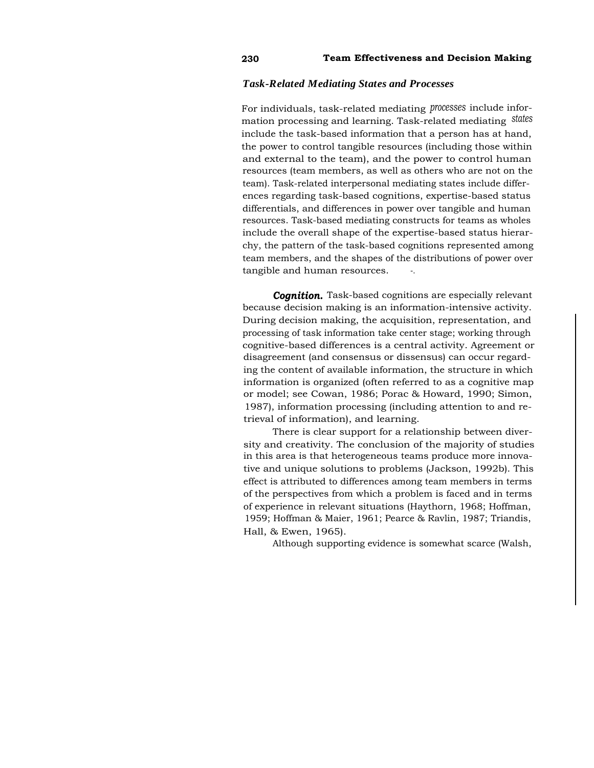### *Task-Related Mediating States and Processes*

For individuals, task-related mediating *processes* include information processing and learning. Task-related mediating *states* include the task-based information that a person has at hand, the power to control tangible resources (including those within and external to the team), and the power to control human resources (team members, as well as others who are not on the team). Task-related interpersonal mediating states include differences regarding task-based cognitions, expertise-based status differentials, and differences in power over tangible and human resources. Task-based mediating constructs for teams as wholes include the overall shape of the expertise-based status hierarchy, the pattern of the task-based cognitions represented among team members, and the shapes of the distributions of power over tangible and human resources.

***Cognition.*** Task-based cognitions are especially relevant because decision making is an information-intensive activity. During decision making, the acquisition, representation, and processing of task information take center stage; working through cognitive-based differences is a central activity. Agreement or disagreement (and consensus or dissensus) can occur regarding the content of available information, the structure in which information is organized (often referred to as a cognitive map or model; see Cowan, 1986; Porac & Howard, 1990; Simon, 1987), information processing (including attention to and retrieval of information), and learning.

There is clear support for a relationship between diversity and creativity. The conclusion of the majority of studies in this area is that heterogeneous teams produce more innovative and unique solutions to problems (Jackson, 1992b). This effect is attributed to differences among team members in terms of the perspectives from which a problem is faced and in terms of experience in relevant situations (Haythorn, 1968; Hoffman, 1959; Hoffman & Maier, 1961; Pearce & Ravlin, 1987; Triandis, Hall, & Ewen, 1965).

Although supporting evidence is somewhat scarce (Walsh,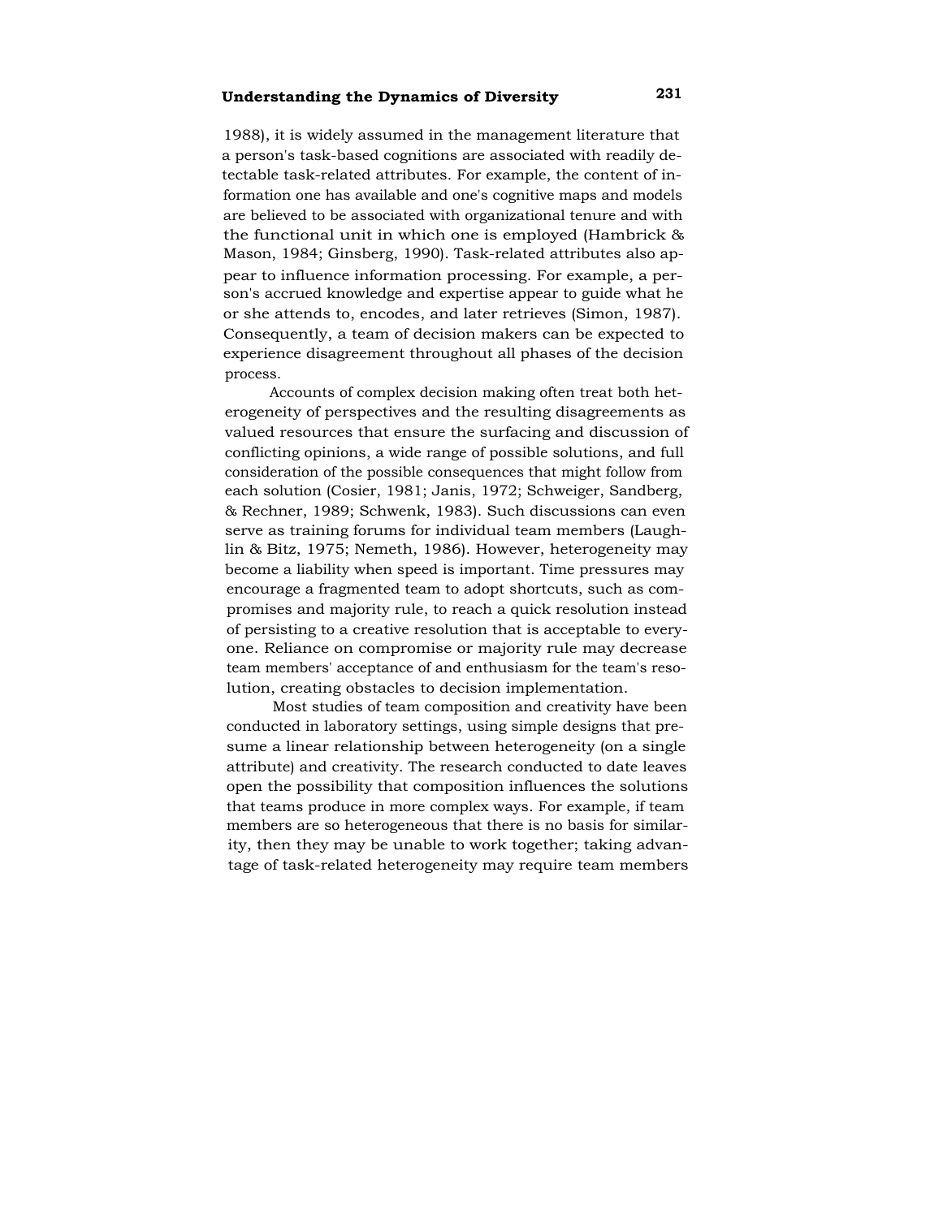1988), it is widely assumed in the management literature that a person's task-based cognitions are associated with readily detectable task-related attributes. For example, the content of information one has available and one's cognitive maps and models are believed to be associated with organizational tenure and with the functional unit in which one is employed (Hambrick & Mason, 1984; Ginsberg, 1990). Task-related attributes also appear to influence information processing. For example, a person's accrued knowledge and expertise appear to guide what he or she attends to, encodes, and later retrieves (Simon, 1987). Consequently, a team of decision makers can be expected to experience disagreement throughout all phases of the decision process.

Accounts of complex decision making often treat both heterogeneity of perspectives and the resulting disagreements as valued resources that ensure the surfacing and discussion of conflicting opinions, a wide range of possible solutions, and full consideration of the possible consequences that might follow from each solution (Cosier, 1981; Janis, 1972; Schweiger, Sandberg, & Rechner, 1989; Schwenk, 1983). Such discussions can even serve as training forums for individual team members (Laughlin & Bitz, 1975; Nemeth, 1986). However, heterogeneity may become a liability when speed is important. Time pressures may encourage a fragmented team to adopt shortcuts, such as compromises and majority rule, to reach a quick resolution instead of persisting to a creative resolution that is acceptable to everyone. Reliance on compromise or majority rule may decrease team members' acceptance of and enthusiasm for the team's resolution, creating obstacles to decision implementation.

Most studies of team composition and creativity have been conducted in laboratory settings, using simple designs that presume a linear relationship between heterogeneity (on a single attribute) and creativity. The research conducted to date leaves open the possibility that composition influences the solutions that teams produce in more complex ways. For example, if team members are so heterogeneous that there is no basis for similarity, then they may be unable to work together; taking advantage of task-related heterogeneity may require team members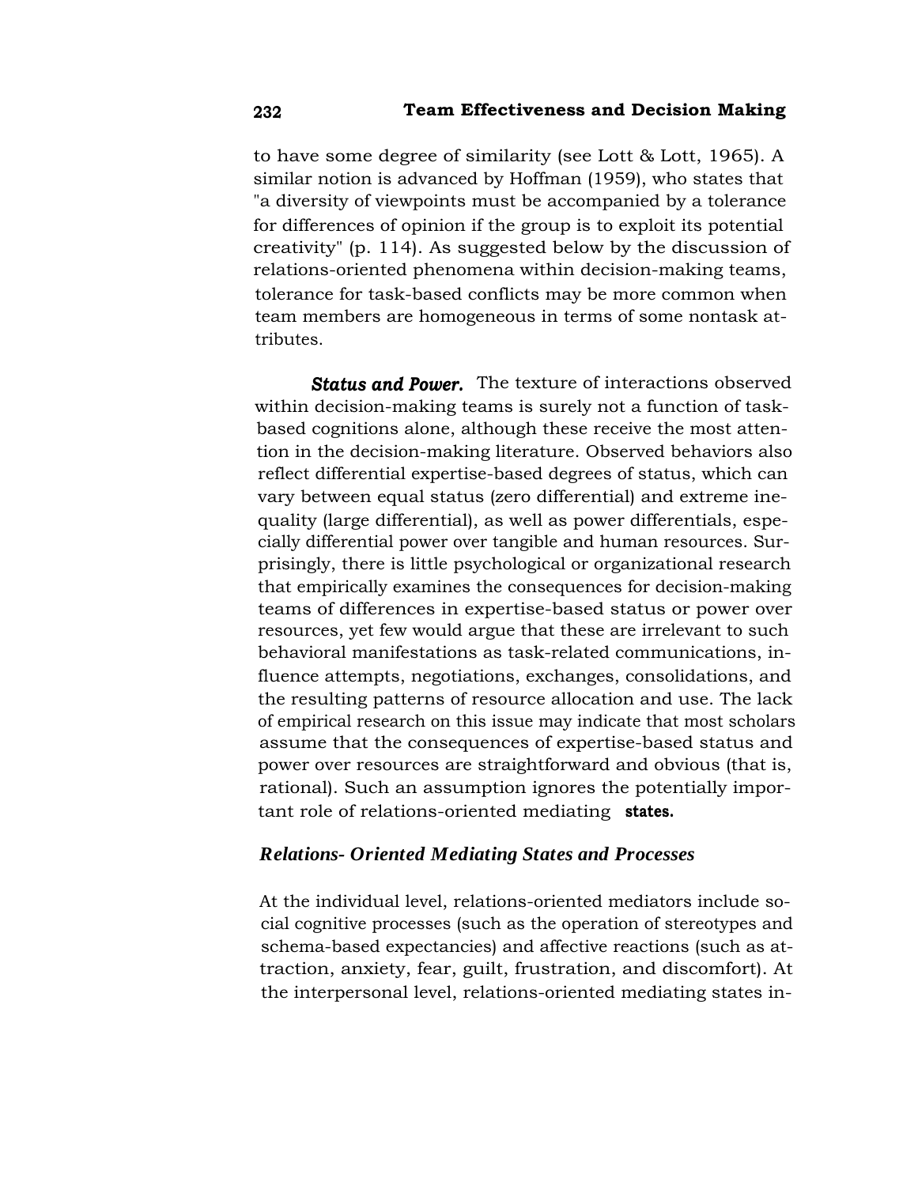to have some degree of similarity (see Lott & Lott, 1965). A similar notion is advanced by Hoffman (1959), who states that "a diversity of viewpoints must be accompanied by a tolerance for differences of opinion if the group is to exploit its potential creativity" (p. 114). As suggested below by the discussion of relations-oriented phenomena within decision-making teams, tolerance for task-based conflicts may be more common when team members are homogeneous in terms of some nontask attributes.

***Status and Power.*** The texture of interactions observed within decision-making teams is surely not a function of task-based cognitions alone, although these receive the most attention in the decision-making literature. Observed behaviors also reflect differential expertise-based degrees of status, which can vary between equal status (zero differential) and extreme inequality (large differential), as well as power differentials, especially differential power over tangible and human resources. Surprisingly, there is little psychological or organizational research that empirically examines the consequences for decision-making teams of differences in expertise-based status or power over resources, yet few would argue that these are irrelevant to such behavioral manifestations as task-related communications, influence attempts, negotiations, exchanges, consolidations, and the resulting patterns of resource allocation and use. The lack of empirical research on this issue may indicate that most scholars assume that the consequences of expertise-based status and power over resources are straightforward and obvious (that is, rational). Such an assumption ignores the potentially important role of relations-oriented mediating states.

### *Relations- Oriented Mediating States and Processes*

At the individual level, relations-oriented mediators include social cognitive processes (such as the operation of stereotypes and schema-based expectancies) and affective reactions (such as attraction, anxiety, fear, guilt, frustration, and discomfort). At the interpersonal level, relations-oriented mediating states in-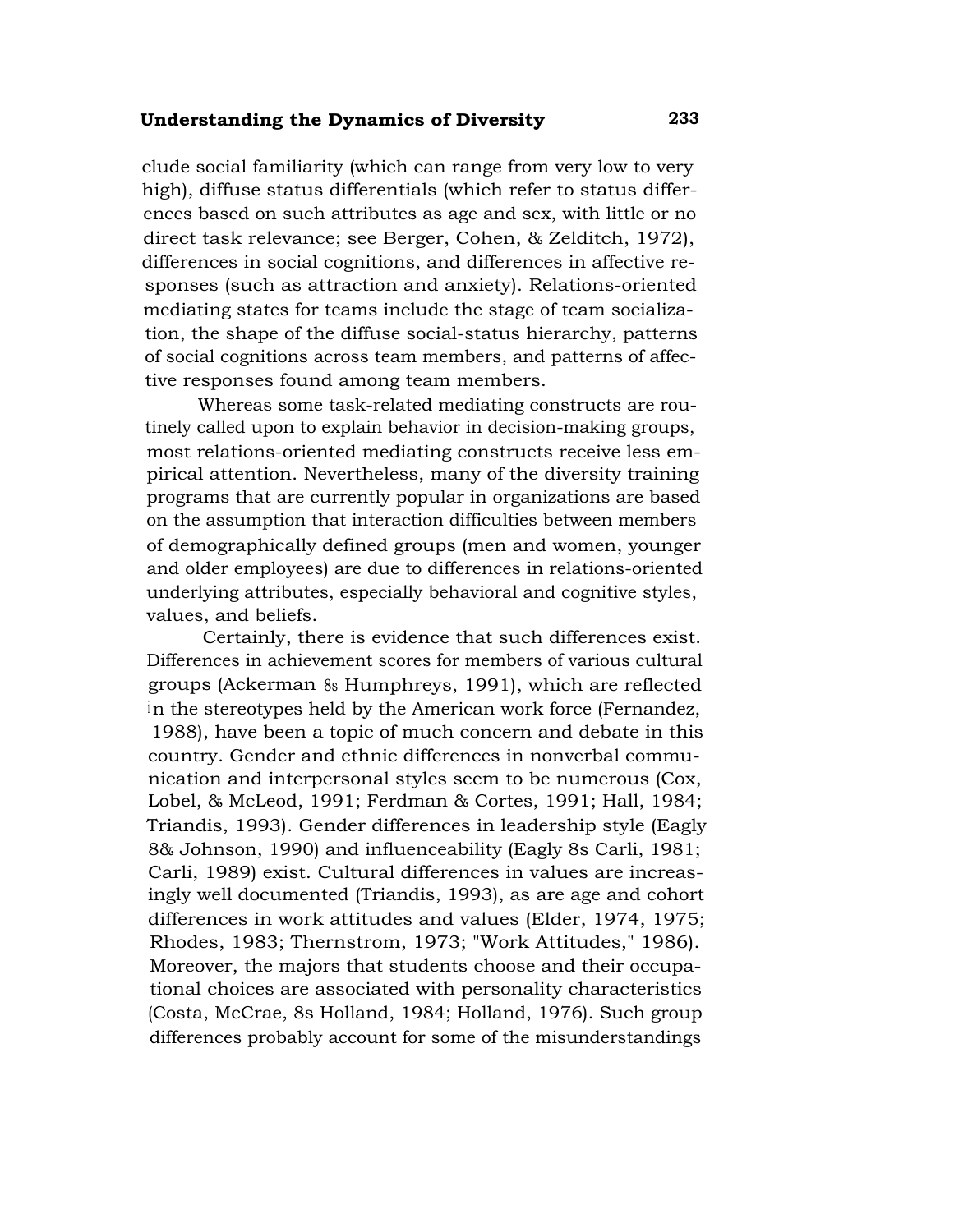clude social familiarity (which can range from very low to very high), diffuse status differentials (which refer to status differences based on such attributes as age and sex, with little or no direct task relevance; see Berger, Cohen, & Zelditch, 1972), differences in social cognitions, and differences in affective responses (such as attraction and anxiety). Relations-oriented mediating states for teams include the stage of team socialization, the shape of the diffuse social-status hierarchy, patterns of social cognitions across team members, and patterns of affective responses found among team members.

Whereas some task-related mediating constructs are routinely called upon to explain behavior in decision-making groups, most relations-oriented mediating constructs receive less empirical attention. Nevertheless, many of the diversity training programs that are currently popular in organizations are based on the assumption that interaction difficulties between members of demographically defined groups (men and women, younger and older employees) are due to differences in relations-oriented underlying attributes, especially behavioral and cognitive styles, values, and beliefs.

Certainly, there is evidence that such differences exist. Differences in achievement scores for members of various cultural groups (Ackerman 8s Humphreys, 1991), which are reflected in the stereotypes held by the American work force (Fernandez, 1988), have been a topic of much concern and debate in this country. Gender and ethnic differences in nonverbal communication and interpersonal styles seem to be numerous (Cox, Lobel, & McLeod, 1991; Ferdman & Cortes, 1991; Hall, 1984; Triandis, 1993). Gender differences in leadership style (Eagly 8& Johnson, 1990) and influenceability (Eagly 8s Carli, 1981; Carli, 1989) exist. Cultural differences in values are increasingly well documented (Triandis, 1993), as are age and cohort differences in work attitudes and values (Elder, 1974, 1975; Rhodes, 1983; Thernstrom, 1973; "Work Attitudes," 1986). Moreover, the majors that students choose and their occupational choices are associated with personality characteristics (Costa, McCrae, 8s Holland, 1984; Holland, 1976). Such group differences probably account for some of the misunderstandings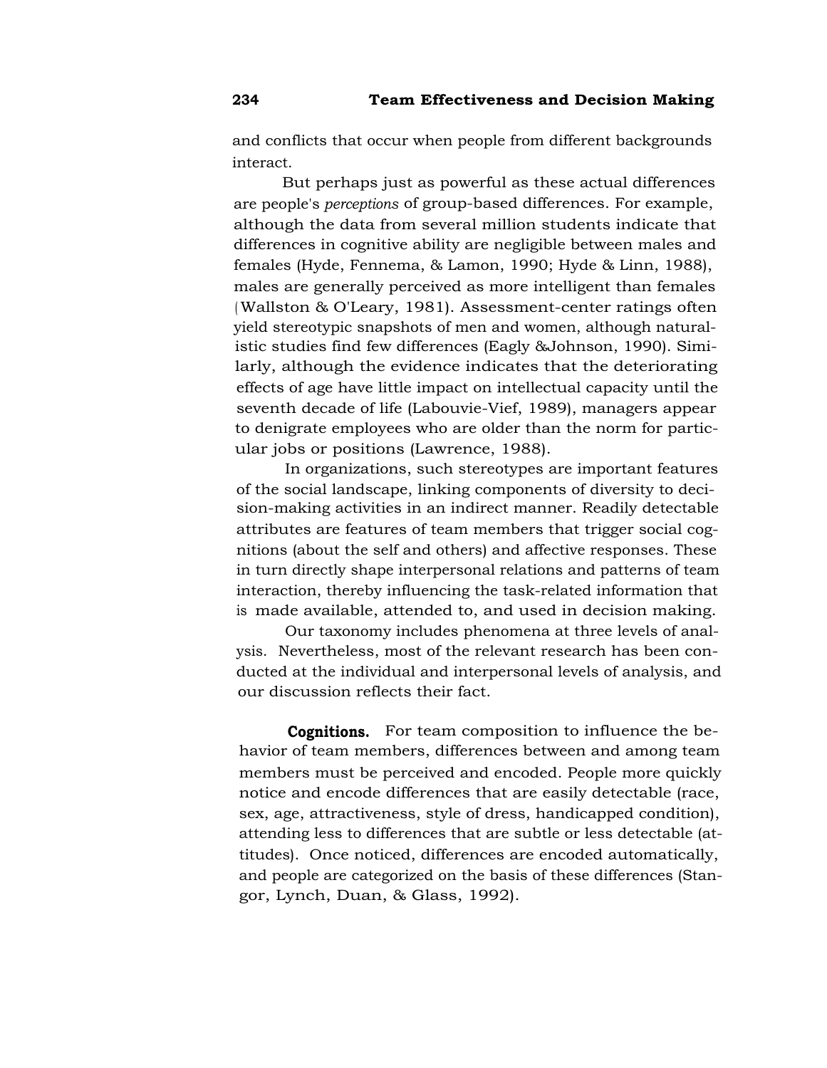and conflicts that occur when people from different backgrounds interact.

But perhaps just as powerful as these actual differences are people's *perceptions* of group-based differences. For example, although the data from several million students indicate that differences in cognitive ability are negligible between males and females (Hyde, Fennema, & Lamon, 1990; Hyde & Linn, 1988), males are generally perceived as more intelligent than females (Wallston & O'Leary, 1981). Assessment-center ratings often yield stereotypic snapshots of men and women, although naturalistic studies find few differences (Eagly &Johnson, 1990). Similarly, although the evidence indicates that the deteriorating effects of age have little impact on intellectual capacity until the seventh decade of life (Labouvie-Vief, 1989), managers appear to denigrate employees who are older than the norm for particular jobs or positions (Lawrence, 1988).

In organizations, such stereotypes are important features of the social landscape, linking components of diversity to decision-making activities in an indirect manner. Readily detectable attributes are features of team members that trigger social cognitions (about the self and others) and affective responses. These in turn directly shape interpersonal relations and patterns of team interaction, thereby influencing the task-related information that is made available, attended to, and used in decision making.

Our taxonomy includes phenomena at three levels of analysis. Nevertheless, most of the relevant research has been conducted at the individual and interpersonal levels of analysis, and our discussion reflects their fact.

**Cognitions.** For team composition to influence the behavior of team members, differences between and among team members must be perceived and encoded. People more quickly notice and encode differences that are easily detectable (race, sex, age, attractiveness, style of dress, handicapped condition), attending less to differences that are subtle or less detectable (attitudes). Once noticed, differences are encoded automatically, and people are categorized on the basis of these differences (Stangor, Lynch, Duan, & Glass, 1992).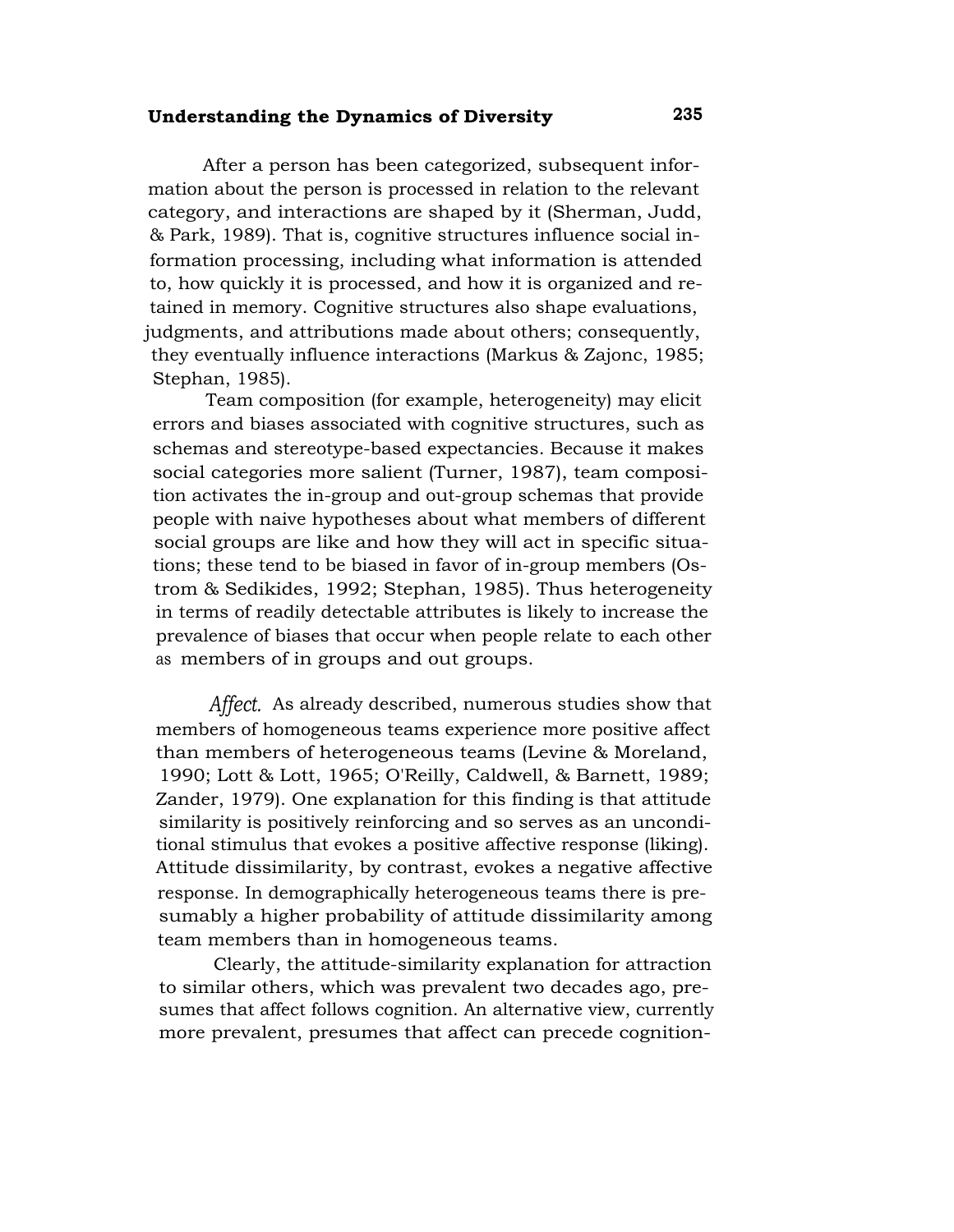After a person has been categorized, subsequent information about the person is processed in relation to the relevant category, and interactions are shaped by it (Sherman, Judd, & Park, 1989). That is, cognitive structures influence social information processing, including what information is attended to, how quickly it is processed, and how it is organized and retained in memory. Cognitive structures also shape evaluations, judgments, and attributions made about others; consequently, they eventually influence interactions (Markus & Zajonc, 1985; Stephan, 1985).

Team composition (for example, heterogeneity) may elicit errors and biases associated with cognitive structures, such as schemas and stereotype-based expectancies. Because it makes social categories more salient (Turner, 1987), team composition activates the in-group and out-group schemas that provide people with naive hypotheses about what members of different social groups are like and how they will act in specific situations; these tend to be biased in favor of in-group members (Ostrom & Sedikides, 1992; Stephan, 1985). Thus heterogeneity in terms of readily detectable attributes is likely to increase the prevalence of biases that occur when people relate to each other as members of in groups and out groups.

*Affect.* As already described, numerous studies show that members of homogeneous teams experience more positive affect than members of heterogeneous teams (Levine & Moreland, 1990; Lott & Lott, 1965; O'Reilly, Caldwell, & Barnett, 1989; Zander, 1979). One explanation for this finding is that attitude similarity is positively reinforcing and so serves as an unconditional stimulus that evokes a positive affective response (liking). Attitude dissimilarity, by contrast, evokes a negative affective response. In demographically heterogeneous teams there is presumably a higher probability of attitude dissimilarity among team members than in homogeneous teams.

Clearly, the attitude-similarity explanation for attraction to similar others, which was prevalent two decades ago, presumes that affect follows cognition. An alternative view, currently more prevalent, presumes that affect can precede cognition-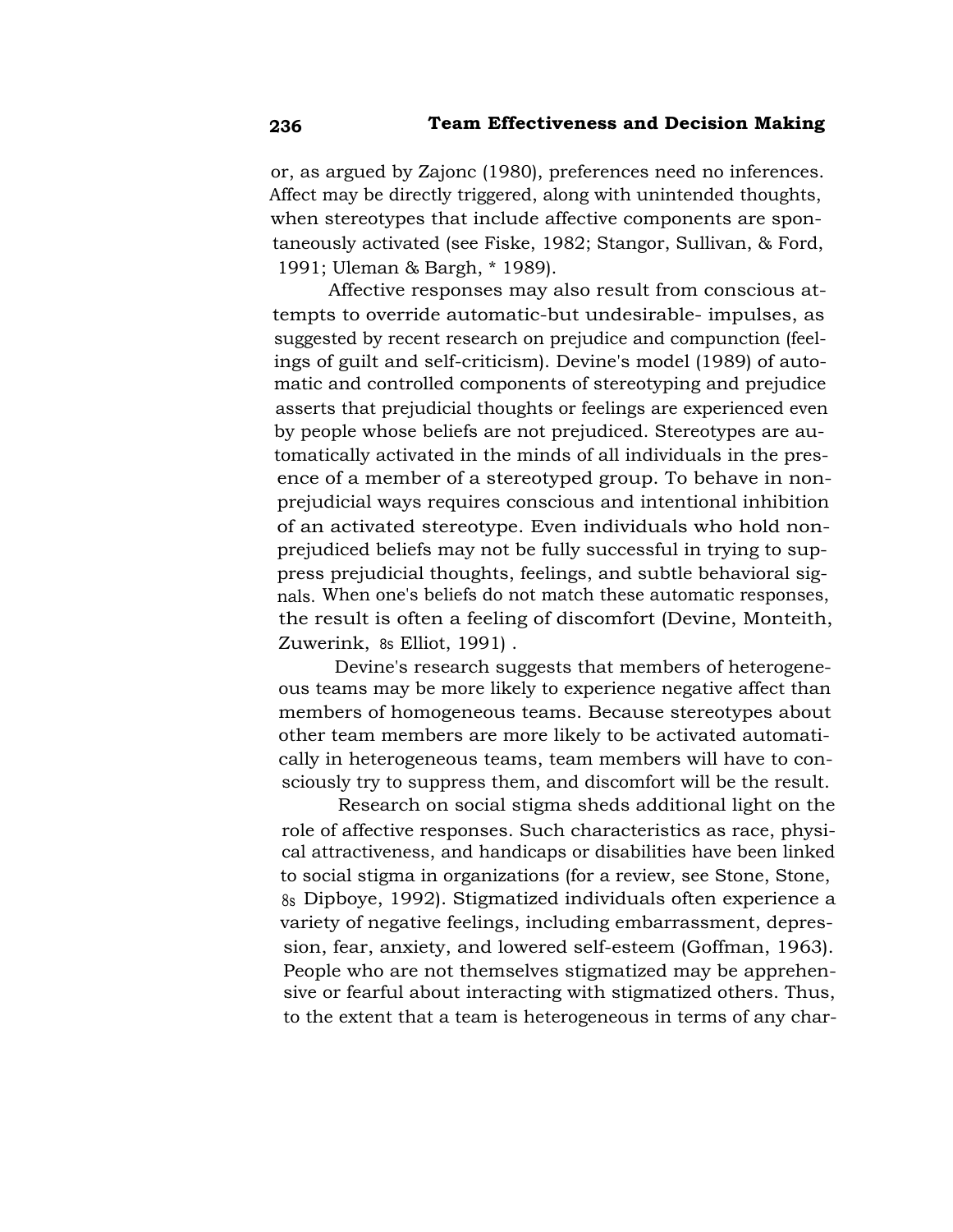or, as argued by Zajonc (1980), preferences need no inferences. Affect may be directly triggered, along with unintended thoughts, when stereotypes that include affective components are spontaneously activated (see Fiske, 1982; Stangor, Sullivan, & Ford, 1991; Uleman & Bargh, * 1989).

Affective responses may also result from conscious attempts to override automatic-but undesirable- impulses, as suggested by recent research on prejudice and compunction (feelings of guilt and self-criticism). Devine's model (1989) of automatic and controlled components of stereotyping and prejudice asserts that prejudicial thoughts or feelings are experienced even by people whose beliefs are not prejudiced. Stereotypes are automatically activated in the minds of all individuals in the presence of a member of a stereotyped group. To behave in nonprejudicial ways requires conscious and intentional inhibition of an activated stereotype. Even individuals who hold nonprejudiced beliefs may not be fully successful in trying to suppress prejudicial thoughts, feelings, and subtle behavioral signals. When one's beliefs do not match these automatic responses, the result is often a feeling of discomfort (Devine, Monteith, Zuwerink, 8s Elliot, 1991) .

Devine's research suggests that members of heterogeneous teams may be more likely to experience negative affect than members of homogeneous teams. Because stereotypes about other team members are more likely to be activated automatically in heterogeneous teams, team members will have to consciously try to suppress them, and discomfort will be the result.

Research on social stigma sheds additional light on the role of affective responses. Such characteristics as race, physical attractiveness, and handicaps or disabilities have been linked to social stigma in organizations (for a review, see Stone, Stone, 8s Dipboye, 1992). Stigmatized individuals often experience a variety of negative feelings, including embarrassment, depression, fear, anxiety, and lowered self-esteem (Goffman, 1963). People who are not themselves stigmatized may be apprehensive or fearful about interacting with stigmatized others. Thus, to the extent that a team is heterogeneous in terms of any char-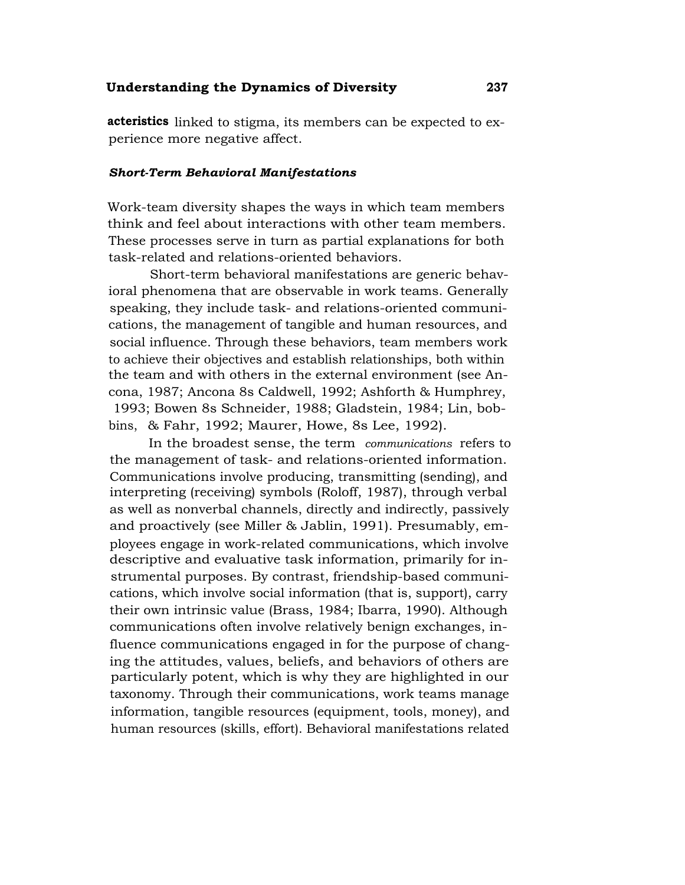acteristics linked to stigma, its members can be expected to experience more negative affect.

### *Short-Term Behavioral Manifestations*

Work-team diversity shapes the ways in which team members think and feel about interactions with other team members. These processes serve in turn as partial explanations for both task-related and relations-oriented behaviors.

Short-term behavioral manifestations are generic behavioral phenomena that are observable in work teams. Generally speaking, they include task- and relations-oriented communications, the management of tangible and human resources, and social influence. Through these behaviors, team members work to achieve their objectives and establish relationships, both within the team and with others in the external environment (see Ancona, 1987; Ancona 8s Caldwell, 1992; Ashforth & Humphrey, 1993; Bowen 8s Schneider, 1988; Gladstein, 1984; Lin, bobbins, & Fahr, 1992; Maurer, Howe, 8s Lee, 1992).

In the broadest sense, the term *communications* refers to the management of task- and relations-oriented information. Communications involve producing, transmitting (sending), and interpreting (receiving) symbols (Roloff, 1987), through verbal as well as nonverbal channels, directly and indirectly, passively and proactively (see Miller & Jablin, 1991). Presumably, employees engage in work-related communications, which involve descriptive and evaluative task information, primarily for instrumental purposes. By contrast, friendship-based communications, which involve social information (that is, support), carry their own intrinsic value (Brass, 1984; Ibarra, 1990). Although communications often involve relatively benign exchanges, influence communications engaged in for the purpose of changing the attitudes, values, beliefs, and behaviors of others are particularly potent, which is why they are highlighted in our taxonomy. Through their communications, work teams manage information, tangible resources (equipment, tools, money), and human resources (skills, effort). Behavioral manifestations related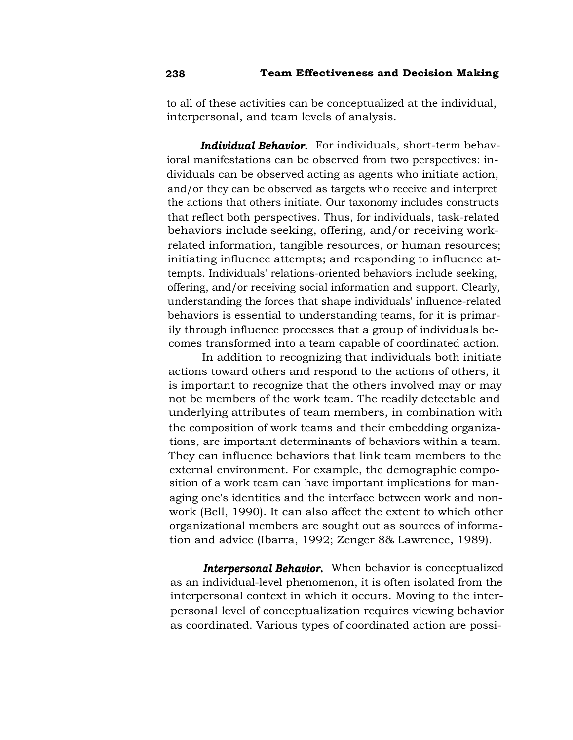to all of these activities can be conceptualized at the individual, interpersonal, and team levels of analysis.

***Individual Behavior.*** For individuals, short-term behavioral manifestations can be observed from two perspectives: individuals can be observed acting as agents who initiate action, and/or they can be observed as targets who receive and interpret the actions that others initiate. Our taxonomy includes constructs that reflect both perspectives. Thus, for individuals, task-related behaviors include seeking, offering, and/or receiving work-related information, tangible resources, or human resources; initiating influence attempts; and responding to influence attempts. Individuals' relations-oriented behaviors include seeking, offering, and/or receiving social information and support. Clearly, understanding the forces that shape individuals' influence-related behaviors is essential to understanding teams, for it is primarily through influence processes that a group of individuals becomes transformed into a team capable of coordinated action.

In addition to recognizing that individuals both initiate actions toward others and respond to the actions of others, it is important to recognize that the others involved may or may not be members of the work team. The readily detectable and underlying attributes of team members, in combination with the composition of work teams and their embedding organizations, are important determinants of behaviors within a team. They can influence behaviors that link team members to the external environment. For example, the demographic composition of a work team can have important implications for managing one's identities and the interface between work and nonwork (Bell, 1990). It can also affect the extent to which other organizational members are sought out as sources of information and advice (Ibarra, 1992; Zenger 8& Lawrence, 1989).

***Interpersonal Behavior.*** When behavior is conceptualized as an individual-level phenomenon, it is often isolated from the interpersonal context in which it occurs. Moving to the interpersonal level of conceptualization requires viewing behavior as coordinated. Various types of coordinated action are possi-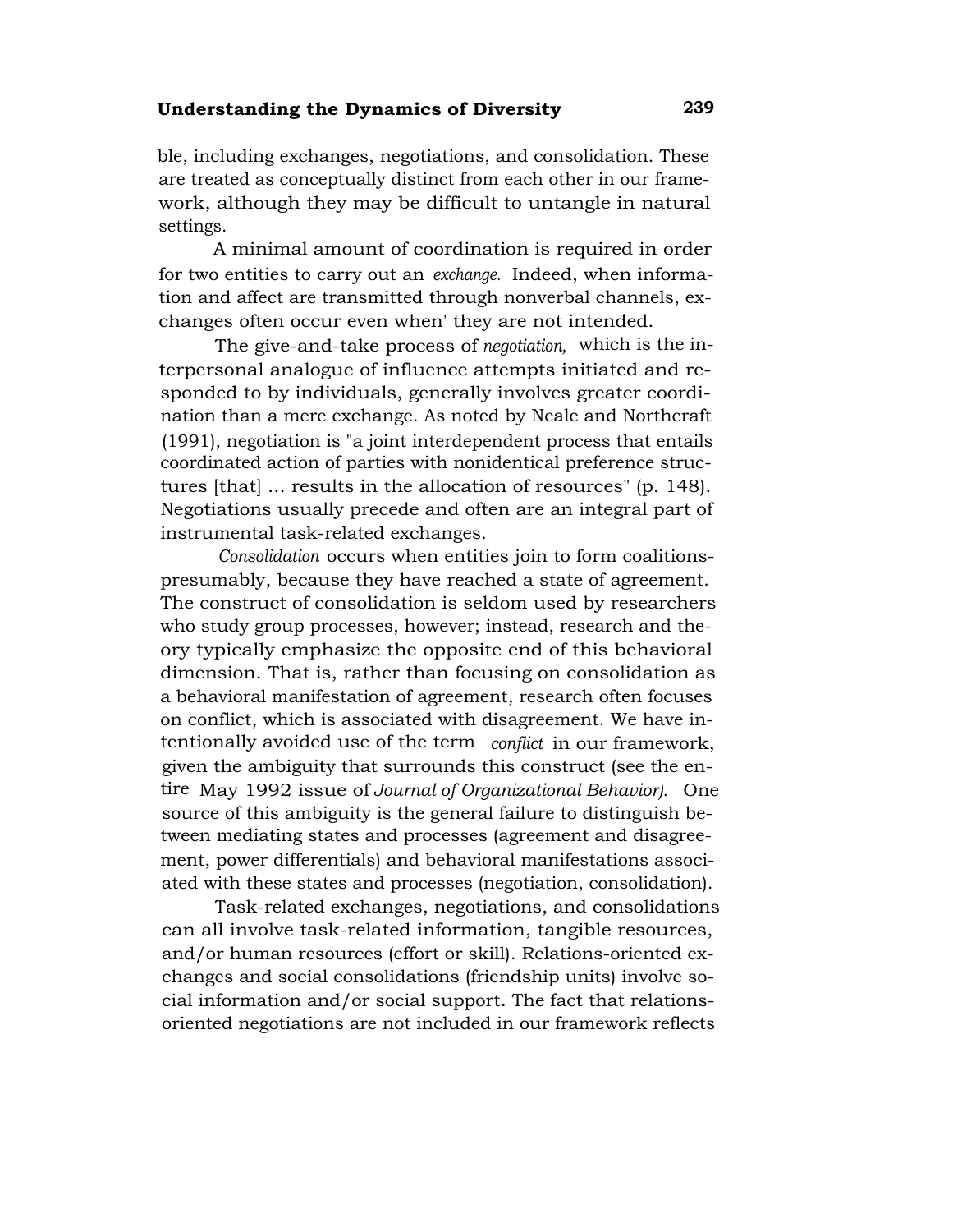ble, including exchanges, negotiations, and consolidation. These are treated as conceptually distinct from each other in our framework, although they may be difficult to untangle in natural settings.

A minimal amount of coordination is required in order for two entities to carry out an *exchange.* Indeed, when information and affect are transmitted through nonverbal channels, exchanges often occur even when' they are not intended.

The give-and-take process of *negotiation,* which is the interpersonal analogue of influence attempts initiated and responded to by individuals, generally involves greater coordination than a mere exchange. As noted by Neale and Northcraft (1991), negotiation is "a joint interdependent process that entails coordinated action of parties with nonidentical preference structures [that] ... results in the allocation of resources" (p. 148). Negotiations usually precede and often are an integral part of instrumental task-related exchanges.

*Consolidation* occurs when entities join to form coalitions-presumably, because they have reached a state of agreement. The construct of consolidation is seldom used by researchers who study group processes, however; instead, research and theory typically emphasize the opposite end of this behavioral dimension. That is, rather than focusing on consolidation as a behavioral manifestation of agreement, research often focuses on conflict, which is associated with disagreement. We have intentionally avoided use of the term *conflict* in our framework, given the ambiguity that surrounds this construct (see the entire May 1992 issue of *Journal of Organizational Behavior).* One source of this ambiguity is the general failure to distinguish between mediating states and processes (agreement and disagreement, power differentials) and behavioral manifestations associated with these states and processes (negotiation, consolidation).

Task-related exchanges, negotiations, and consolidations can all involve task-related information, tangible resources, and/or human resources (effort or skill). Relations-oriented exchanges and social consolidations (friendship units) involve social information and/or social support. The fact that relations-oriented negotiations are not included in our framework reflects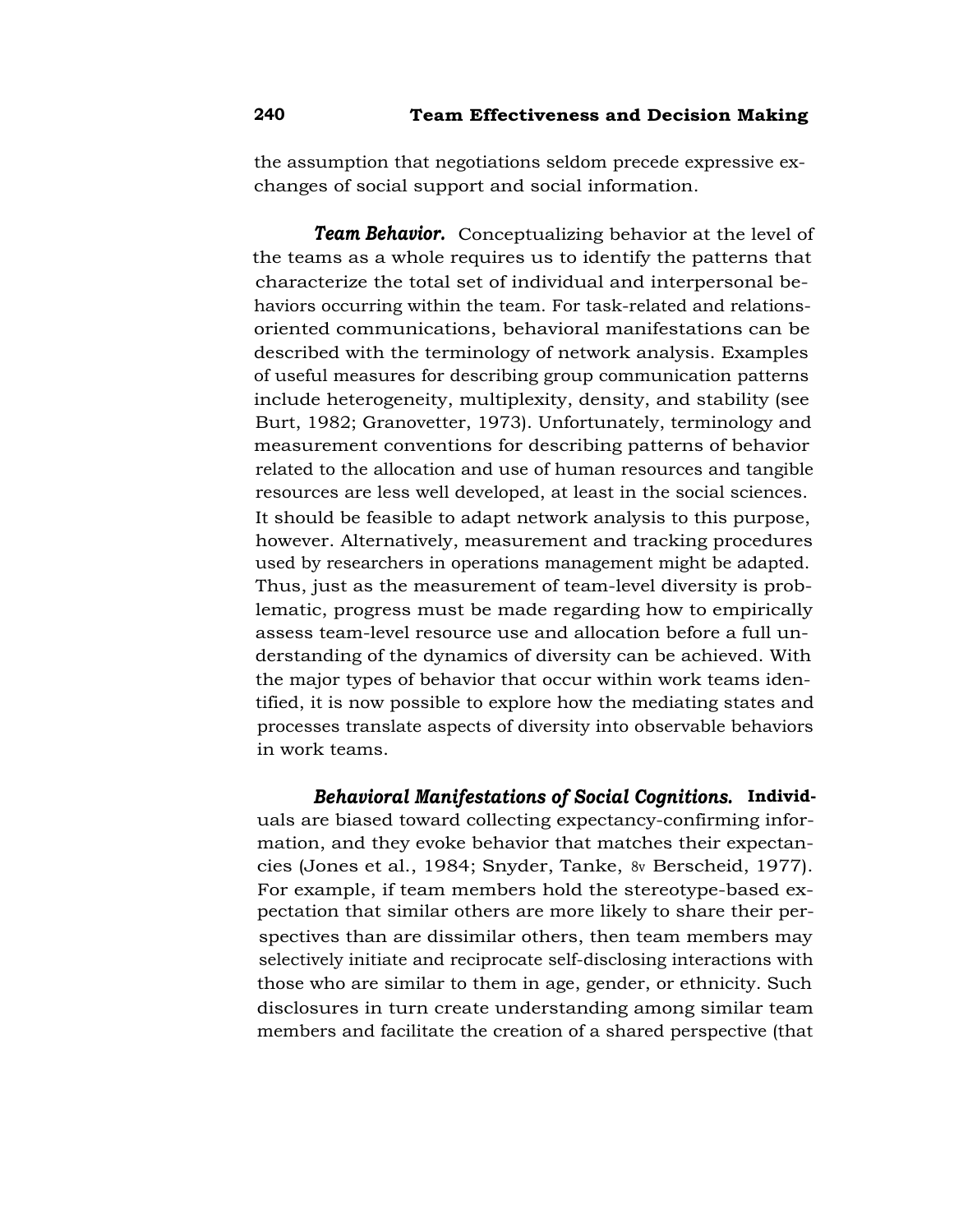the assumption that negotiations seldom precede expressive exchanges of social support and social information.

***Team Behavior.*** Conceptualizing behavior at the level of the teams as a whole requires us to identify the patterns that characterize the total set of individual and interpersonal behaviors occurring within the team. For task-related and relations-oriented communications, behavioral manifestations can be described with the terminology of network analysis. Examples of useful measures for describing group communication patterns include heterogeneity, multiplexity, density, and stability (see Burt, 1982; Granovetter, 1973). Unfortunately, terminology and measurement conventions for describing patterns of behavior related to the allocation and use of human resources and tangible resources are less well developed, at least in the social sciences. It should be feasible to adapt network analysis to this purpose, however. Alternatively, measurement and tracking procedures used by researchers in operations management might be adapted. Thus, just as the measurement of team-level diversity is problematic, progress must be made regarding how to empirically assess team-level resource use and allocation before a full understanding of the dynamics of diversity can be achieved. With the major types of behavior that occur within work teams identified, it is now possible to explore how the mediating states and processes translate aspects of diversity into observable behaviors in work teams.

***Behavioral Manifestations of Social Cognitions.*** Individuals are biased toward collecting expectancy-confirming information, and they evoke behavior that matches their expectancies (Jones et al., 1984; Snyder, Tanke, & Berscheid, 1977). For example, if team members hold the stereotype-based expectation that similar others are more likely to share their perspectives than are dissimilar others, then team members may selectively initiate and reciprocate self-disclosing interactions with those who are similar to them in age, gender, or ethnicity. Such disclosures in turn create understanding among similar team members and facilitate the creation of a shared perspective (that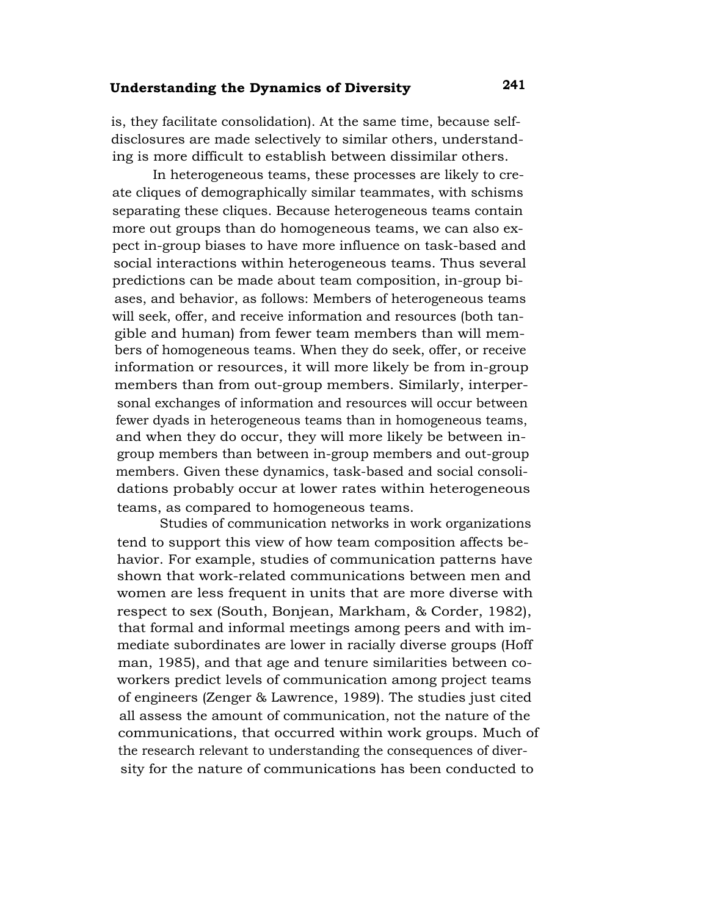is, they facilitate consolidation). At the same time, because self-disclosures are made selectively to similar others, understanding is more difficult to establish between dissimilar others.

In heterogeneous teams, these processes are likely to create cliques of demographically similar teammates, with schisms separating these cliques. Because heterogeneous teams contain more out groups than do homogeneous teams, we can also expect in-group biases to have more influence on task-based and social interactions within heterogeneous teams. Thus several predictions can be made about team composition, in-group biases, and behavior, as follows: Members of heterogeneous teams will seek, offer, and receive information and resources (both tangible and human) from fewer team members than will members of homogeneous teams. When they do seek, offer, or receive information or resources, it will more likely be from in-group members than from out-group members. Similarly, interpersonal exchanges of information and resources will occur between fewer dyads in heterogeneous teams than in homogeneous teams, and when they do occur, they will more likely be between in-group members than between in-group members and out-group members. Given these dynamics, task-based and social consolidations probably occur at lower rates within heterogeneous teams, as compared to homogeneous teams.

Studies of communication networks in work organizations tend to support this view of how team composition affects behavior. For example, studies of communication patterns have shown that work-related communications between men and women are less frequent in units that are more diverse with respect to sex (South, Bonjean, Markham, & Corder, 1982), that formal and informal meetings among peers and with immediate subordinates are lower in racially diverse groups (Hoffman, 1985), and that age and tenure similarities between coworkers predict levels of communication among project teams of engineers (Zenger & Lawrence, 1989). The studies just cited all assess the amount of communication, not the nature of the communications, that occurred within work groups. Much of the research relevant to understanding the consequences of diversity for the nature of communications has been conducted to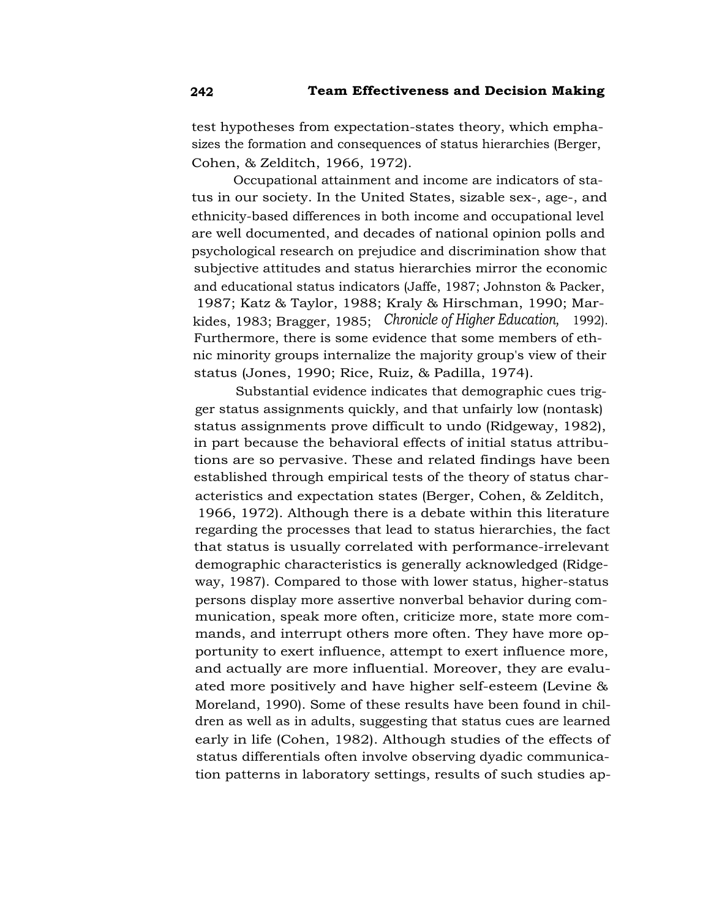test hypotheses from expectation-states theory, which emphasizes the formation and consequences of status hierarchies (Berger, Cohen, & Zelditch, 1966, 1972).

Occupational attainment and income are indicators of status in our society. In the United States, sizable sex-, age-, and ethnicity-based differences in both income and occupational level are well documented, and decades of national opinion polls and psychological research on prejudice and discrimination show that subjective attitudes and status hierarchies mirror the economic and educational status indicators (Jaffe, 1987; Johnston & Packer, 1987; Katz & Taylor, 1988; Kraly & Hirschman, 1990; Markides, 1983; Bragger, 1985; *Chronicle of Higher Education,* 1992). Furthermore, there is some evidence that some members of ethnic minority groups internalize the majority group's view of their status (Jones, 1990; Rice, Ruiz, & Padilla, 1974).

Substantial evidence indicates that demographic cues trigger status assignments quickly, and that unfairly low (nontask) status assignments prove difficult to undo (Ridgeway, 1982), in part because the behavioral effects of initial status attributions are so pervasive. These and related findings have been established through empirical tests of the theory of status characteristics and expectation states (Berger, Cohen, & Zelditch, 1966, 1972). Although there is a debate within this literature regarding the processes that lead to status hierarchies, the fact that status is usually correlated with performance-irrelevant demographic characteristics is generally acknowledged (Ridgeway, 1987). Compared to those with lower status, higher-status persons display more assertive nonverbal behavior during communication, speak more often, criticize more, state more commands, and interrupt others more often. They have more opportunity to exert influence, attempt to exert influence more, and actually are more influential. Moreover, they are evaluated more positively and have higher self-esteem (Levine & Moreland, 1990). Some of these results have been found in children as well as in adults, suggesting that status cues are learned early in life (Cohen, 1982). Although studies of the effects of status differentials often involve observing dyadic communication patterns in laboratory settings, results of such studies ap-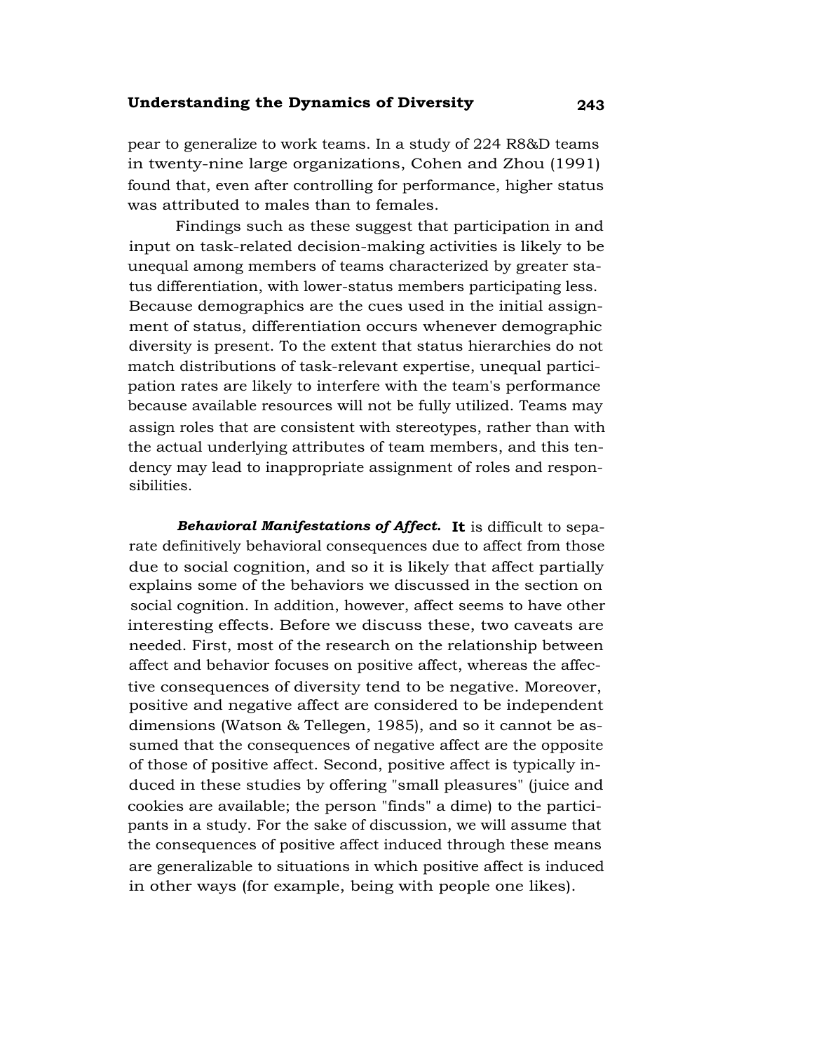pear to generalize to work teams. In a study of 224 R8&D teams in twenty-nine large organizations, Cohen and Zhou (1991) found that, even after controlling for performance, higher status was attributed to males than to females.

Findings such as these suggest that participation in and input on task-related decision-making activities is likely to be unequal among members of teams characterized by greater status differentiation, with lower-status members participating less. Because demographics are the cues used in the initial assignment of status, differentiation occurs whenever demographic diversity is present. To the extent that status hierarchies do not match distributions of task-relevant expertise, unequal participation rates are likely to interfere with the team's performance because available resources will not be fully utilized. Teams may assign roles that are consistent with stereotypes, rather than with the actual underlying attributes of team members, and this tendency may lead to inappropriate assignment of roles and responsibilities.

***Behavioral Manifestations of Affect.*** It is difficult to separate definitively behavioral consequences due to affect from those due to social cognition, and so it is likely that affect partially explains some of the behaviors we discussed in the section on social cognition. In addition, however, affect seems to have other interesting effects. Before we discuss these, two caveats are needed. First, most of the research on the relationship between affect and behavior focuses on positive affect, whereas the affective consequences of diversity tend to be negative. Moreover, positive and negative affect are considered to be independent dimensions (Watson & Tellegen, 1985), and so it cannot be assumed that the consequences of negative affect are the opposite of those of positive affect. Second, positive affect is typically induced in these studies by offering "small pleasures" (juice and cookies are available; the person "finds" a dime) to the participants in a study. For the sake of discussion, we will assume that the consequences of positive affect induced through these means are generalizable to situations in which positive affect is induced in other ways (for example, being with people one likes).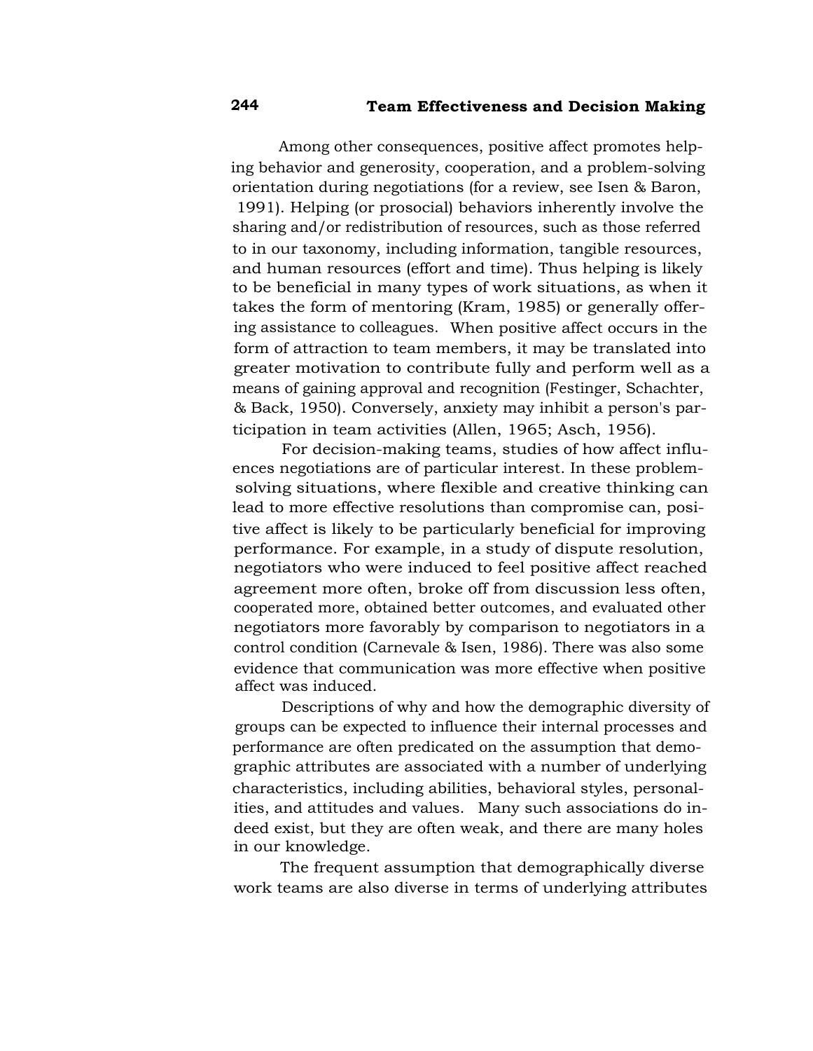Among other consequences, positive affect promotes helping behavior and generosity, cooperation, and a problem-solving orientation during negotiations (for a review, see Isen & Baron, 1991). Helping (or prosocial) behaviors inherently involve the sharing and/or redistribution of resources, such as those referred to in our taxonomy, including information, tangible resources, and human resources (effort and time). Thus helping is likely to be beneficial in many types of work situations, as when it takes the form of mentoring (Kram, 1985) or generally offering assistance to colleagues. When positive affect occurs in the form of attraction to team members, it may be translated into greater motivation to contribute fully and perform well as a means of gaining approval and recognition (Festinger, Schachter, & Back, 1950). Conversely, anxiety may inhibit a person's participation in team activities (Allen, 1965; Asch, 1956).

For decision-making teams, studies of how affect influences negotiations are of particular interest. In these problem-solving situations, where flexible and creative thinking can lead to more effective resolutions than compromise can, positive affect is likely to be particularly beneficial for improving performance. For example, in a study of dispute resolution, negotiators who were induced to feel positive affect reached agreement more often, broke off from discussion less often, cooperated more, obtained better outcomes, and evaluated other negotiators more favorably by comparison to negotiators in a control condition (Carnevale & Isen, 1986). There was also some evidence that communication was more effective when positive affect was induced.

Descriptions of why and how the demographic diversity of groups can be expected to influence their internal processes and performance are often predicated on the assumption that demographic attributes are associated with a number of underlying characteristics, including abilities, behavioral styles, personalities, and attitudes and values. Many such associations do indeed exist, but they are often weak, and there are many holes in our knowledge.

The frequent assumption that demographically diverse work teams are also diverse in terms of underlying attributes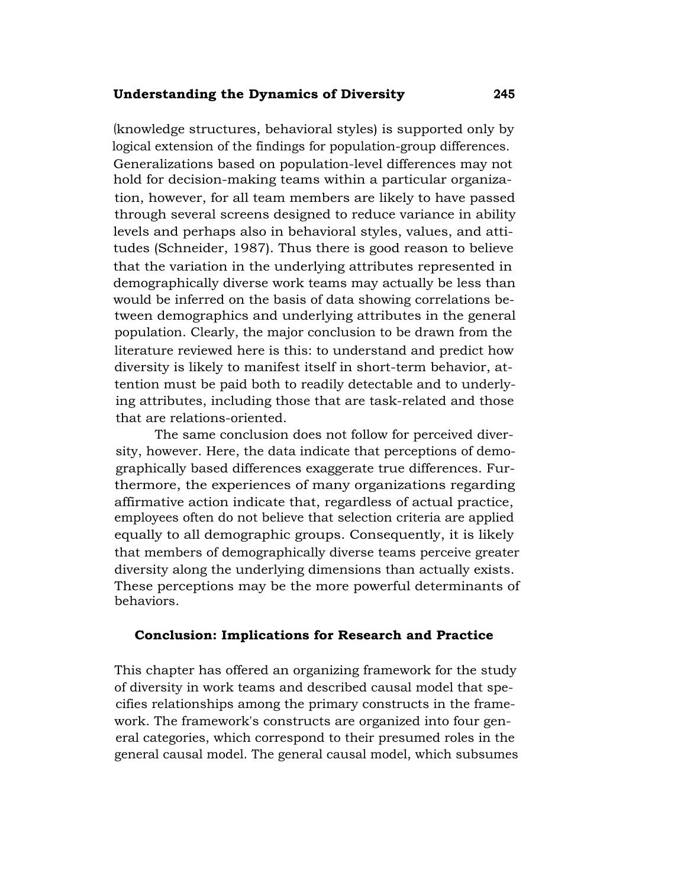(knowledge structures, behavioral styles) is supported only by logical extension of the findings for population-group differences. Generalizations based on population-level differences may not hold for decision-making teams within a particular organization, however, for all team members are likely to have passed through several screens designed to reduce variance in ability levels and perhaps also in behavioral styles, values, and attitudes (Schneider, 1987). Thus there is good reason to believe that the variation in the underlying attributes represented in demographically diverse work teams may actually be less than would be inferred on the basis of data showing correlations between demographics and underlying attributes in the general population. Clearly, the major conclusion to be drawn from the literature reviewed here is this: to understand and predict how diversity is likely to manifest itself in short-term behavior, attention must be paid both to readily detectable and to underlying attributes, including those that are task-related and those that are relations-oriented.

The same conclusion does not follow for perceived diversity, however. Here, the data indicate that perceptions of demographically based differences exaggerate true differences. Furthermore, the experiences of many organizations regarding affirmative action indicate that, regardless of actual practice, employees often do not believe that selection criteria are applied equally to all demographic groups. Consequently, it is likely that members of demographically diverse teams perceive greater diversity along the underlying dimensions than actually exists. These perceptions may be the more powerful determinants of behaviors.

## Conclusion: Implications for Research and Practice

This chapter has offered an organizing framework for the study of diversity in work teams and described causal model that specifies relationships among the primary constructs in the framework. The framework's constructs are organized into four general categories, which correspond to their presumed roles in the general causal model. The general causal model, which subsumes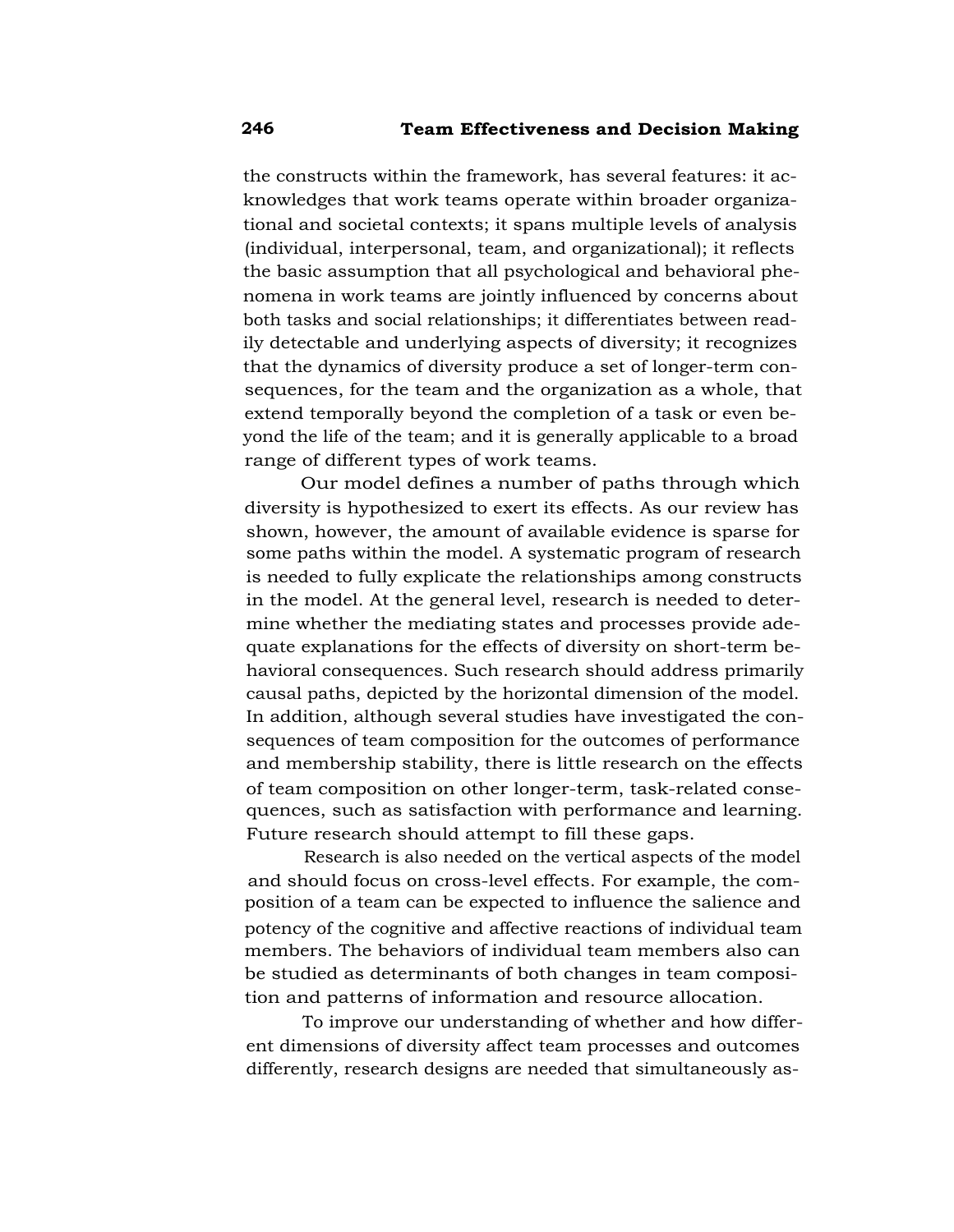the constructs within the framework, has several features: it acknowledges that work teams operate within broader organizational and societal contexts; it spans multiple levels of analysis (individual, interpersonal, team, and organizational); it reflects the basic assumption that all psychological and behavioral phenomena in work teams are jointly influenced by concerns about both tasks and social relationships; it differentiates between readily detectable and underlying aspects of diversity; it recognizes that the dynamics of diversity produce a set of longer-term consequences, for the team and the organization as a whole, that extend temporally beyond the completion of a task or even beyond the life of the team; and it is generally applicable to a broad range of different types of work teams.

Our model defines a number of paths through which diversity is hypothesized to exert its effects. As our review has shown, however, the amount of available evidence is sparse for some paths within the model. A systematic program of research is needed to fully explicate the relationships among constructs in the model. At the general level, research is needed to determine whether the mediating states and processes provide adequate explanations for the effects of diversity on short-term behavioral consequences. Such research should address primarily causal paths, depicted by the horizontal dimension of the model. In addition, although several studies have investigated the consequences of team composition for the outcomes of performance and membership stability, there is little research on the effects of team composition on other longer-term, task-related consequences, such as satisfaction with performance and learning. Future research should attempt to fill these gaps.

Research is also needed on the vertical aspects of the model and should focus on cross-level effects. For example, the composition of a team can be expected to influence the salience and potency of the cognitive and affective reactions of individual team members. The behaviors of individual team members also can be studied as determinants of both changes in team composition and patterns of information and resource allocation.

To improve our understanding of whether and how different dimensions of diversity affect team processes and outcomes differently, research designs are needed that simultaneously as-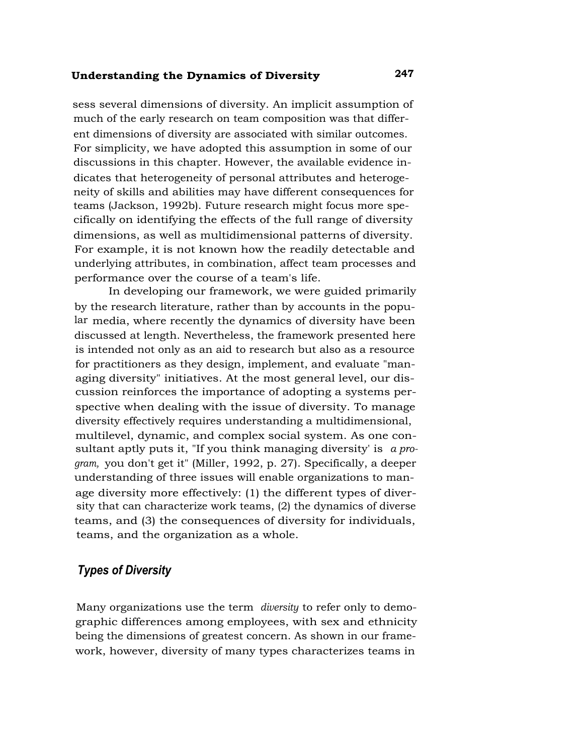sess several dimensions of diversity. An implicit assumption of much of the early research on team composition was that different dimensions of diversity are associated with similar outcomes. For simplicity, we have adopted this assumption in some of our discussions in this chapter. However, the available evidence indicates that heterogeneity of personal attributes and heterogeneity of skills and abilities may have different consequences for teams (Jackson, 1992b). Future research might focus more specifically on identifying the effects of the full range of diversity dimensions, as well as multidimensional patterns of diversity. For example, it is not known how the readily detectable and underlying attributes, in combination, affect team processes and performance over the course of a team's life.

In developing our framework, we were guided primarily by the research literature, rather than by accounts in the popular media, where recently the dynamics of diversity have been discussed at length. Nevertheless, the framework presented here is intended not only as an aid to research but also as a resource for practitioners as they design, implement, and evaluate "managing diversity" initiatives. At the most general level, our discussion reinforces the importance of adopting a systems perspective when dealing with the issue of diversity. To manage diversity effectively requires understanding a multidimensional, multilevel, dynamic, and complex social system. As one consultant aptly puts it, "If you think managing diversity' is *a program,* you don't get it" (Miller, 1992, p. 27). Specifically, a deeper understanding of three issues will enable organizations to manage diversity more effectively: (1) the different types of diversity that can characterize work teams, (2) the dynamics of diverse teams, and (3) the consequences of diversity for individuals, teams, and the organization as a whole.

## *Types of Diversity*

Many organizations use the term *diversity* to refer only to demographic differences among employees, with sex and ethnicity being the dimensions of greatest concern. As shown in our framework, however, diversity of many types characterizes teams in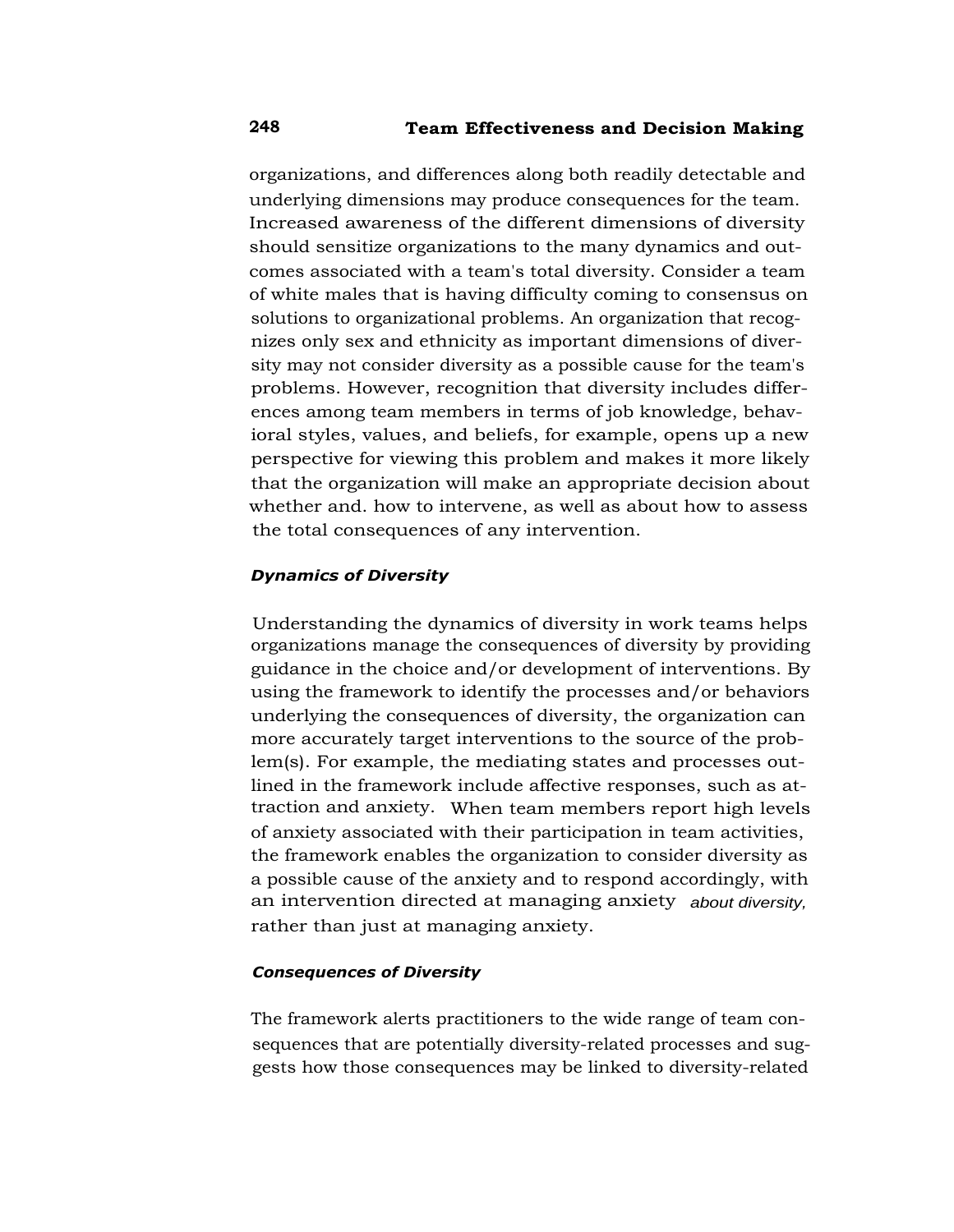organizations, and differences along both readily detectable and underlying dimensions may produce consequences for the team. Increased awareness of the different dimensions of diversity should sensitize organizations to the many dynamics and outcomes associated with a team's total diversity. Consider a team of white males that is having difficulty coming to consensus on solutions to organizational problems. An organization that recognizes only sex and ethnicity as important dimensions of diversity may not consider diversity as a possible cause for the team's problems. However, recognition that diversity includes differences among team members in terms of job knowledge, behavioral styles, values, and beliefs, for example, opens up a new perspective for viewing this problem and makes it more likely that the organization will make an appropriate decision about whether and. how to intervene, as well as about how to assess the total consequences of any intervention.

### *Dynamics of Diversity*

Understanding the dynamics of diversity in work teams helps organizations manage the consequences of diversity by providing guidance in the choice and/or development of interventions. By using the framework to identify the processes and/or behaviors underlying the consequences of diversity, the organization can more accurately target interventions to the source of the problem(s). For example, the mediating states and processes outlined in the framework include affective responses, such as attraction and anxiety. When team members report high levels of anxiety associated with their participation in team activities, the framework enables the organization to consider diversity as a possible cause of the anxiety and to respond accordingly, with an intervention directed at managing anxiety *about diversity,* rather than just at managing anxiety.

### *Consequences of Diversity*

The framework alerts practitioners to the wide range of team consequences that are potentially diversity-related processes and suggests how those consequences may be linked to diversity-related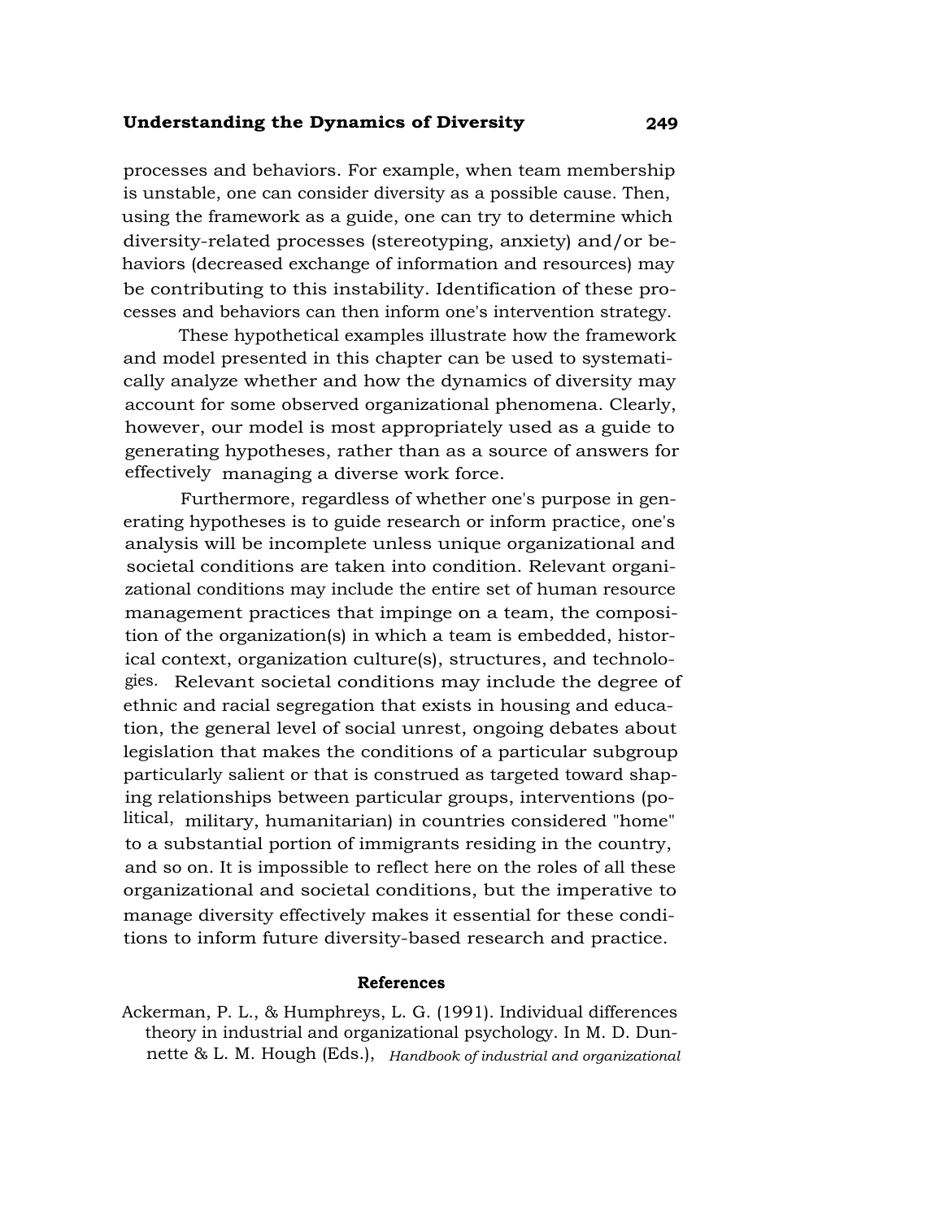processes and behaviors. For example, when team membership is unstable, one can consider diversity as a possible cause. Then, using the framework as a guide, one can try to determine which diversity-related processes (stereotyping, anxiety) and/or behaviors (decreased exchange of information and resources) may be contributing to this instability. Identification of these processes and behaviors can then inform one's intervention strategy.

These hypothetical examples illustrate how the framework and model presented in this chapter can be used to systematically analyze whether and how the dynamics of diversity may account for some observed organizational phenomena. Clearly, however, our model is most appropriately used as a guide to generating hypotheses, rather than as a source of answers for effectively managing a diverse work force.

Furthermore, regardless of whether one's purpose in generating hypotheses is to guide research or inform practice, one's analysis will be incomplete unless unique organizational and societal conditions are taken into condition. Relevant organizational conditions may include the entire set of human resource management practices that impinge on a team, the composition of the organization(s) in which a team is embedded, historical context, organization culture(s), structures, and technologies. Relevant societal conditions may include the degree of ethnic and racial segregation that exists in housing and education, the general level of social unrest, ongoing debates about legislation that makes the conditions of a particular subgroup particularly salient or that is construed as targeted toward shaping relationships between particular groups, interventions (political, military, humanitarian) in countries considered "home" to a substantial portion of immigrants residing in the country, and so on. It is impossible to reflect here on the roles of all these organizational and societal conditions, but the imperative to manage diversity effectively makes it essential for these conditions to inform future diversity-based research and practice.

## References

Ackerman, P. L., & Humphreys, L. G. (1991). Individual differences theory in industrial and organizational psychology. In M. D. Dunnette & L. M. Hough (Eds.), *Handbook of industrial and organizational*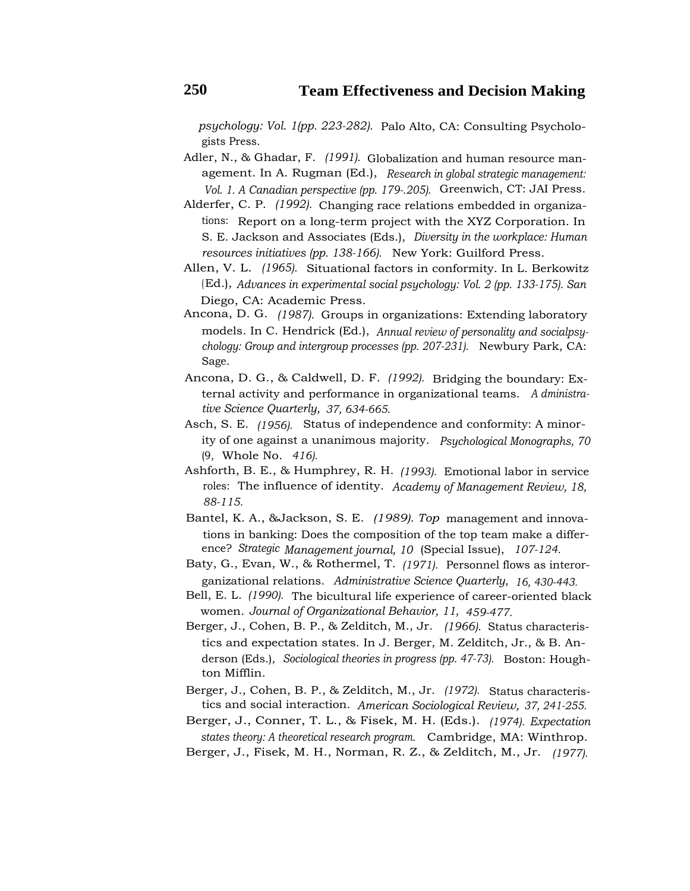*psychology: Vol. 1*(pp. 223-282). Palo Alto, CA: Consulting Psychologists Press.

Adler, N., & Ghadar, F. (1991). Globalization and human resource management. In A. Rugman (Ed.), *Research in global strategic management: Vol. 1. A Canadian perspective* (pp. 179-.205). Greenwich, CT: JAI Press.

Alderfer, C. P. (1992). Changing race relations embedded in organizations: Report on a long-term project with the XYZ Corporation. In S. E. Jackson and Associates (Eds.), *Diversity in the workplace: Human resources initiatives* (pp. 138-166). New York: Guilford Press.

Allen, V. L. (1965). Situational factors in conformity. In L. Berkowitz (Ed.), *Advances in experimental social psychology: Vol. 2* (pp. 133-175). San Diego, CA: Academic Press.

Ancona, D. G. (1987). Groups in organizations: Extending laboratory models. In C. Hendrick (Ed.), *Annual review of personality and socialpsychology: Group and intergroup processes* (pp. 207-231). Newbury Park, CA: Sage.

Ancona, D. G., & Caldwell, D. F. (1992). Bridging the boundary: External activity and performance in organizational teams. *A dministrative Science Quarterly, 37,* 634-665.

Asch, S. E. (1956). Status of independence and conformity: A minority of one against a unanimous majority. *Psychological Monographs, 70* (9, Whole No. 416).

Ashforth, B. E., & Humphrey, R. H. (1993). Emotional labor in service roles: The influence of identity. *Academy of Management Review, 18,* 88-115.

Bantel, K. A., &Jackson, S. E. (1989). Top management and innovations in banking: Does the composition of the top team make a difference? *Strategic Management journal, 10* (Special Issue), 107-124.

Baty, G., Evan, W., & Rothermel, T. (1971). Personnel flows as interorganizational relations. *Administrative Science Quarterly, 16,* 430-443.

Bell, E. L. (1990). The bicultural life experience of career-oriented black women. *Journal of Organizational Behavior, 11,* 459-477.

Berger, J., Cohen, B. P., & Zelditch, M., Jr. (1966). Status characteristics and expectation states. In J. Berger, M. Zelditch, Jr., & B. Anderson (Eds.), *Sociological theories in progress* (pp. 47-73). Boston: Houghton Mifflin.

Berger, J., Cohen, B. P., & Zelditch, M., Jr. (1972). Status characteristics and social interaction. *American Sociological Review, 37,* 241-255.

Berger, J., Conner, T. L., & Fisek, M. H. (Eds.). (1974). *Expectation states theory: A theoretical research program.* Cambridge, MA: Winthrop.

Berger, J., Fisek, M. H., Norman, R. Z., & Zelditch, M., Jr. (1977).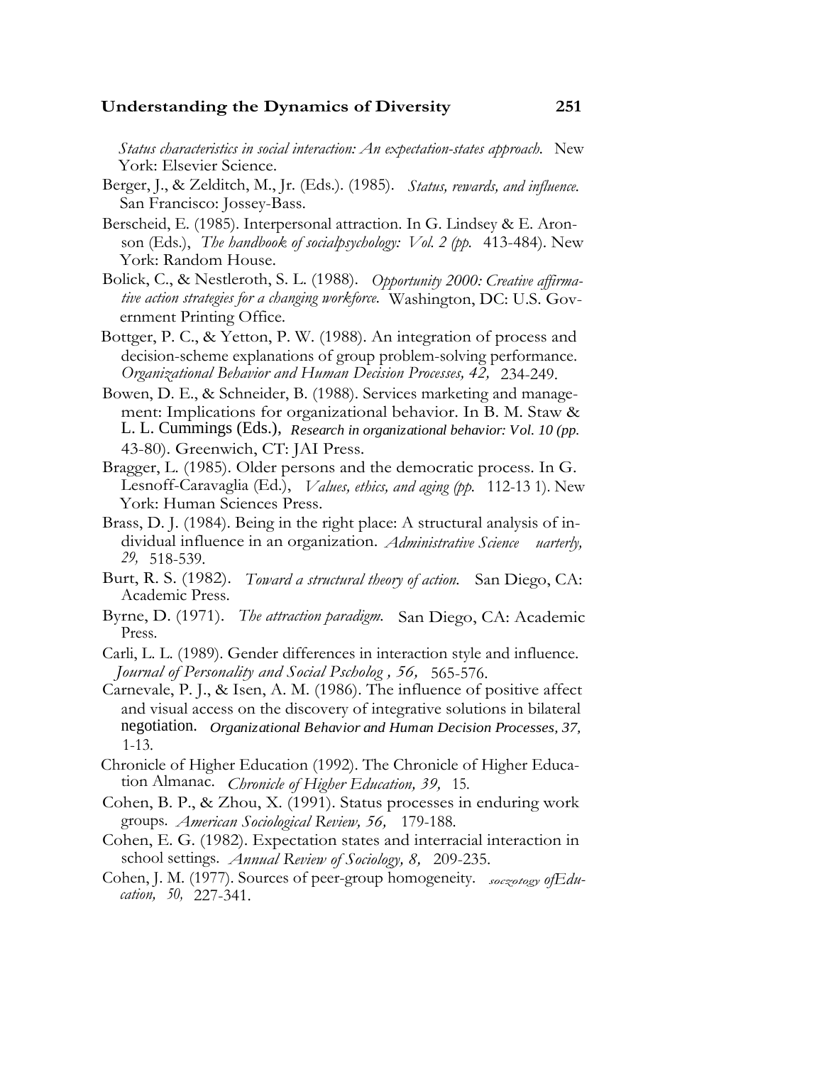*Status characteristics in social interaction: An expectation-states approach.* New York: Elsevier Science.

Berger, J., & Zelditch, M., Jr. (Eds.). (1985). *Status, rewards, and influence.* San Francisco: Jossey-Bass.

Berscheid, E. (1985). Interpersonal attraction. In G. Lindsey & E. Aronson (Eds.), *The handbook of socialpsychology: Vol. 2 (pp.* 413-484). New York: Random House.

Bolick, C., & Nestleroth, S. L. (1988). *Opportunity 2000: Creative affirmative action strategies for a changing workforce.* Washington, DC: U.S. Government Printing Office.

Bottger, P. C., & Yetton, P. W. (1988). An integration of process and decision-scheme explanations of group problem-solving performance. *Organizational Behavior and Human Decision Processes, 42,* 234-249.

Bowen, D. E., & Schneider, B. (1988). Services marketing and management: Implications for organizational behavior. In B. M. Staw & L. L. Cummings (Eds.), *Research in organizational behavior: Vol. 10 (pp.* 43-80). Greenwich, CT: JAI Press.

Bragger, L. (1985). Older persons and the democratic process. In G. Lesnoff-Caravaglia (Ed.), *Values, ethics, and aging (pp.* 112-13 1). New York: Human Sciences Press.

Brass, D. J. (1984). Being in the right place: A structural analysis of individual influence in an organization. *Administrative Science uarterly, 29,* 518-539.

Burt, R. S. (1982). *Toward a structural theory of action.* San Diego, CA: Academic Press.

Byrne, D. (1971). *The attraction paradigm.* San Diego, CA: Academic Press.

Carli, L. L. (1989). Gender differences in interaction style and influence. *Journal of Personality and Social Pscholog , 56,* 565-576.

Carnevale, P. J., & Isen, A. M. (1986). The influence of positive affect and visual access on the discovery of integrative solutions in bilateral negotiation. *Organizational Behavior and Human Decision Processes, 37,* 1-13.

Chronicle of Higher Education (1992). The Chronicle of Higher Education Almanac. *Chronicle of Higher Education, 39,* 15.

Cohen, B. P., & Zhou, X. (1991). Status processes in enduring work groups. *American Sociological Review, 56,* 179-188.

Cohen, E. G. (1982). Expectation states and interracial interaction in school settings. *Annual Review of Sociology, 8,* 209-235.

Cohen, J. M. (1977). Sources of peer-group homogeneity. *soczotogy ofEducation, 50,* 227-341.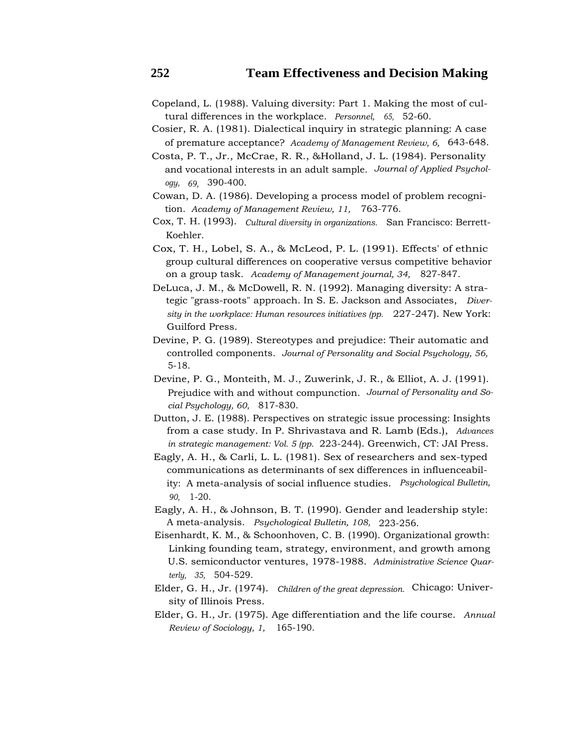Copeland, L. (1988). Valuing diversity: Part 1. Making the most of cultural differences in the workplace. *Personnel, 65,* 52-60.

Cosier, R. A. (1981). Dialectical inquiry in strategic planning: A case of premature acceptance? *Academy of Management Review, 6,* 643-648.

Costa, P. T., Jr., McCrae, R. R., &Holland, J. L. (1984). Personality and vocational interests in an adult sample. *Journal of Applied Psychology, 69,* 390-400.

Cowan, D. A. (1986). Developing a process model of problem recognition. *Academy of Management Review, 11,* 763-776.

Cox, T. H. (1993). *Cultural diversity in organizations.* San Francisco: Berrett-Koehler.

Cox, T. H., Lobel, S. A., & McLeod, P. L. (1991). Effects' of ethnic group cultural differences on cooperative versus competitive behavior on a group task. *Academy of Management journal, 34,* 827-847.

DeLuca, J. M., & McDowell, R. N. (1992). Managing diversity: A strategic "grass-roots" approach. In S. E. Jackson and Associates, *Diversity in the workplace: Human resources initiatives (pp.* 227-247). New York: Guilford Press.

Devine, P. G. (1989). Stereotypes and prejudice: Their automatic and controlled components. *Journal of Personality and Social Psychology, 56,* 5-18.

Devine, P. G., Monteith, M. J., Zuwerink, J. R., & Elliot, A. J. (1991). Prejudice with and without compunction. *Journal of Personality and Social Psychology, 60,* 817-830.

Dutton, J. E. (1988). Perspectives on strategic issue processing: Insights from a case study. In P. Shrivastava and R. Lamb (Eds.), *Advances in strategic management: Vol. 5 (pp.* 223-244). Greenwich, CT: JAI Press.

Eagly, A. H., & Carli, L. L. (1981). Sex of researchers and sex-typed communications as determinants of sex differences in influenceability: A meta-analysis of social influence studies. *Psychological Bulletin, 90,* 1-20.

Eagly, A. H., & Johnson, B. T. (1990). Gender and leadership style: A meta-analysis. *Psychological Bulletin, 108,* 223-256.

Eisenhardt, K. M., & Schoonhoven, C. B. (1990). Organizational growth: Linking founding team, strategy, environment, and growth among U.S. semiconductor ventures, 1978-1988. *Administrative Science Quarterly, 35,* 504-529.

Elder, G. H., Jr. (1974). *Children of the great depression.* Chicago: University of Illinois Press.

Elder, G. H., Jr. (1975). Age differentiation and the life course. *Annual Review of Sociology, 1,* 165-190.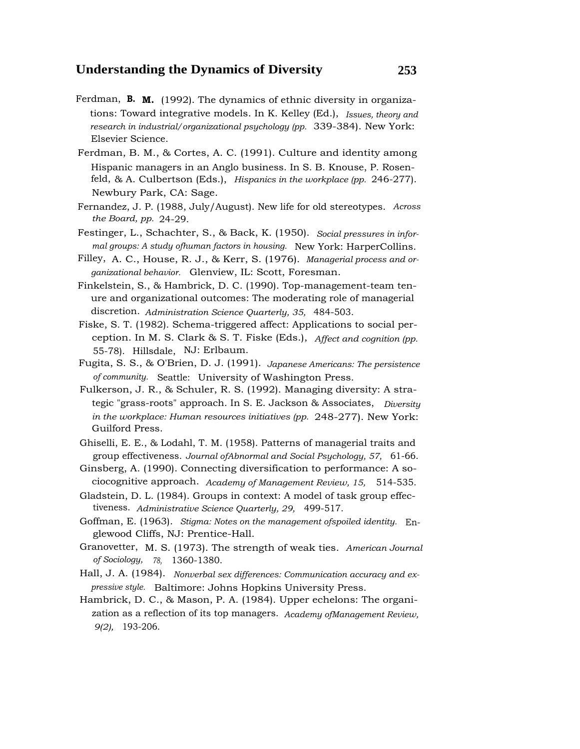Ferdman, B. M. (1992). The dynamics of ethnic diversity in organizations: Toward integrative models. In K. Kelley (Ed.), *Issues, theory and research in industrial/organizational psychology (pp.* 339-384). New York: Elsevier Science.

Ferdman, B. M., & Cortes, A. C. (1991). Culture and identity among Hispanic managers in an Anglo business. In S. B. Knouse, P. Rosenfeld, & A. Culbertson (Eds.), *Hispanics in the workplace (pp.* 246-277). Newbury Park, CA: Sage.

Fernandez, J. P. (1988, July/August). New life for old stereotypes. *Across the Board, pp.* 24-29.

Festinger, L., Schachter, S., & Back, K. (1950). *Social pressures in informal groups: A study ofhuman factors in housing.* New York: HarperCollins.

Filley, A. C., House, R. J., & Kerr, S. (1976). *Managerial process and organizational behavior.* Glenview, IL: Scott, Foresman.

Finkelstein, S., & Hambrick, D. C. (1990). Top-management-team tenure and organizational outcomes: The moderating role of managerial discretion. *Administration Science Quarterly, 35,* 484-503.

Fiske, S. T. (1982). Schema-triggered affect: Applications to social perception. In M. S. Clark & S. T. Fiske (Eds.), *Affect and cognition (pp.* 55-78). Hillsdale, NJ: Erlbaum.

Fugita, S. S., & O'Brien, D. J. (1991). *Japanese Americans: The persistence of community.* Seattle: University of Washington Press.

Fulkerson, J. R., & Schuler, R. S. (1992). Managing diversity: A strategic "grass-roots" approach. In S. E. Jackson & Associates, *Diversity in the workplace: Human resources initiatives (pp.* 248-277). New York: Guilford Press.

Ghiselli, E. E., & Lodahl, T. M. (1958). Patterns of managerial traits and group effectiveness. *Journal ofAbnormal and Social Psychology, 57,* 61-66.

Ginsberg, A. (1990). Connecting diversification to performance: A sociocognitive approach. *Academy of Management Review, 15,* 514-535.

Gladstein, D. L. (1984). Groups in context: A model of task group effectiveness. *Administrative Science Quarterly, 29,* 499-517.

Goffman, E. (1963). *Stigma: Notes on the management ofspoiled identity.* Englewood Cliffs, NJ: Prentice-Hall.

Granovetter, M. S. (1973). The strength of weak ties. *American Journal of Sociology, 78,* 1360-1380.

Hall, J. A. (1984). *Nonverbal sex differences: Communication accuracy and expressive style.* Baltimore: Johns Hopkins University Press.

Hambrick, D. C., & Mason, P. A. (1984). Upper echelons: The organization as a reflection of its top managers. *Academy ofManagement Review, 9(2),* 193-206.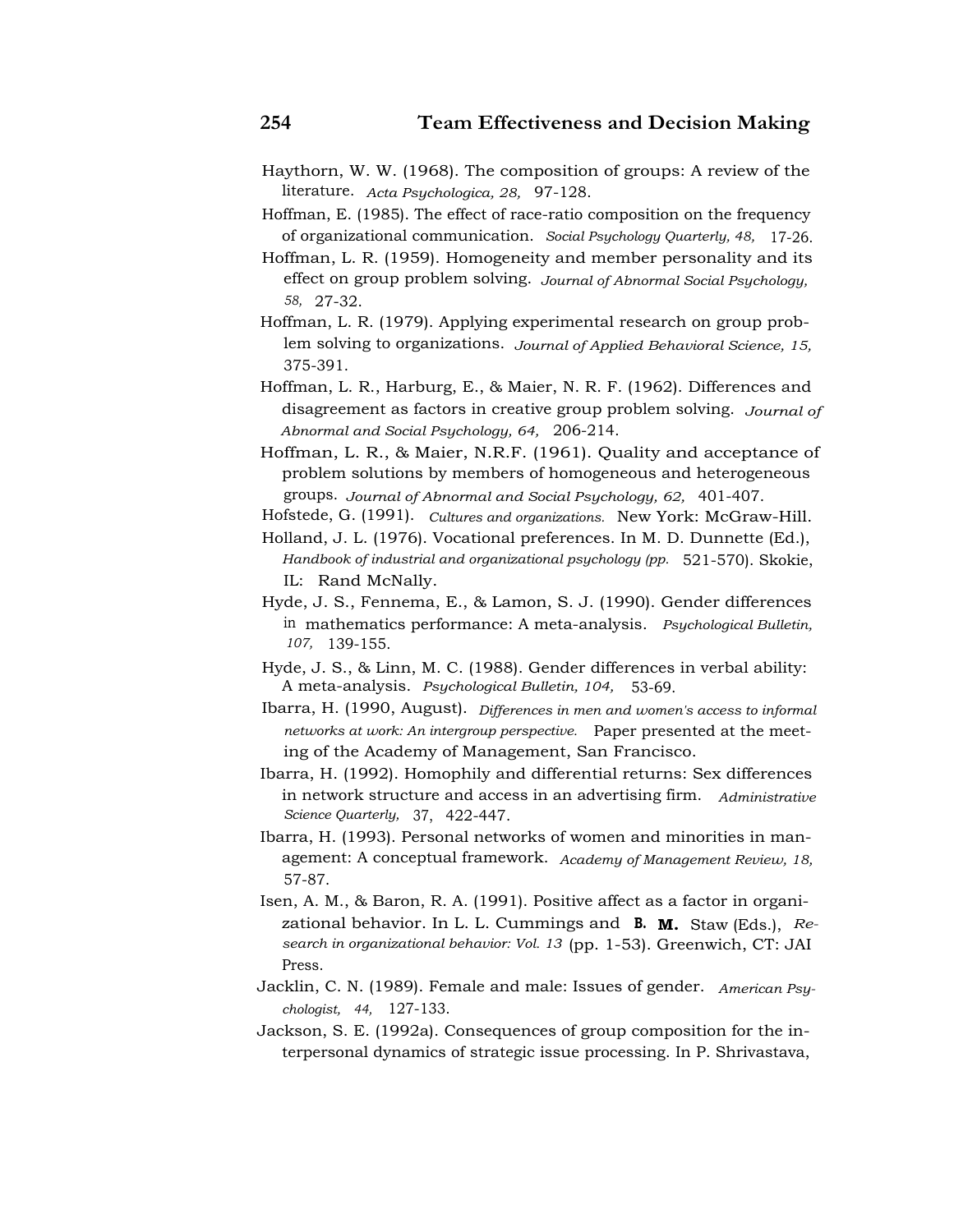Haythorn, W. W. (1968). The composition of groups: A review of the literature. *Acta Psychologica, 28,* 97-128.

Hoffman, E. (1985). The effect of race-ratio composition on the frequency of organizational communication. *Social Psychology Quarterly, 48,* 17-26.

Hoffman, L. R. (1959). Homogeneity and member personality and its effect on group problem solving. *Journal of Abnormal Social Psychology, 58,* 27-32.

Hoffman, L. R. (1979). Applying experimental research on group problem solving to organizations. *Journal of Applied Behavioral Science, 15,* 375-391.

Hoffman, L. R., Harburg, E., & Maier, N. R. F. (1962). Differences and disagreement as factors in creative group problem solving. *Journal of Abnormal and Social Psychology, 64,* 206-214.

Hoffman, L. R., & Maier, N.R.F. (1961). Quality and acceptance of problem solutions by members of homogeneous and heterogeneous groups. *Journal of Abnormal and Social Psychology, 62,* 401-407.

Hofstede, G. (1991). *Cultures and organizations.* New York: McGraw-Hill.

Holland, J. L. (1976). Vocational preferences. In M. D. Dunnette (Ed.), *Handbook of industrial and organizational psychology (pp.* 521-570). Skokie, IL: Rand McNally.

Hyde, J. S., Fennema, E., & Lamon, S. J. (1990). Gender differences in mathematics performance: A meta-analysis. *Psychological Bulletin, 107,* 139-155.

Hyde, J. S., & Linn, M. C. (1988). Gender differences in verbal ability: A meta-analysis. *Psychological Bulletin, 104,* 53-69.

Ibarra, H. (1990, August). *Differences in men and women's access to informal networks at work: An intergroup perspective.* Paper presented at the meeting of the Academy of Management, San Francisco.

Ibarra, H. (1992). Homophily and differential returns: Sex differences in network structure and access in an advertising firm. *Administrative Science Quarterly,* 37, 422-447.

Ibarra, H. (1993). Personal networks of women and minorities in management: A conceptual framework. *Academy of Management Review, 18,* 57-87.

Isen, A. M., & Baron, R. A. (1991). Positive affect as a factor in organizational behavior. In L. L. Cummings and B. M. Staw (Eds.), *Research in organizational behavior: Vol. 13* (pp. 1-53). Greenwich, CT: JAI Press.

Jacklin, C. N. (1989). Female and male: Issues of gender. *American Psychologist, 44,* 127-133.

Jackson, S. E. (1992a). Consequences of group composition for the interpersonal dynamics of strategic issue processing. In P. Shrivastava,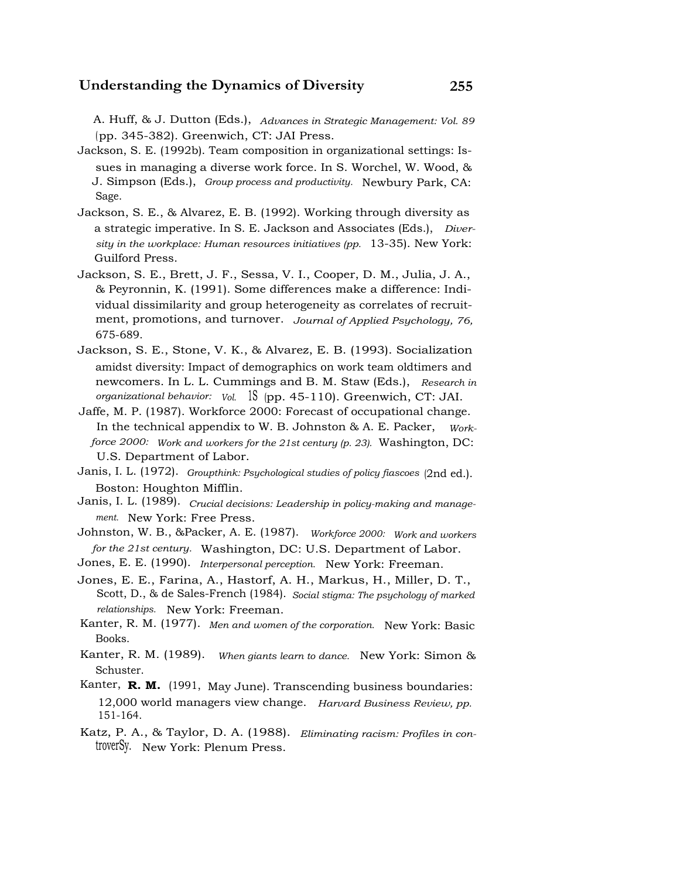A. Huff, & J. Dutton (Eds.), *Advances in Strategic Management: Vol. 89* (pp. 345-382). Greenwich, CT: JAI Press.

Jackson, S. E. (1992b). Team composition in organizational settings: Issues in managing a diverse work force. In S. Worchel, W. Wood, & J. Simpson (Eds.), *Group process and productivity.* Newbury Park, CA: Sage.

Jackson, S. E., & Alvarez, E. B. (1992). Working through diversity as a strategic imperative. In S. E. Jackson and Associates (Eds.), *Diversity in the workplace: Human resources initiatives (pp.* 13-35). New York: Guilford Press.

Jackson, S. E., Brett, J. F., Sessa, V. I., Cooper, D. M., Julia, J. A., & Peyronnin, K. (1991). Some differences make a difference: Individual dissimilarity and group heterogeneity as correlates of recruitment, promotions, and turnover. *Journal of Applied Psychology, 76,* 675-689.

Jackson, S. E., Stone, V. K., & Alvarez, E. B. (1993). Socialization amidst diversity: Impact of demographics on work team oldtimers and newcomers. In L. L. Cummings and B. M. Staw (Eds.), *Research in organizational behavior: Vol.* 1S (pp. 45-110). Greenwich, CT: JAI.

Jaffe, M. P. (1987). Workforce 2000: Forecast of occupational change. In the technical appendix to W. B. Johnston & A. E. Packer, *Workforce 2000: Work and workers for the 21st century (p. 23).* Washington, DC: U.S. Department of Labor.

Janis, I. L. (1972). *Groupthink: Psychological studies of policy fiascoes* (2nd ed.). Boston: Houghton Mifflin.

Janis, I. L. (1989). *Crucial decisions: Leadership in policy-making and management.* New York: Free Press.

Johnston, W. B., &Packer, A. E. (1987). *Workforce 2000: Work and workers for the 21st century.* Washington, DC: U.S. Department of Labor.

Jones, E. E. (1990). *Interpersonal perception.* New York: Freeman.

Jones, E. E., Farina, A., Hastorf, A. H., Markus, H., Miller, D. T., Scott, D., & de Sales-French (1984). *Social stigma: The psychology of marked relationships.* New York: Freeman.

Kanter, R. M. (1977). *Men and women of the corporation.* New York: Basic Books.

Kanter, R. M. (1989). *When giants learn to dance.* New York: Simon & Schuster.

Kanter, **R. M.** (1991, May June). Transcending business boundaries: 12,000 world managers view change. *Harvard Business Review, pp.* 151-164.

Katz, P. A., & Taylor, D. A. (1988). *Eliminating racism: Profiles in controversy.* New York: Plenum Press.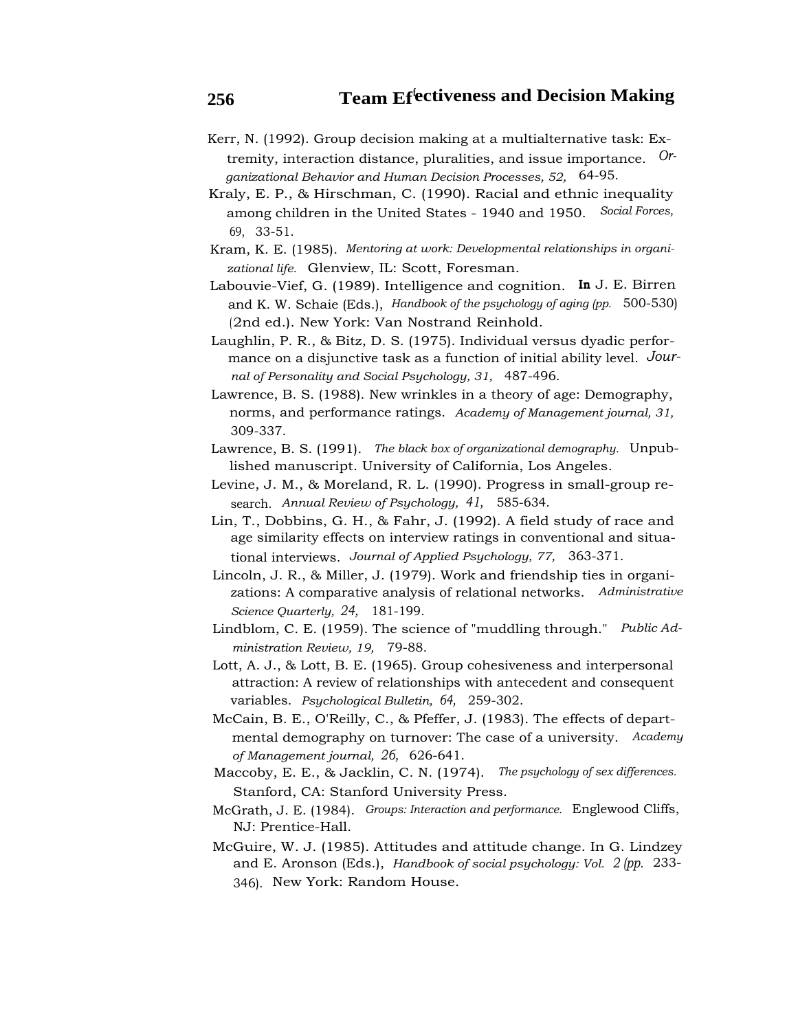Kerr, N. (1992). Group decision making at a multialternative task: Extremity, interaction distance, pluralities, and issue importance. *Organizational Behavior and Human Decision Processes, 52,* 64-95.

Kraly, E. P., & Hirschman, C. (1990). Racial and ethnic inequality among children in the United States - 1940 and 1950. *Social Forces, 69,* 33-51.

Kram, K. E. (1985). *Mentoring at work: Developmental relationships in organizational life.* Glenview, IL: Scott, Foresman.

Labouvie-Vief, G. (1989). Intelligence and cognition. In J. E. Birren and K. W. Schaie (Eds.), *Handbook of the psychology of aging (pp.* 500-530) (2nd ed.). New York: Van Nostrand Reinhold.

Laughlin, P. R., & Bitz, D. S. (1975). Individual versus dyadic performance on a disjunctive task as a function of initial ability level. *Journal of Personality and Social Psychology, 31,* 487-496.

Lawrence, B. S. (1988). New wrinkles in a theory of age: Demography, norms, and performance ratings. *Academy of Management journal, 31,* 309-337.

Lawrence, B. S. (1991). *The black box of organizational demography.* Unpublished manuscript. University of California, Los Angeles.

Levine, J. M., & Moreland, R. L. (1990). Progress in small-group research. *Annual Review of Psychology, 41,* 585-634.

Lin, T., Dobbins, G. H., & Fahr, J. (1992). A field study of race and age similarity effects on interview ratings in conventional and situational interviews. *Journal of Applied Psychology, 77,* 363-371.

Lincoln, J. R., & Miller, J. (1979). Work and friendship ties in organizations: A comparative analysis of relational networks. *Administrative Science Quarterly, 24,* 181-199.

Lindblom, C. E. (1959). The science of "muddling through." *Public Administration Review, 19,* 79-88.

Lott, A. J., & Lott, B. E. (1965). Group cohesiveness and interpersonal attraction: A review of relationships with antecedent and consequent variables. *Psychological Bulletin, 64,* 259-302.

McCain, B. E., O'Reilly, C., & Pfeffer, J. (1983). The effects of departmental demography on turnover: The case of a university. *Academy of Management journal, 26,* 626-641.

Maccoby, E. E., & Jacklin, C. N. (1974). *The psychology of sex differences.* Stanford, CA: Stanford University Press.

McGrath, J. E. (1984). *Groups: Interaction and performance.* Englewood Cliffs, NJ: Prentice-Hall.

McGuire, W. J. (1985). Attitudes and attitude change. In G. Lindzey and E. Aronson (Eds.), *Handbook of social psychology: Vol. 2 (pp.* 233-346). New York: Random House.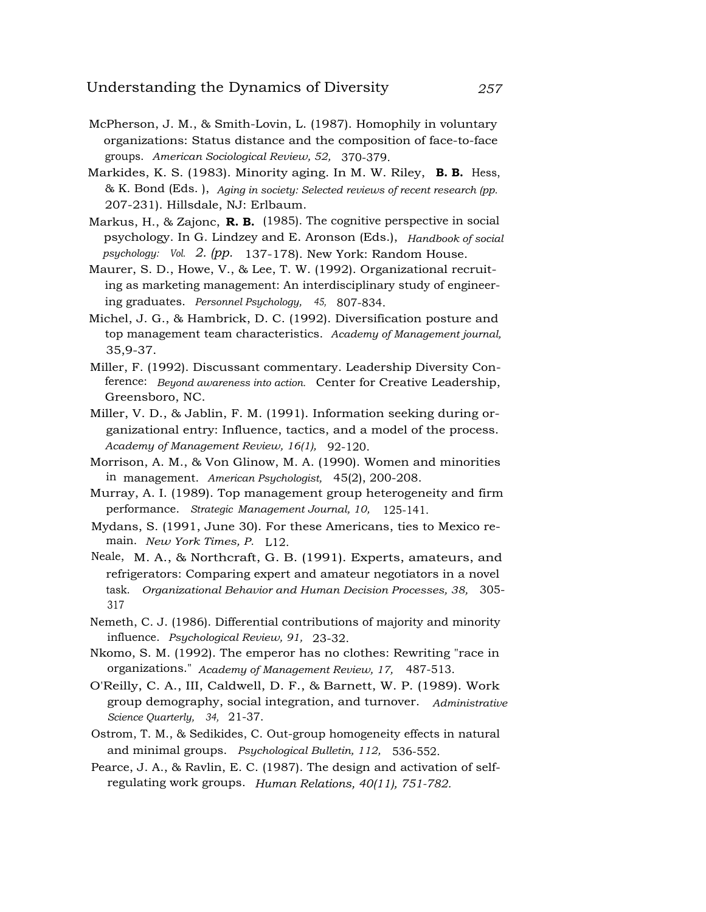McPherson, J. M., & Smith-Lovin, L. (1987). Homophily in voluntary organizations: Status distance and the composition of face-to-face groups. *American Sociological Review, 52,* 370-379.

Markides, K. S. (1983). Minority aging. In M. W. Riley, **B. B.** Hess, & K. Bond (Eds. ), *Aging in society: Selected reviews of recent research (pp.* 207-231). Hillsdale, NJ: Erlbaum.

Markus, H., & Zajonc, **R. B.** (1985). The cognitive perspective in social psychology. In G. Lindzey and E. Aronson (Eds.), *Handbook of social psychology: Vol. 2. (pp.* 137-178). New York: Random House.

Maurer, S. D., Howe, V., & Lee, T. W. (1992). Organizational recruiting as marketing management: An interdisciplinary study of engineering graduates. *Personnel Psychology, 45,* 807-834.

Michel, J. G., & Hambrick, D. C. (1992). Diversification posture and top management team characteristics. *Academy of Management journal,* 35,9-37.

Miller, F. (1992). Discussant commentary. Leadership Diversity Conference: *Beyond awareness into action.* Center for Creative Leadership, Greensboro, NC.

Miller, V. D., & Jablin, F. M. (1991). Information seeking during organizational entry: Influence, tactics, and a model of the process. *Academy of Management Review, 16(1),* 92-120.

Morrison, A. M., & Von Glinow, M. A. (1990). Women and minorities in management. *American Psychologist,* 45(2), 200-208.

Murray, A. I. (1989). Top management group heterogeneity and firm performance. *Strategic Management Journal, 10,* 125-141.

Mydans, S. (1991, June 30). For these Americans, ties to Mexico remain. *New York Times, P.* L12.

Neale, M. A., & Northcraft, G. B. (1991). Experts, amateurs, and refrigerators: Comparing expert and amateur negotiators in a novel task. *Organizational Behavior and Human Decision Processes, 38,* 305-317

Nemeth, C. J. (1986). Differential contributions of majority and minority influence. *Psychological Review, 91,* 23-32.

Nkomo, S. M. (1992). The emperor has no clothes: Rewriting "race in organizations." *Academy of Management Review, 17,* 487-513.

O'Reilly, C. A., III, Caldwell, D. F., & Barnett, W. P. (1989). Work group demography, social integration, and turnover. *Administrative Science Quarterly, 34,* 21-37.

Ostrom, T. M., & Sedikides, C. Out-group homogeneity effects in natural and minimal groups. *Psychological Bulletin, 112,* 536-552.

Pearce, J. A., & Ravlin, E. C. (1987). The design and activation of self-regulating work groups. *Human Relations, 40(11), 751-782.*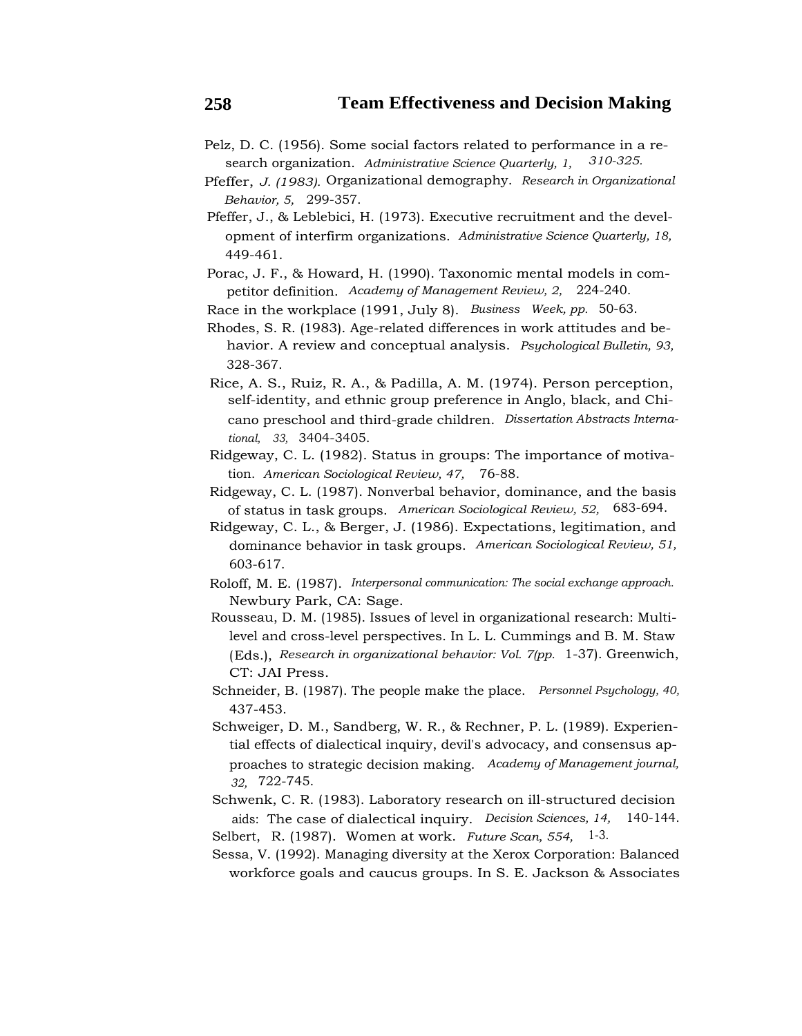Pelz, D. C. (1956). Some social factors related to performance in a research organization. *Administrative Science Quarterly, 1,* 310-325.

Pfeffer, J. (1983). Organizational demography. *Research in Organizational Behavior, 5,* 299-357.

Pfeffer, J., & Leblebici, H. (1973). Executive recruitment and the development of interfirm organizations. *Administrative Science Quarterly, 18,* 449-461.

Porac, J. F., & Howard, H. (1990). Taxonomic mental models in competitor definition. *Academy of Management Review, 2,* 224-240.

Race in the workplace (1991, July 8). *Business Week, pp.* 50-63.

Rhodes, S. R. (1983). Age-related differences in work attitudes and behavior. A review and conceptual analysis. *Psychological Bulletin, 93,* 328-367.

Rice, A. S., Ruiz, R. A., & Padilla, A. M. (1974). Person perception, self-identity, and ethnic group preference in Anglo, black, and Chicano preschool and third-grade children. *Dissertation Abstracts International, 33,* 3404-3405.

Ridgeway, C. L. (1982). Status in groups: The importance of motivation. *American Sociological Review, 47,* 76-88.

Ridgeway, C. L. (1987). Nonverbal behavior, dominance, and the basis of status in task groups. *American Sociological Review, 52,* 683-694.

Ridgeway, C. L., & Berger, J. (1986). Expectations, legitimation, and dominance behavior in task groups. *American Sociological Review, 51,* 603-617.

Roloff, M. E. (1987). *Interpersonal communication: The social exchange approach.* Newbury Park, CA: Sage.

Rousseau, D. M. (1985). Issues of level in organizational research: Multi-level and cross-level perspectives. In L. L. Cummings and B. M. Staw (Eds.), *Research in organizational behavior: Vol. 7(pp.* 1-37). Greenwich, CT: JAI Press.

Schneider, B. (1987). The people make the place. *Personnel Psychology, 40,* 437-453.

Schweiger, D. M., Sandberg, W. R., & Rechner, P. L. (1989). Experiential effects of dialectical inquiry, devil's advocacy, and consensus approaches to strategic decision making. *Academy of Management journal, 32,* 722-745.

Schwenk, C. R. (1983). Laboratory research on ill-structured decision aids: The case of dialectical inquiry. *Decision Sciences, 14,* 140-144.

Selbert, R. (1987). Women at work. *Future Scan, 554,* 1-3.

Sessa, V. (1992). Managing diversity at the Xerox Corporation: Balanced workforce goals and caucus groups. In S. E. Jackson & Associates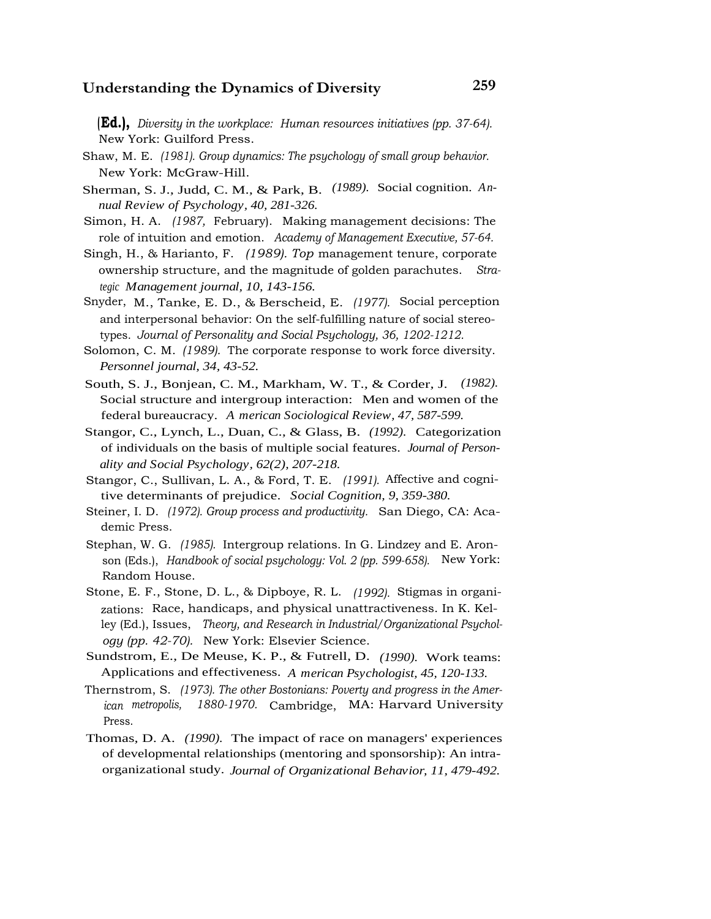(**Ed.**), *Diversity in the workplace: Human resources initiatives (pp. 37-64).* New York: Guilford Press.

Shaw, M. E. (1981). *Group dynamics: The psychology of small group behavior.* New York: McGraw-Hill.

Sherman, S. J., Judd, C. M., & Park, B. (1989). Social cognition. *Annual Review of Psychology, 40,* 281-326.

Simon, H. A. (1987, February). Making management decisions: The role of intuition and emotion. *Academy of Management Executive,* 57-64.

Singh, H., & Harianto, F. (1989). Top management tenure, corporate ownership structure, and the magnitude of golden parachutes. *Strategic Management journal, 10,* 143-156.

Snyder, M., Tanke, E. D., & Berscheid, E. (1977). Social perception and interpersonal behavior: On the self-fulfilling nature of social stereotypes. *Journal of Personality and Social Psychology, 36,* 1202-1212.

Solomon, C. M. (1989). The corporate response to work force diversity. *Personnel journal, 34,* 43-52.

South, S. J., Bonjean, C. M., Markham, W. T., & Corder, J. (1982). Social structure and intergroup interaction: Men and women of the federal bureaucracy. *American Sociological Review, 47,* 587-599.

Stangor, C., Lynch, L., Duan, C., & Glass, B. (1992). Categorization of individuals on the basis of multiple social features. *Journal of Personality and Social Psychology, 62*(2), 207-218.

Stangor, C., Sullivan, L. A., & Ford, T. E. (1991). Affective and cognitive determinants of prejudice. *Social Cognition, 9,* 359-380.

Steiner, I. D. (1972). *Group process and productivity.* San Diego, CA: Academic Press.

Stephan, W. G. (1985). Intergroup relations. In G. Lindzey and E. Aronson (Eds.), *Handbook of social psychology: Vol. 2 (pp. 599-658).* New York: Random House.

Stone, E. F., Stone, D. L., & Dipboye, R. L. (1992). Stigmas in organizations: Race, handicaps, and physical unattractiveness. In K. Kelley (Ed.), Issues, *Theory, and Research in Industrial/Organizational Psychology (pp. 42-70).* New York: Elsevier Science.

Sundstrom, E., De Meuse, K. P., & Futrell, D. (1990). Work teams: Applications and effectiveness. *American Psychologist, 45,* 120-133.

Thernstrom, S. (1973). *The other Bostonians: Poverty and progress in the American metropolis, 1880-1970.* Cambridge, MA: Harvard University Press.

Thomas, D. A. (1990). The impact of race on managers' experiences of developmental relationships (mentoring and sponsorship): An intraorganizational study. *Journal of Organizational Behavior, 11,* 479-492.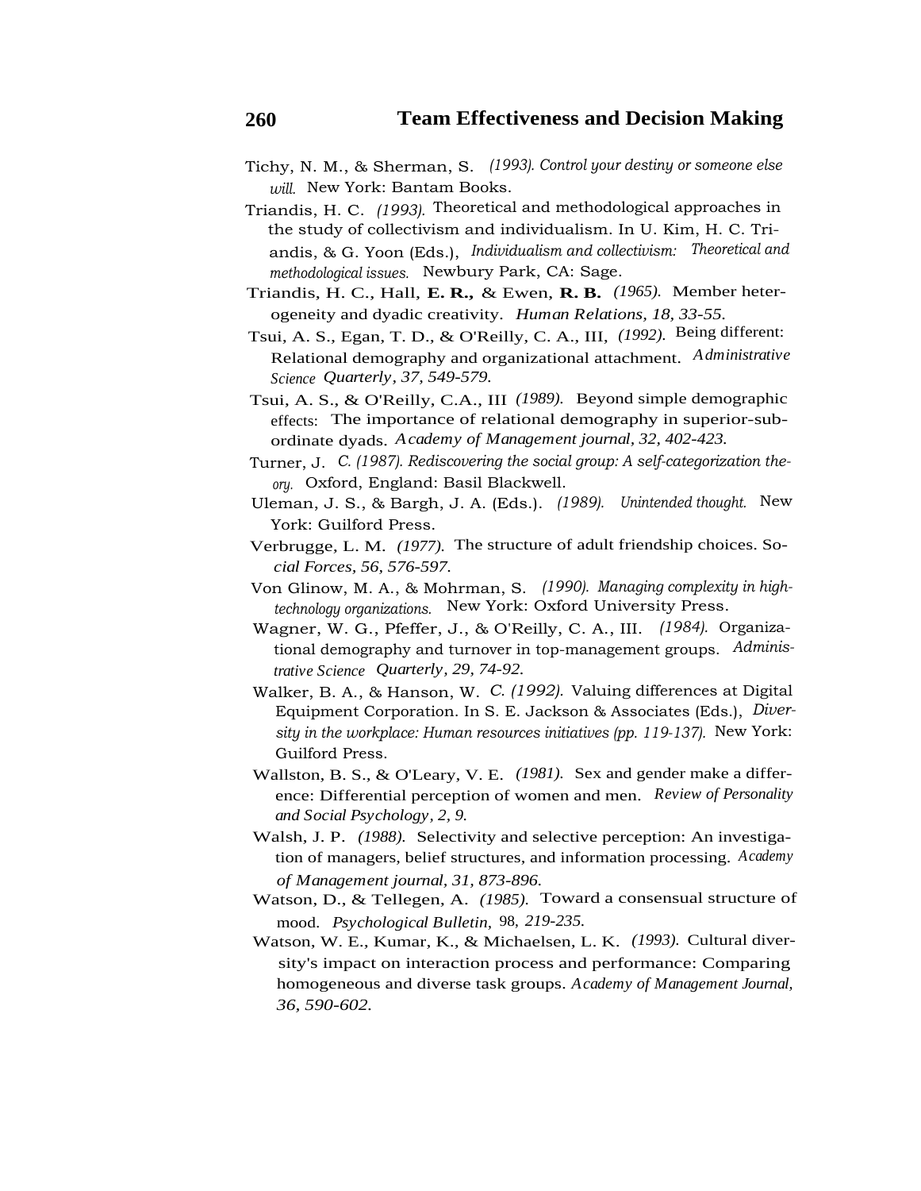Tichy, N. M., & Sherman, S. (1993). *Control your destiny or someone else will.* New York: Bantam Books.

Triandis, H. C. (1993). Theoretical and methodological approaches in the study of collectivism and individualism. In U. Kim, H. C. Triandis, & G. Yoon (Eds.), *Individualism and collectivism: Theoretical and methodological issues.* Newbury Park, CA: Sage.

Triandis, H. C., Hall, E. R., & Ewen, R. B. (1965). Member heterogeneity and dyadic creativity. *Human Relations, 18,* 33-55.

Tsui, A. S., Egan, T. D., & O'Reilly, C. A., III, (1992). Being different: Relational demography and organizational attachment. *Administrative Science Quarterly, 37,* 549-579.

Tsui, A. S., & O'Reilly, C.A., III (1989). Beyond simple demographic effects: The importance of relational demography in superior-subordinate dyads. *Academy of Management journal, 32,* 402-423.

Turner, J. C. (1987). *Rediscovering the social group: A self-categorization theory.* Oxford, England: Basil Blackwell.

Uleman, J. S., & Bargh, J. A. (Eds.). (1989). *Unintended thought.* New York: Guilford Press.

Verbrugge, L. M. (1977). The structure of adult friendship choices. *Social Forces, 56,* 576-597.

Von Glinow, M. A., & Mohrman, S. (1990). *Managing complexity in high-technology organizations.* New York: Oxford University Press.

Wagner, W. G., Pfeffer, J., & O'Reilly, C. A., III. (1984). Organizational demography and turnover in top-management groups. *Administrative Science Quarterly, 29,* 74-92.

Walker, B. A., & Hanson, W. C. (1992). Valuing differences at Digital Equipment Corporation. In S. E. Jackson & Associates (Eds.), *Diversity in the workplace: Human resources initiatives* (pp. 119-137). New York: Guilford Press.

Wallston, B. S., & O'Leary, V. E. (1981). Sex and gender make a difference: Differential perception of women and men. *Review of Personality and Social Psychology, 2,* 9.

Walsh, J. P. (1988). Selectivity and selective perception: An investigation of managers, belief structures, and information processing. *Academy of Management journal, 31,* 873-896.

Watson, D., & Tellegen, A. (1985). Toward a consensual structure of mood. *Psychological Bulletin,* 98, 219-235.

Watson, W. E., Kumar, K., & Michaelsen, L. K. (1993). Cultural diversity's impact on interaction process and performance: Comparing homogeneous and diverse task groups. *Academy of Management Journal, 36,* 590-602.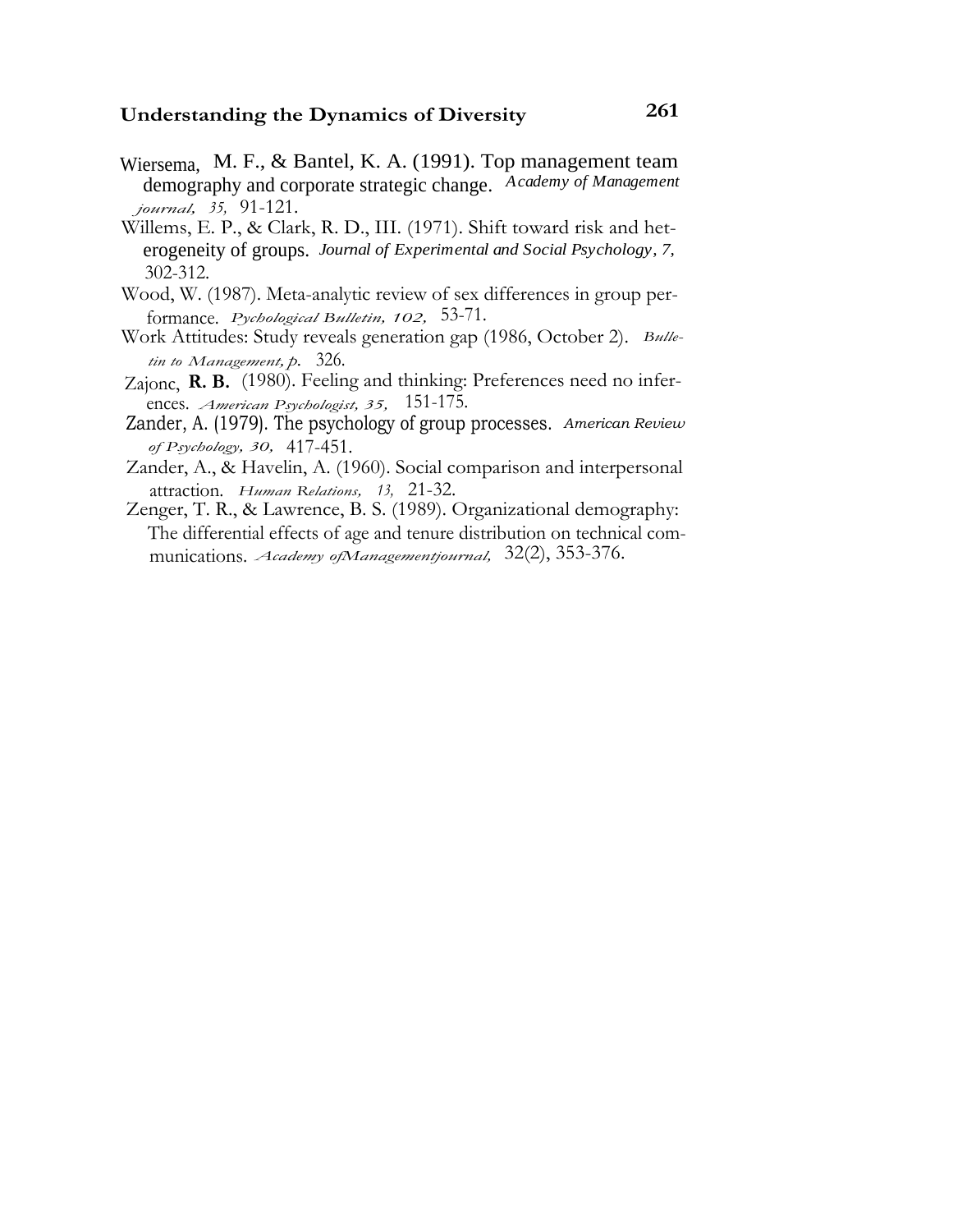Wiersema, M. F., & Bantel, K. A. (1991). Top management team demography and corporate strategic change. *Academy of Management journal, 35,* 91-121.

Willems, E. P., & Clark, R. D., III. (1971). Shift toward risk and heterogeneity of groups. *Journal of Experimental and Social Psychology, 7,* 302-312.

Wood, W. (1987). Meta-analytic review of sex differences in group performance. *Pychological Bulletin, 102,* 53-71.

Work Attitudes: Study reveals generation gap (1986, October 2). *Bulletin to Management, p.* 326.

Zajonc, **R. B.** (1980). Feeling and thinking: Preferences need no inferences. *American Psychologist, 35,* 151-175.

Zander, A. (1979). The psychology of group processes. *American Review of Psychology, 30,* 417-451.

Zander, A., & Havelin, A. (1960). Social comparison and interpersonal attraction. *Human Relations, 13,* 21-32.

Zenger, T. R., & Lawrence, B. S. (1989). Organizational demography: The differential effects of age and tenure distribution on technical communications. *Academy ofManagementjournal,* 32(2), 353-376.